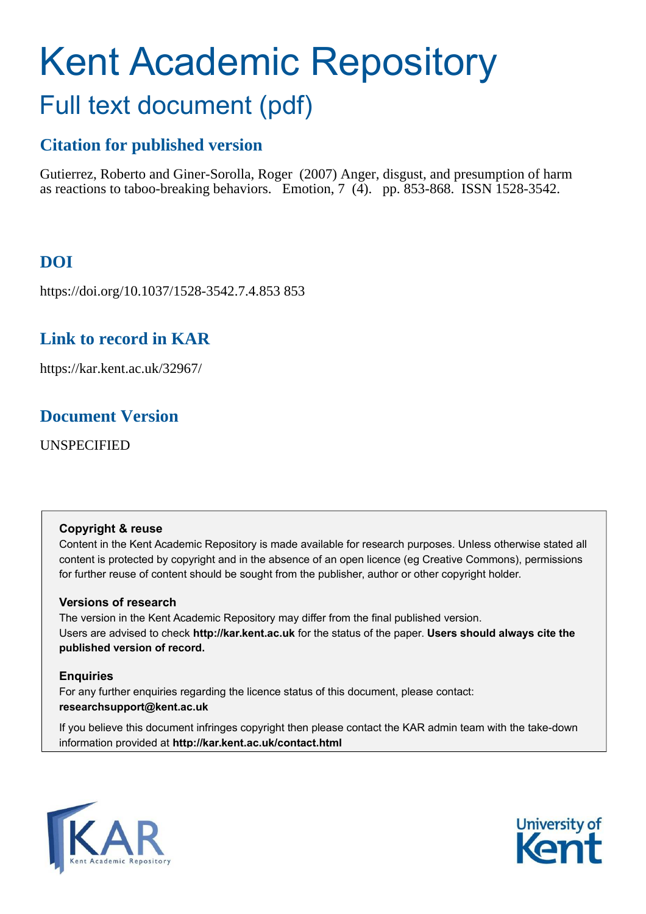# Kent Academic Repository

## Full text document (pdf)

## Citation for published version

Gutierrez, Roberto and Giner-Sorolla, Roger (2007) Anger, disgust, and presumption of harm as reactions to taboo-breaking behaviors. Emotion, 7 (4). pp. 853-868. ISSN 1528-3542.

## DOI

https://doi.org/10.1037/1528-3542.7.4.853 853

## Link to record in KAR

https://kar.kent.ac.uk/32967/

## Document Version

UNSPECIFIED

**Copyright & reuse**

Content in the Kent Academic Repository is made available for research purposes. Unless otherwise stated all content is protected by copyright and in the absence of an open licence (eg Creative Commons), permissions for further reuse of content should be sought from the publisher, author or other copyright holder.

**Versions of research**

The version in the Kent Academic Repository may differ from the final published version. Users are advised to check **http://kar.kent.ac.uk** for the status of the paper. **Users should always cite the published version of record.**

**Enquiries**

For any further enquiries regarding the licence status of this document, please contact: **researchsupport@kent.ac.uk**

If you believe this document infringes copyright then please contact the KAR admin team with the take-down information provided at **http://kar.kent.ac.uk/contact.html**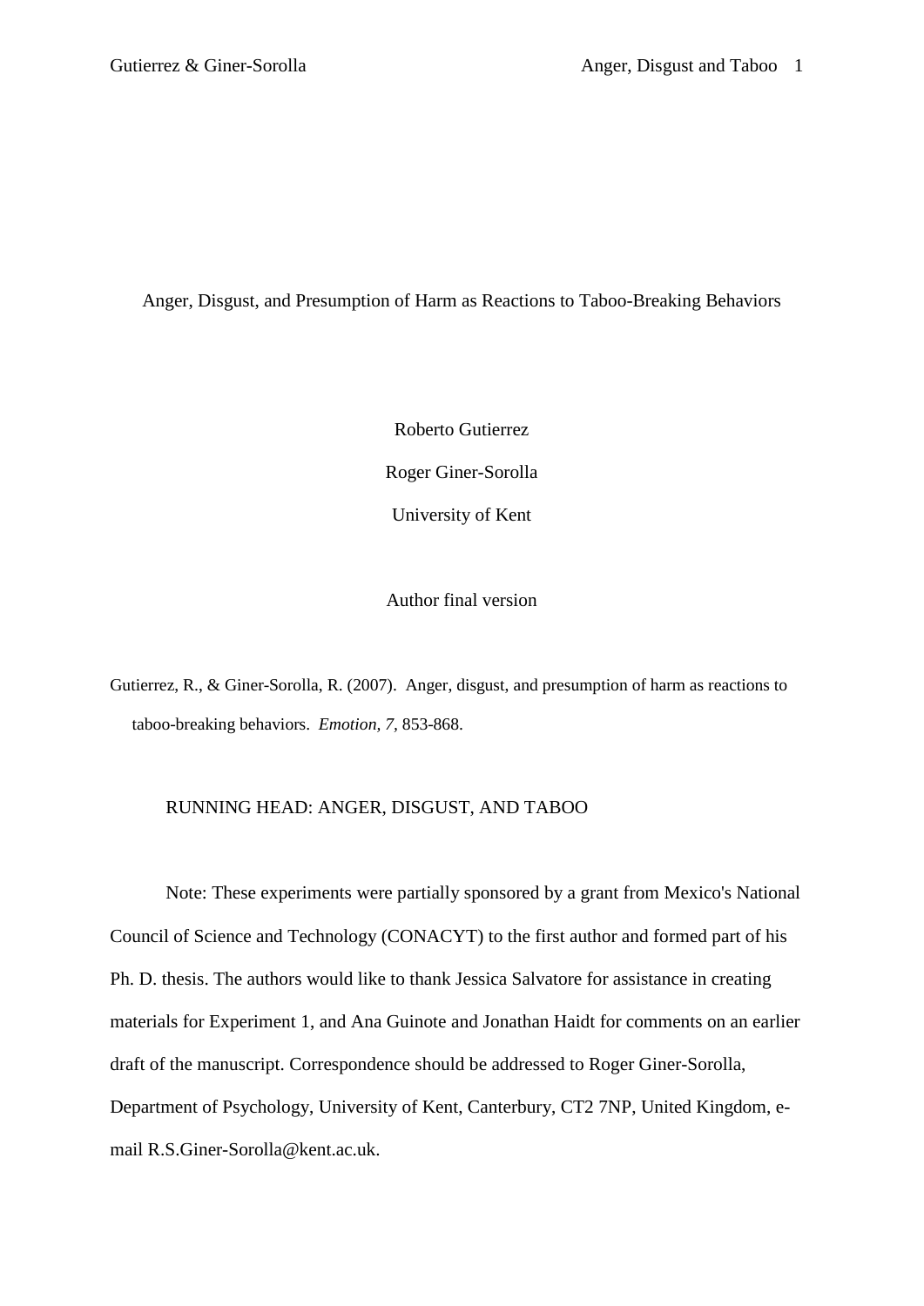# Anger, Disgust, and Presumption of Harm as Reactions to Taboo-Breaking Behaviors

Roberto Gutierrez

Roger Giner-Sorolla

University of Kent

Author final version

Gutierrez, R., & Giner-Sorolla, R. (2007). Anger, disgust, and presumption of harm as reactions to taboo-breaking behaviors. *Emotion, 7,* 853-868.

RUNNING HEAD: ANGER, DISGUST, AND TABOO

Note: These experiments were partially sponsored by a grant from Mexico's National Council of Science and Technology (CONACYT) to the first author and formed part of his Ph. D. thesis. The authors would like to thank Jessica Salvatore for assistance in creating materials for Experiment 1, and Ana Guinote and Jonathan Haidt for comments on an earlier draft of the manuscript. Correspondence should be addressed to Roger Giner-Sorolla, Department of Psychology, University of Kent, Canterbury, CT2 7NP, United Kingdom, e-mail R.S.Giner-Sorolla@kent.ac.uk.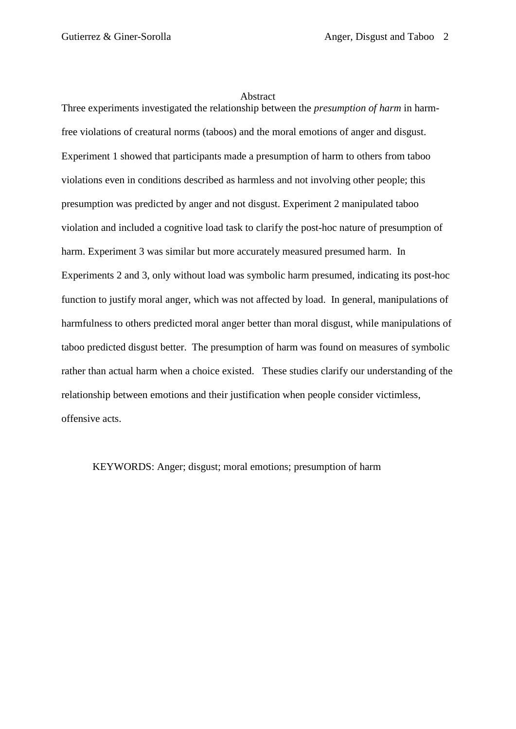## Abstract

Three experiments investigated the relationship between the *presumption of harm* in harm-free violations of creatural norms (taboos) and the moral emotions of anger and disgust. Experiment 1 showed that participants made a presumption of harm to others from taboo violations even in conditions described as harmless and not involving other people; this presumption was predicted by anger and not disgust. Experiment 2 manipulated taboo violation and included a cognitive load task to clarify the post-hoc nature of presumption of harm. Experiment 3 was similar but more accurately measured presumed harm. In Experiments 2 and 3, only without load was symbolic harm presumed, indicating its post-hoc function to justify moral anger, which was not affected by load. In general, manipulations of harmfulness to others predicted moral anger better than moral disgust, while manipulations of taboo predicted disgust better. The presumption of harm was found on measures of symbolic rather than actual harm when a choice existed. These studies clarify our understanding of the relationship between emotions and their justification when people consider victimless, offensive acts.

KEYWORDS: Anger; disgust; moral emotions; presumption of harm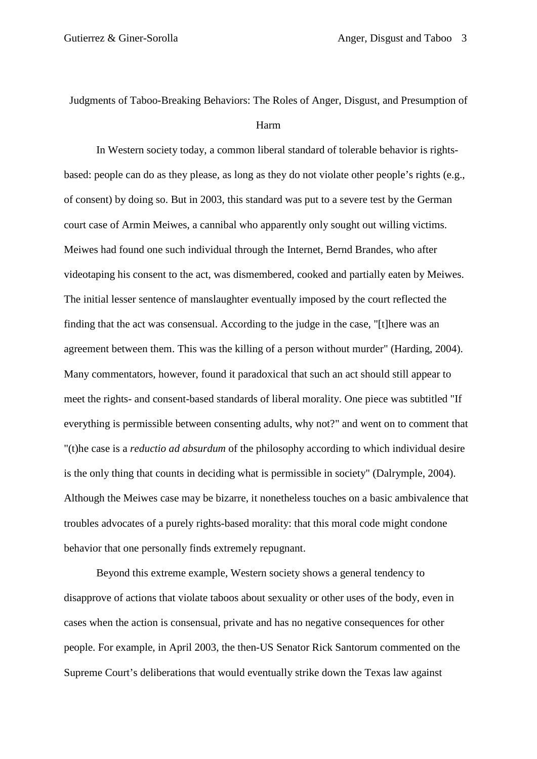# Judgments of Taboo-Breaking Behaviors: The Roles of Anger, Disgust, and Presumption of Harm

In Western society today, a common liberal standard of tolerable behavior is rights-based: people can do as they please, as long as they do not violate other people's rights (e.g., of consent) by doing so. But in 2003, this standard was put to a severe test by the German court case of Armin Meiwes, a cannibal who apparently only sought out willing victims. Meiwes had found one such individual through the Internet, Bernd Brandes, who after videotaping his consent to the act, was dismembered, cooked and partially eaten by Meiwes. The initial lesser sentence of manslaughter eventually imposed by the court reflected the finding that the act was consensual. According to the judge in the case, "[t]here was an agreement between them. This was the killing of a person without murder" (Harding, 2004). Many commentators, however, found it paradoxical that such an act should still appear to meet the rights- and consent-based standards of liberal morality. One piece was subtitled "If everything is permissible between consenting adults, why not?" and went on to comment that "(t)he case is a *reductio ad absurdum* of the philosophy according to which individual desire is the only thing that counts in deciding what is permissible in society" (Dalrymple, 2004). Although the Meiwes case may be bizarre, it nonetheless touches on a basic ambivalence that troubles advocates of a purely rights-based morality: that this moral code might condone behavior that one personally finds extremely repugnant.

Beyond this extreme example, Western society shows a general tendency to disapprove of actions that violate taboos about sexuality or other uses of the body, even in cases when the action is consensual, private and has no negative consequences for other people. For example, in April 2003, the then-US Senator Rick Santorum commented on the Supreme Court's deliberations that would eventually strike down the Texas law against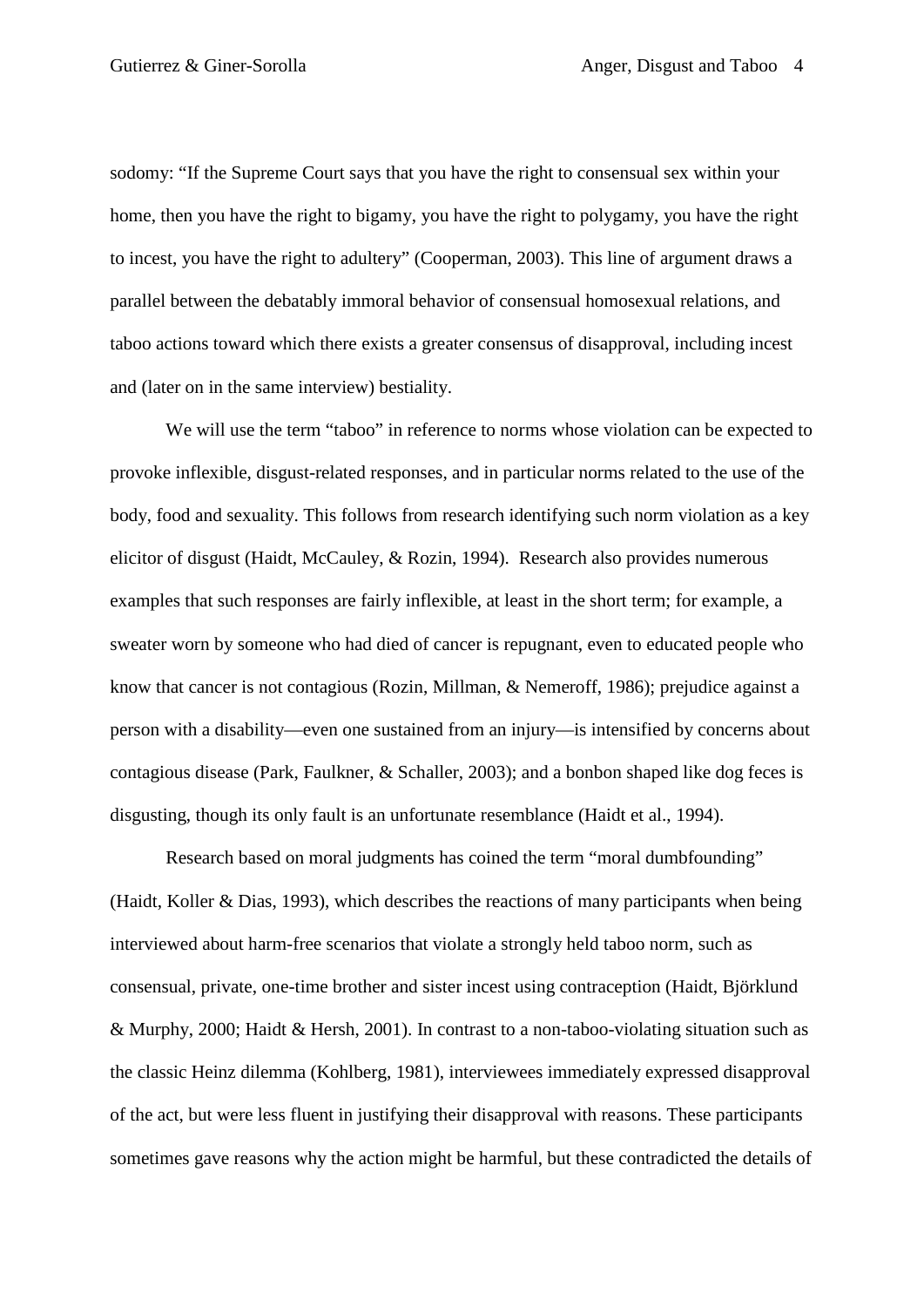sodomy: “If the Supreme Court says that you have the right to consensual sex within your home, then you have the right to bigamy, you have the right to polygamy, you have the right to incest, you have the right to adultery” (Cooperman, 2003). This line of argument draws a parallel between the debatably immoral behavior of consensual homosexual relations, and taboo actions toward which there exists a greater consensus of disapproval, including incest and (later on in the same interview) bestiality.

We will use the term “taboo” in reference to norms whose violation can be expected to provoke inflexible, disgust-related responses, and in particular norms related to the use of the body, food and sexuality. This follows from research identifying such norm violation as a key elicitor of disgust (Haidt, McCauley, & Rozin, 1994). Research also provides numerous examples that such responses are fairly inflexible, at least in the short term; for example, a sweater worn by someone who had died of cancer is repugnant, even to educated people who know that cancer is not contagious (Rozin, Millman, & Nemeroff, 1986); prejudice against a person with a disability—even one sustained from an injury—is intensified by concerns about contagious disease (Park, Faulkner, & Schaller, 2003); and a bonbon shaped like dog feces is disgusting, though its only fault is an unfortunate resemblance (Haidt et al., 1994).

Research based on moral judgments has coined the term “moral dumbfounding” (Haidt, Koller & Dias, 1993), which describes the reactions of many participants when being interviewed about harm-free scenarios that violate a strongly held taboo norm, such as consensual, private, one-time brother and sister incest using contraception (Haidt, Björklund & Murphy, 2000; Haidt & Hersh, 2001). In contrast to a non-taboo-violating situation such as the classic Heinz dilemma (Kohlberg, 1981), interviewees immediately expressed disapproval of the act, but were less fluent in justifying their disapproval with reasons. These participants sometimes gave reasons why the action might be harmful, but these contradicted the details of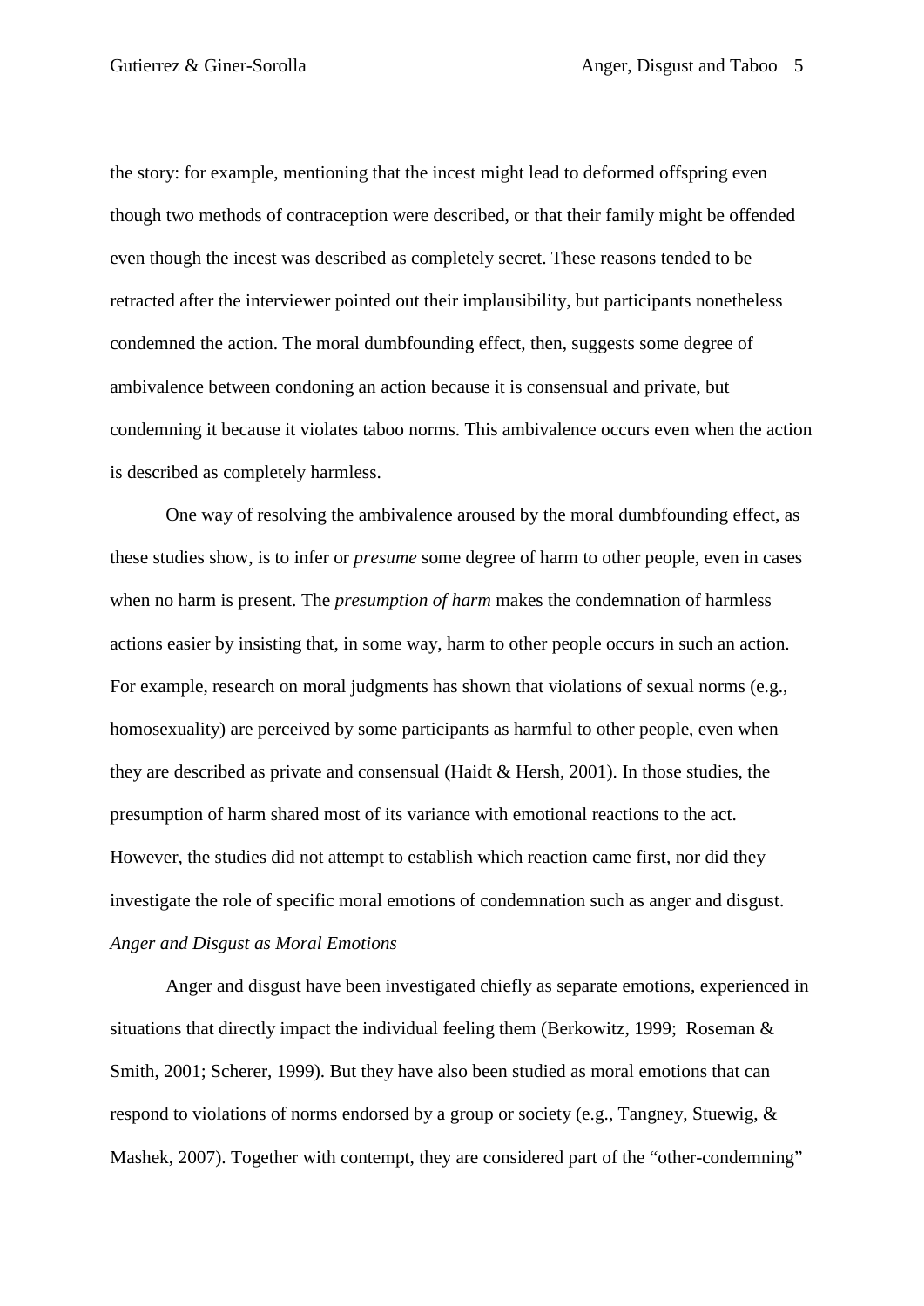the story: for example, mentioning that the incest might lead to deformed offspring even though two methods of contraception were described, or that their family might be offended even though the incest was described as completely secret. These reasons tended to be retracted after the interviewer pointed out their implausibility, but participants nonetheless condemned the action. The moral dumbfounding effect, then, suggests some degree of ambivalence between condoning an action because it is consensual and private, but condemning it because it violates taboo norms. This ambivalence occurs even when the action is described as completely harmless.

One way of resolving the ambivalence aroused by the moral dumbfounding effect, as these studies show, is to infer or *presume* some degree of harm to other people, even in cases when no harm is present. The *presumption of harm* makes the condemnation of harmless actions easier by insisting that, in some way, harm to other people occurs in such an action. For example, research on moral judgments has shown that violations of sexual norms (e.g., homosexuality) are perceived by some participants as harmful to other people, even when they are described as private and consensual (Haidt & Hersh, 2001). In those studies, the presumption of harm shared most of its variance with emotional reactions to the act. However, the studies did not attempt to establish which reaction came first, nor did they investigate the role of specific moral emotions of condemnation such as anger and disgust.

### *Anger and Disgust as Moral Emotions*

Anger and disgust have been investigated chiefly as separate emotions, experienced in situations that directly impact the individual feeling them (Berkowitz, 1999; Roseman & Smith, 2001; Scherer, 1999). But they have also been studied as moral emotions that can respond to violations of norms endorsed by a group or society (e.g., Tangney, Stuewig, & Mashek, 2007). Together with contempt, they are considered part of the "other-condemning"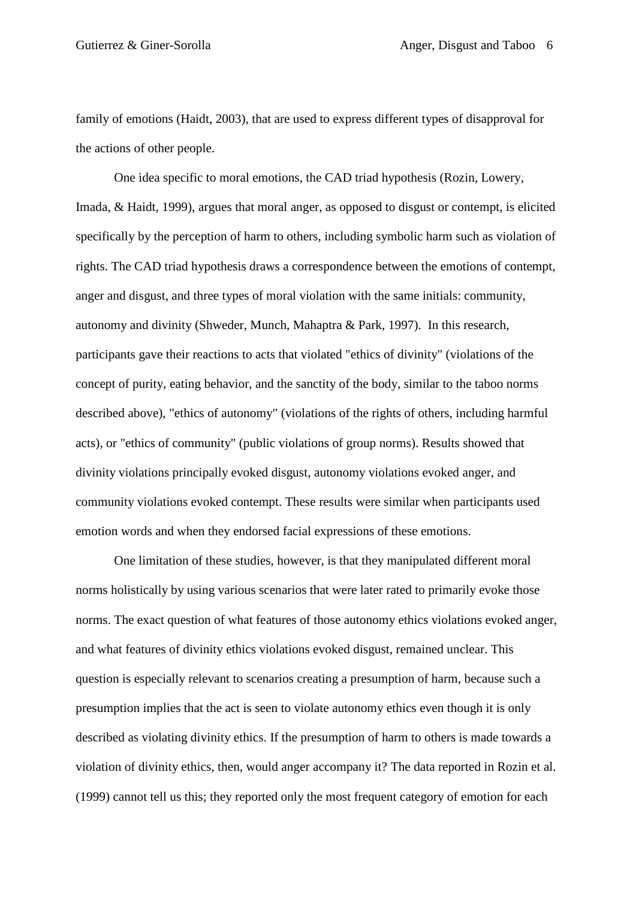family of emotions (Haidt, 2003), that are used to express different types of disapproval for the actions of other people.

One idea specific to moral emotions, the CAD triad hypothesis (Rozin, Lowery, Imada, & Haidt, 1999), argues that moral anger, as opposed to disgust or contempt, is elicited specifically by the perception of harm to others, including symbolic harm such as violation of rights. The CAD triad hypothesis draws a correspondence between the emotions of contempt, anger and disgust, and three types of moral violation with the same initials: community, autonomy and divinity (Shweder, Munch, Mahaptra & Park, 1997). In this research, participants gave their reactions to acts that violated "ethics of divinity" (violations of the concept of purity, eating behavior, and the sanctity of the body, similar to the taboo norms described above), "ethics of autonomy" (violations of the rights of others, including harmful acts), or "ethics of community" (public violations of group norms). Results showed that divinity violations principally evoked disgust, autonomy violations evoked anger, and community violations evoked contempt. These results were similar when participants used emotion words and when they endorsed facial expressions of these emotions.

One limitation of these studies, however, is that they manipulated different moral norms holistically by using various scenarios that were later rated to primarily evoke those norms. The exact question of what features of those autonomy ethics violations evoked anger, and what features of divinity ethics violations evoked disgust, remained unclear. This question is especially relevant to scenarios creating a presumption of harm, because such a presumption implies that the act is seen to violate autonomy ethics even though it is only described as violating divinity ethics. If the presumption of harm to others is made towards a violation of divinity ethics, then, would anger accompany it? The data reported in Rozin et al. (1999) cannot tell us this; they reported only the most frequent category of emotion for each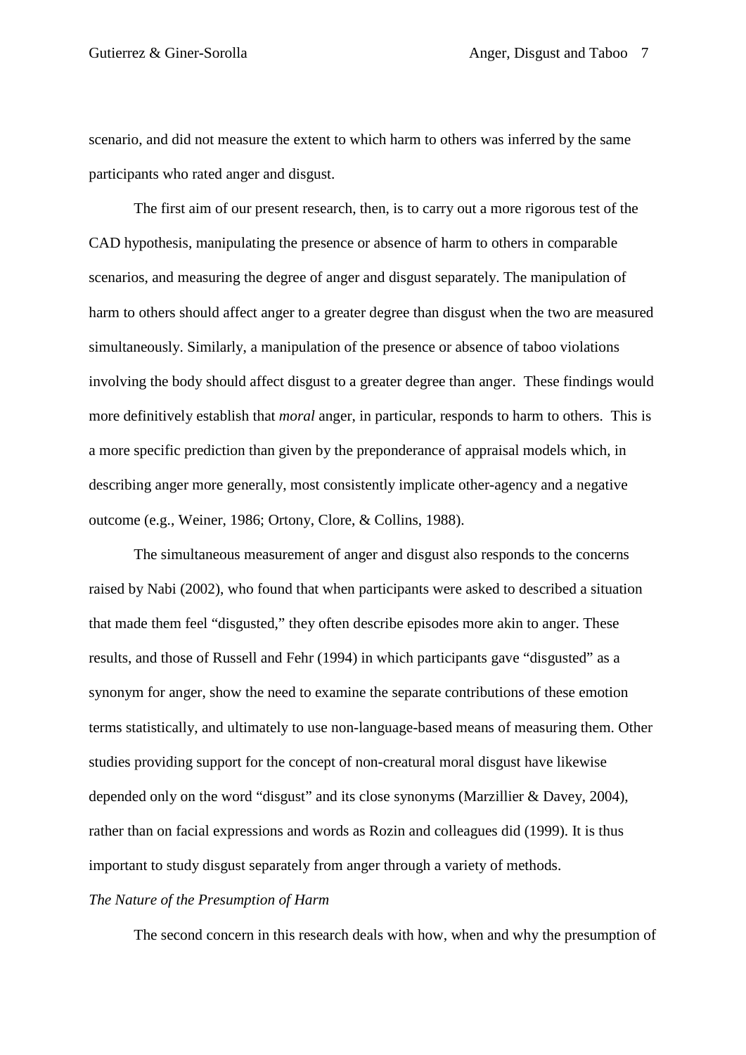scenario, and did not measure the extent to which harm to others was inferred by the same participants who rated anger and disgust.

The first aim of our present research, then, is to carry out a more rigorous test of the CAD hypothesis, manipulating the presence or absence of harm to others in comparable scenarios, and measuring the degree of anger and disgust separately. The manipulation of harm to others should affect anger to a greater degree than disgust when the two are measured simultaneously. Similarly, a manipulation of the presence or absence of taboo violations involving the body should affect disgust to a greater degree than anger. These findings would more definitively establish that *moral* anger, in particular, responds to harm to others. This is a more specific prediction than given by the preponderance of appraisal models which, in describing anger more generally, most consistently implicate other-agency and a negative outcome (e.g., Weiner, 1986; Ortony, Clore, & Collins, 1988).

The simultaneous measurement of anger and disgust also responds to the concerns raised by Nabi (2002), who found that when participants were asked to described a situation that made them feel "disgusted," they often describe episodes more akin to anger. These results, and those of Russell and Fehr (1994) in which participants gave "disgusted" as a synonym for anger, show the need to examine the separate contributions of these emotion terms statistically, and ultimately to use non-language-based means of measuring them. Other studies providing support for the concept of non-creatural moral disgust have likewise depended only on the word "disgust" and its close synonyms (Marzillier & Davey, 2004), rather than on facial expressions and words as Rozin and colleagues did (1999). It is thus important to study disgust separately from anger through a variety of methods.

*The Nature of the Presumption of Harm*

The second concern in this research deals with how, when and why the presumption of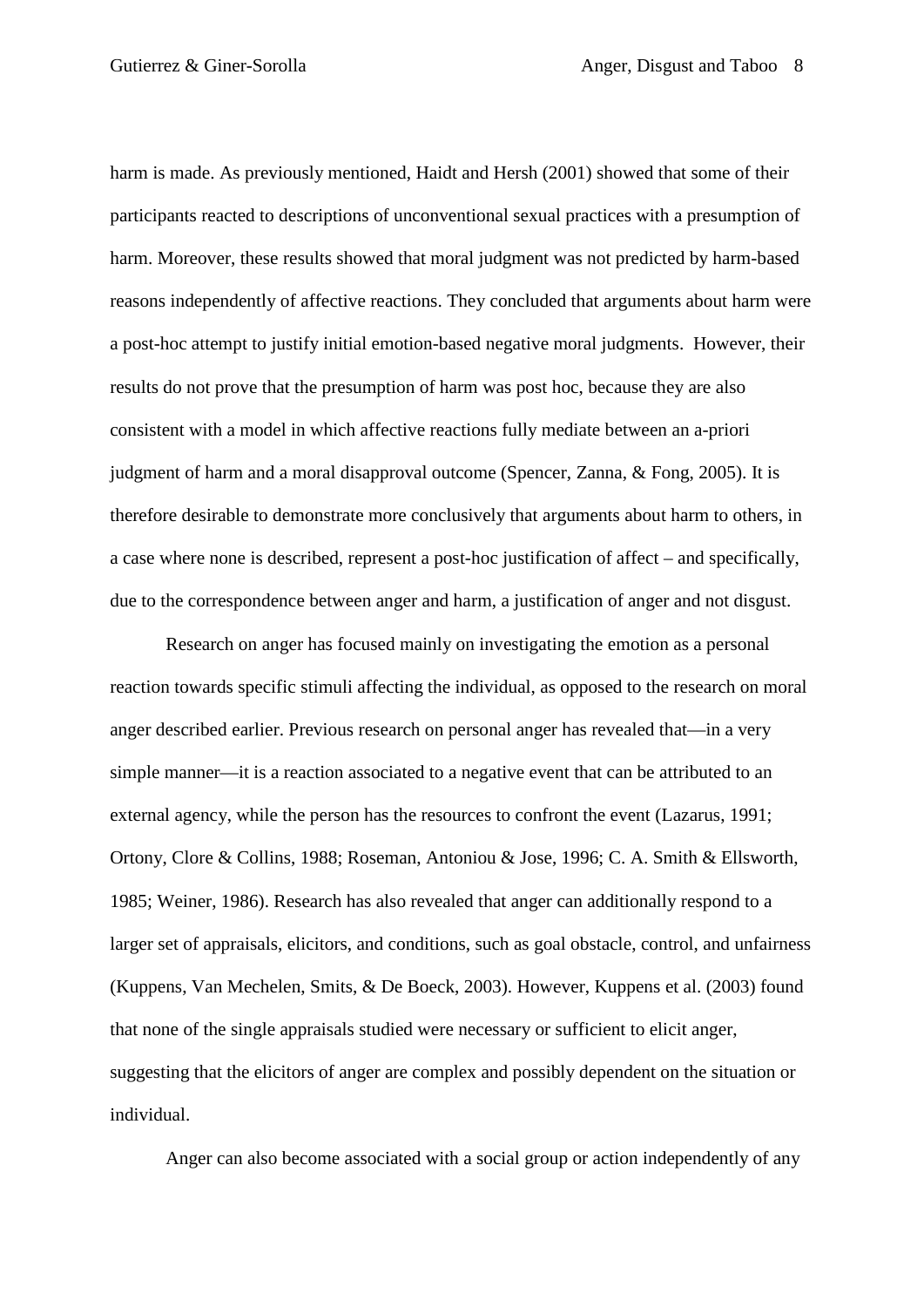harm is made. As previously mentioned, Haidt and Hersh (2001) showed that some of their participants reacted to descriptions of unconventional sexual practices with a presumption of harm. Moreover, these results showed that moral judgment was not predicted by harm-based reasons independently of affective reactions. They concluded that arguments about harm were a post-hoc attempt to justify initial emotion-based negative moral judgments. However, their results do not prove that the presumption of harm was post hoc, because they are also consistent with a model in which affective reactions fully mediate between an a-priori judgment of harm and a moral disapproval outcome (Spencer, Zanna, & Fong, 2005). It is therefore desirable to demonstrate more conclusively that arguments about harm to others, in a case where none is described, represent a post-hoc justification of affect – and specifically, due to the correspondence between anger and harm, a justification of anger and not disgust.

Research on anger has focused mainly on investigating the emotion as a personal reaction towards specific stimuli affecting the individual, as opposed to the research on moral anger described earlier. Previous research on personal anger has revealed that—in a very simple manner—it is a reaction associated to a negative event that can be attributed to an external agency, while the person has the resources to confront the event (Lazarus, 1991; Ortony, Clore & Collins, 1988; Roseman, Antoniou & Jose, 1996; C. A. Smith & Ellsworth, 1985; Weiner, 1986). Research has also revealed that anger can additionally respond to a larger set of appraisals, elicitors, and conditions, such as goal obstacle, control, and unfairness (Kuppens, Van Mechelen, Smits, & De Boeck, 2003). However, Kuppens et al. (2003) found that none of the single appraisals studied were necessary or sufficient to elicit anger, suggesting that the elicitors of anger are complex and possibly dependent on the situation or individual.

Anger can also become associated with a social group or action independently of any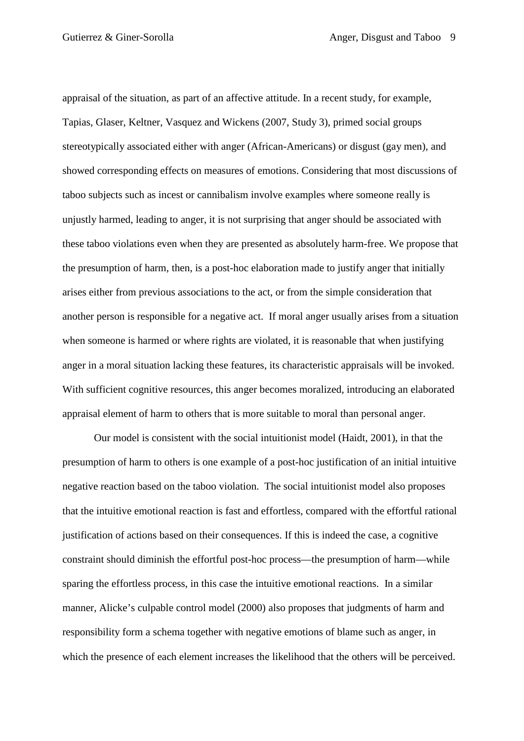appraisal of the situation, as part of an affective attitude. In a recent study, for example, Tapias, Glaser, Keltner, Vasquez and Wickens (2007, Study 3), primed social groups stereotypically associated either with anger (African-Americans) or disgust (gay men), and showed corresponding effects on measures of emotions. Considering that most discussions of taboo subjects such as incest or cannibalism involve examples where someone really is unjustly harmed, leading to anger, it is not surprising that anger should be associated with these taboo violations even when they are presented as absolutely harm-free. We propose that the presumption of harm, then, is a post-hoc elaboration made to justify anger that initially arises either from previous associations to the act, or from the simple consideration that another person is responsible for a negative act. If moral anger usually arises from a situation when someone is harmed or where rights are violated, it is reasonable that when justifying anger in a moral situation lacking these features, its characteristic appraisals will be invoked. With sufficient cognitive resources, this anger becomes moralized, introducing an elaborated appraisal element of harm to others that is more suitable to moral than personal anger.

Our model is consistent with the social intuitionist model (Haidt, 2001), in that the presumption of harm to others is one example of a post-hoc justification of an initial intuitive negative reaction based on the taboo violation. The social intuitionist model also proposes that the intuitive emotional reaction is fast and effortless, compared with the effortful rational justification of actions based on their consequences. If this is indeed the case, a cognitive constraint should diminish the effortful post-hoc process—the presumption of harm—while sparing the effortless process, in this case the intuitive emotional reactions. In a similar manner, Alicke's culpable control model (2000) also proposes that judgments of harm and responsibility form a schema together with negative emotions of blame such as anger, in which the presence of each element increases the likelihood that the others will be perceived.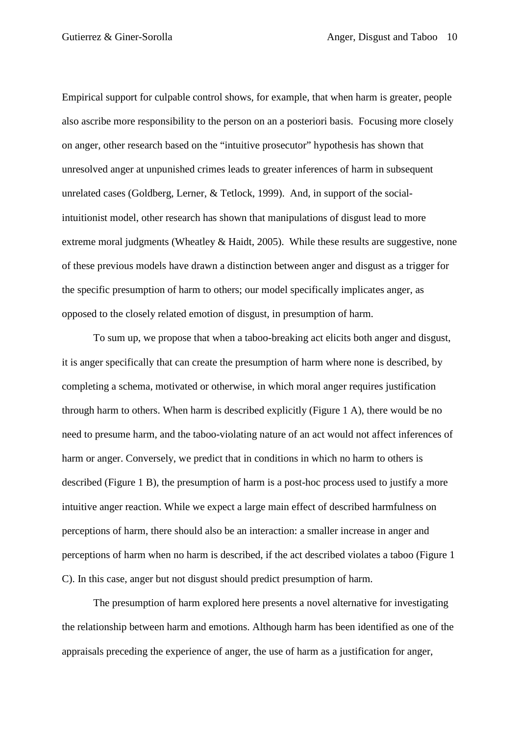Empirical support for culpable control shows, for example, that when harm is greater, people also ascribe more responsibility to the person on an a posteriori basis. Focusing more closely on anger, other research based on the "intuitive prosecutor" hypothesis has shown that unresolved anger at unpunished crimes leads to greater inferences of harm in subsequent unrelated cases (Goldberg, Lerner, & Tetlock, 1999). And, in support of the social-intuitionist model, other research has shown that manipulations of disgust lead to more extreme moral judgments (Wheatley & Haidt, 2005). While these results are suggestive, none of these previous models have drawn a distinction between anger and disgust as a trigger for the specific presumption of harm to others; our model specifically implicates anger, as opposed to the closely related emotion of disgust, in presumption of harm.

To sum up, we propose that when a taboo-breaking act elicits both anger and disgust, it is anger specifically that can create the presumption of harm where none is described, by completing a schema, motivated or otherwise, in which moral anger requires justification through harm to others. When harm is described explicitly (Figure 1 A), there would be no need to presume harm, and the taboo-violating nature of an act would not affect inferences of harm or anger. Conversely, we predict that in conditions in which no harm to others is described (Figure 1 B), the presumption of harm is a post-hoc process used to justify a more intuitive anger reaction. While we expect a large main effect of described harmfulness on perceptions of harm, there should also be an interaction: a smaller increase in anger and perceptions of harm when no harm is described, if the act described violates a taboo (Figure 1 C). In this case, anger but not disgust should predict presumption of harm.

The presumption of harm explored here presents a novel alternative for investigating the relationship between harm and emotions. Although harm has been identified as one of the appraisals preceding the experience of anger, the use of harm as a justification for anger,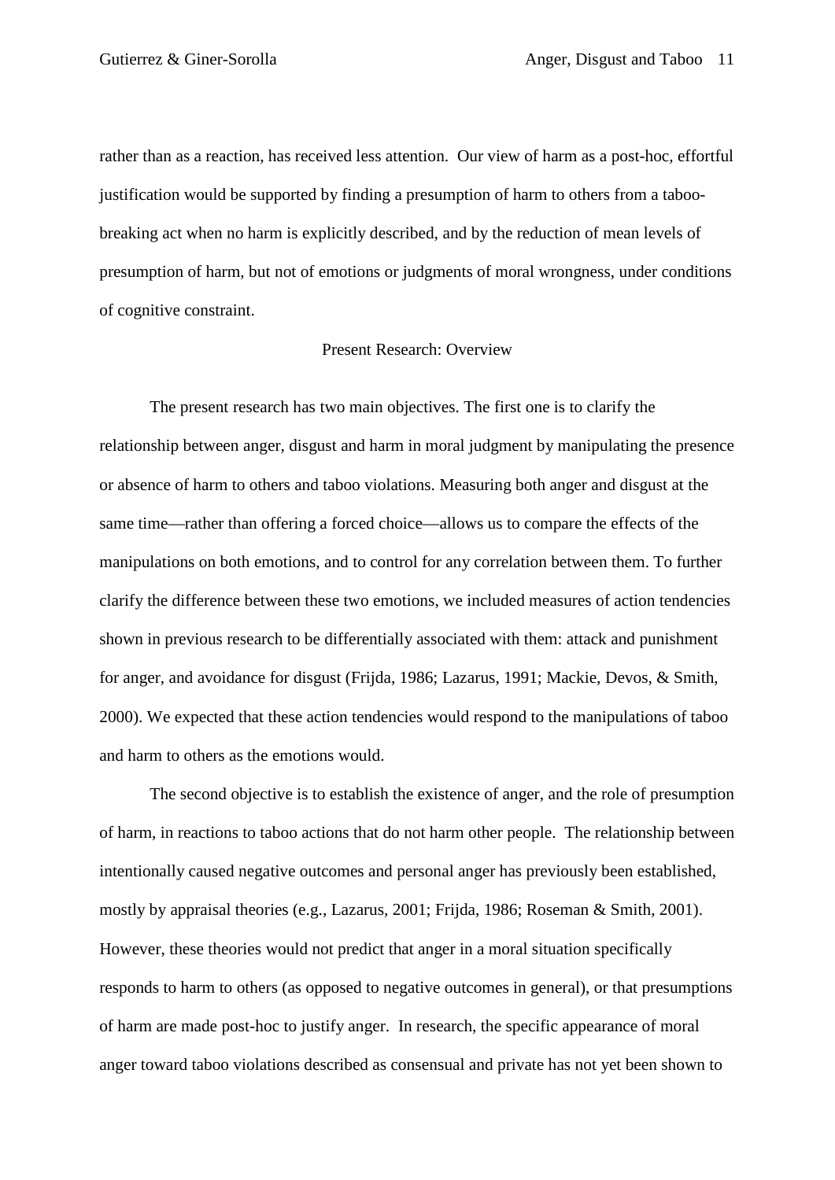rather than as a reaction, has received less attention. Our view of harm as a post-hoc, effortful justification would be supported by finding a presumption of harm to others from a taboo-breaking act when no harm is explicitly described, and by the reduction of mean levels of presumption of harm, but not of emotions or judgments of moral wrongness, under conditions of cognitive constraint.

## Present Research: Overview

The present research has two main objectives. The first one is to clarify the relationship between anger, disgust and harm in moral judgment by manipulating the presence or absence of harm to others and taboo violations. Measuring both anger and disgust at the same time—rather than offering a forced choice—allows us to compare the effects of the manipulations on both emotions, and to control for any correlation between them. To further clarify the difference between these two emotions, we included measures of action tendencies shown in previous research to be differentially associated with them: attack and punishment for anger, and avoidance for disgust (Frijda, 1986; Lazarus, 1991; Mackie, Devos, & Smith, 2000). We expected that these action tendencies would respond to the manipulations of taboo and harm to others as the emotions would.

The second objective is to establish the existence of anger, and the role of presumption of harm, in reactions to taboo actions that do not harm other people. The relationship between intentionally caused negative outcomes and personal anger has previously been established, mostly by appraisal theories (e.g., Lazarus, 2001; Frijda, 1986; Roseman & Smith, 2001). However, these theories would not predict that anger in a moral situation specifically responds to harm to others (as opposed to negative outcomes in general), or that presumptions of harm are made post-hoc to justify anger. In research, the specific appearance of moral anger toward taboo violations described as consensual and private has not yet been shown to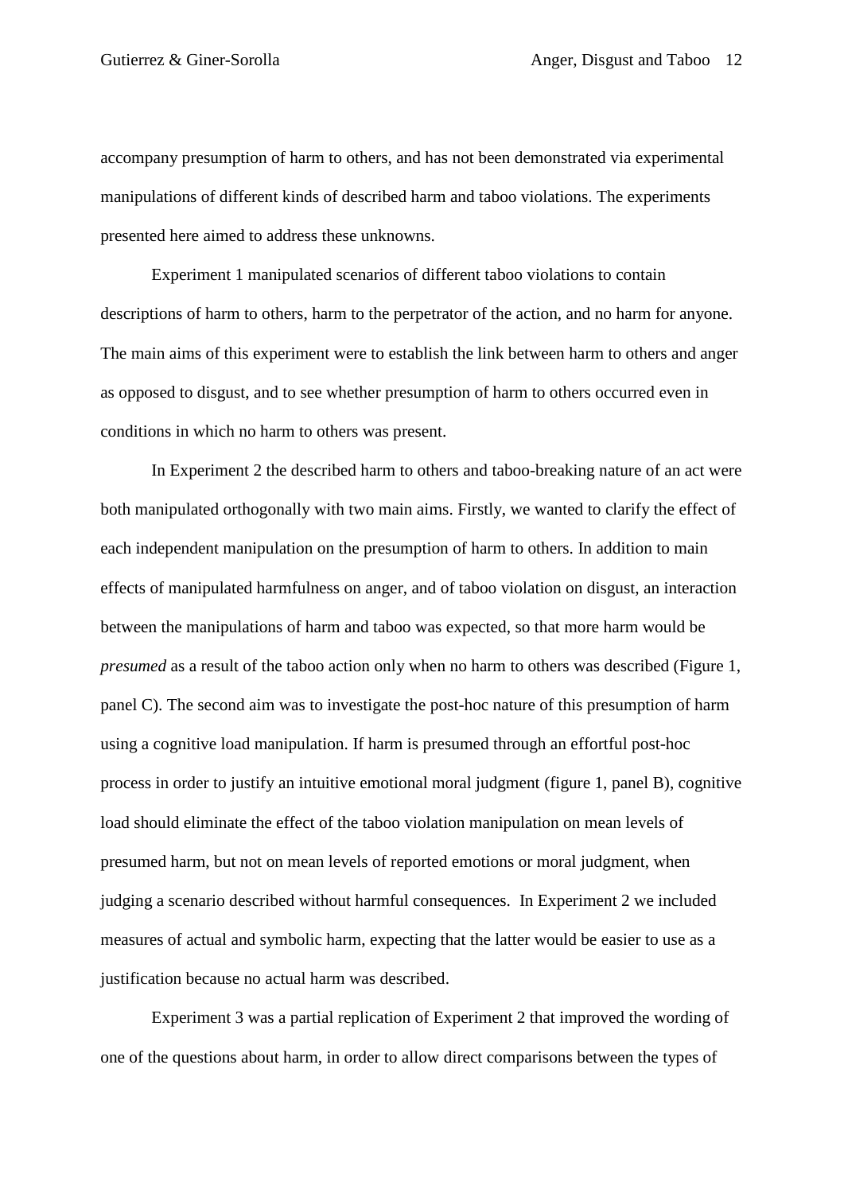accompany presumption of harm to others, and has not been demonstrated via experimental manipulations of different kinds of described harm and taboo violations. The experiments presented here aimed to address these unknowns.

Experiment 1 manipulated scenarios of different taboo violations to contain descriptions of harm to others, harm to the perpetrator of the action, and no harm for anyone. The main aims of this experiment were to establish the link between harm to others and anger as opposed to disgust, and to see whether presumption of harm to others occurred even in conditions in which no harm to others was present.

In Experiment 2 the described harm to others and taboo-breaking nature of an act were both manipulated orthogonally with two main aims. Firstly, we wanted to clarify the effect of each independent manipulation on the presumption of harm to others. In addition to main effects of manipulated harmfulness on anger, and of taboo violation on disgust, an interaction between the manipulations of harm and taboo was expected, so that more harm would be *presumed* as a result of the taboo action only when no harm to others was described (Figure 1, panel C). The second aim was to investigate the post-hoc nature of this presumption of harm using a cognitive load manipulation. If harm is presumed through an effortful post-hoc process in order to justify an intuitive emotional moral judgment (figure 1, panel B), cognitive load should eliminate the effect of the taboo violation manipulation on mean levels of presumed harm, but not on mean levels of reported emotions or moral judgment, when judging a scenario described without harmful consequences. In Experiment 2 we included measures of actual and symbolic harm, expecting that the latter would be easier to use as a justification because no actual harm was described.

Experiment 3 was a partial replication of Experiment 2 that improved the wording of one of the questions about harm, in order to allow direct comparisons between the types of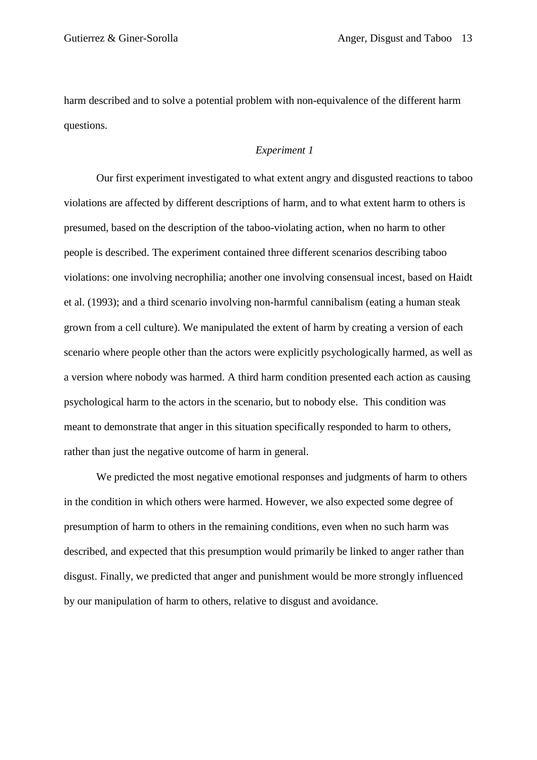harm described and to solve a potential problem with non-equivalence of the different harm questions.

## *Experiment 1*

Our first experiment investigated to what extent angry and disgusted reactions to taboo violations are affected by different descriptions of harm, and to what extent harm to others is presumed, based on the description of the taboo-violating action, when no harm to other people is described. The experiment contained three different scenarios describing taboo violations: one involving necrophilia; another one involving consensual incest, based on Haidt et al. (1993); and a third scenario involving non-harmful cannibalism (eating a human steak grown from a cell culture). We manipulated the extent of harm by creating a version of each scenario where people other than the actors were explicitly psychologically harmed, as well as a version where nobody was harmed. A third harm condition presented each action as causing psychological harm to the actors in the scenario, but to nobody else. This condition was meant to demonstrate that anger in this situation specifically responded to harm to others, rather than just the negative outcome of harm in general.

We predicted the most negative emotional responses and judgments of harm to others in the condition in which others were harmed. However, we also expected some degree of presumption of harm to others in the remaining conditions, even when no such harm was described, and expected that this presumption would primarily be linked to anger rather than disgust. Finally, we predicted that anger and punishment would be more strongly influenced by our manipulation of harm to others, relative to disgust and avoidance.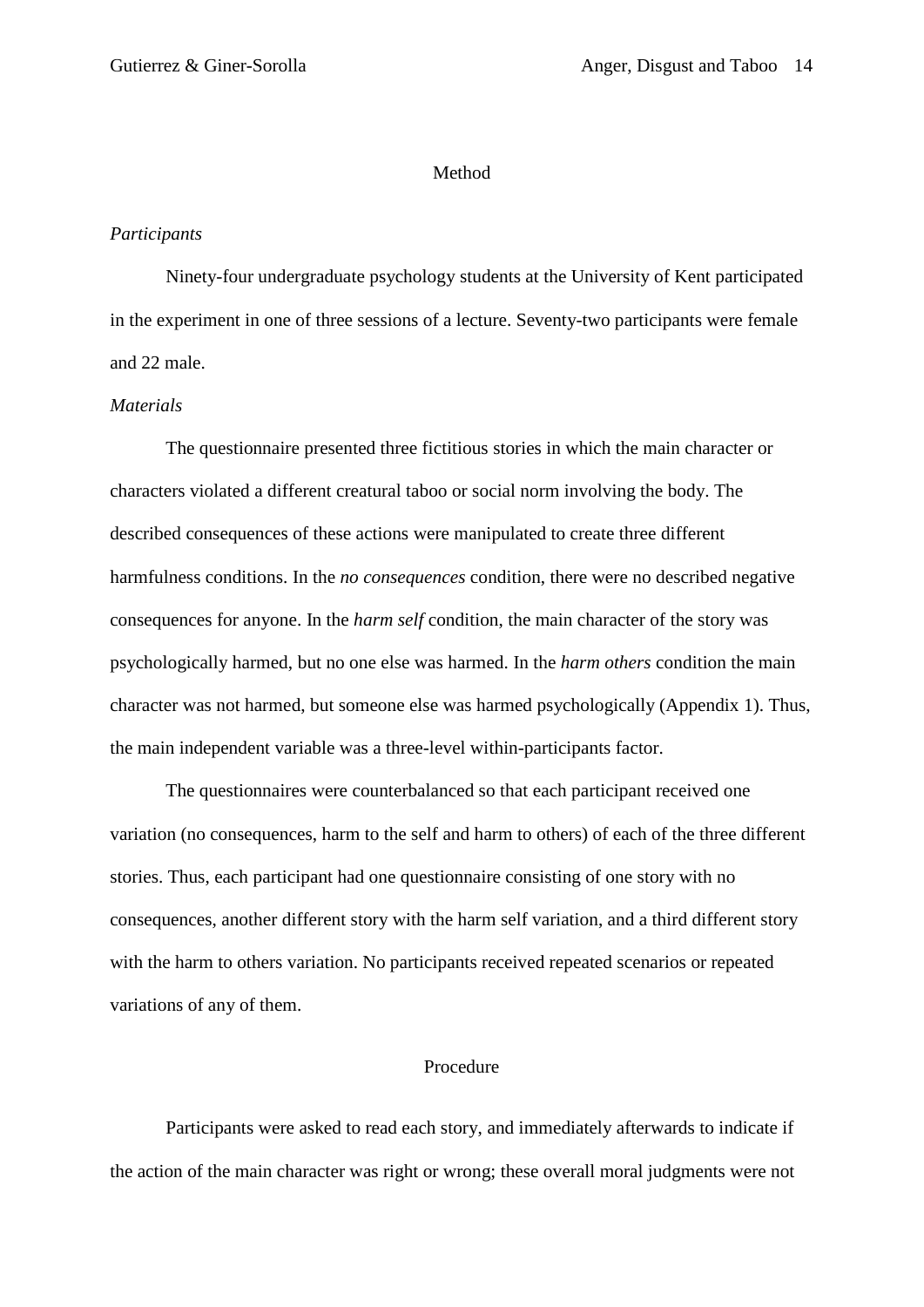## Method

### *Participants*

Ninety-four undergraduate psychology students at the University of Kent participated in the experiment in one of three sessions of a lecture. Seventy-two participants were female and 22 male.

### *Materials*

The questionnaire presented three fictitious stories in which the main character or characters violated a different creatural taboo or social norm involving the body. The described consequences of these actions were manipulated to create three different harmfulness conditions. In the *no consequences* condition, there were no described negative consequences for anyone. In the *harm self* condition, the main character of the story was psychologically harmed, but no one else was harmed. In the *harm others* condition the main character was not harmed, but someone else was harmed psychologically (Appendix 1). Thus, the main independent variable was a three-level within-participants factor.

The questionnaires were counterbalanced so that each participant received one variation (no consequences, harm to the self and harm to others) of each of the three different stories. Thus, each participant had one questionnaire consisting of one story with no consequences, another different story with the harm self variation, and a third different story with the harm to others variation. No participants received repeated scenarios or repeated variations of any of them.

## Procedure

Participants were asked to read each story, and immediately afterwards to indicate if the action of the main character was right or wrong; these overall moral judgments were not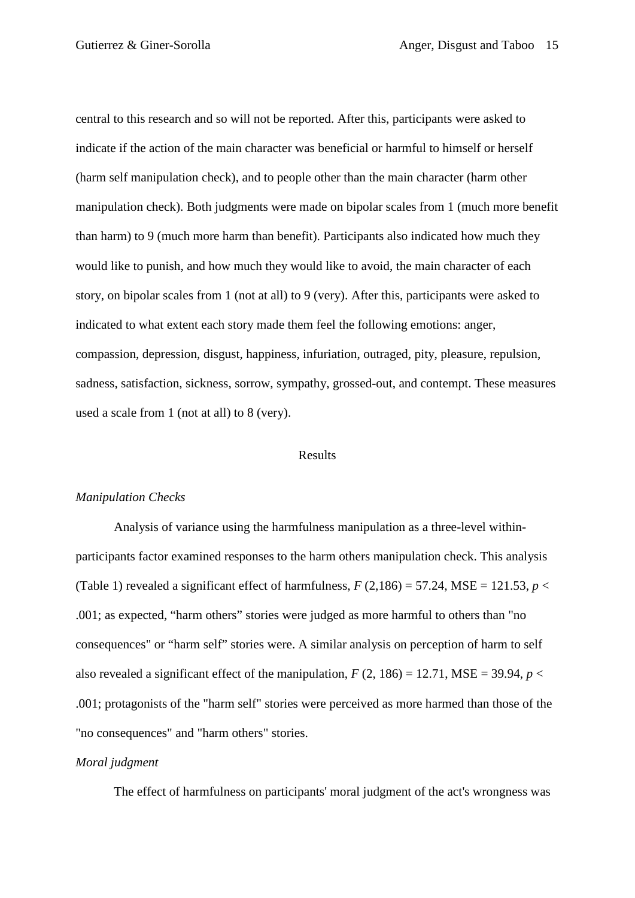central to this research and so will not be reported. After this, participants were asked to indicate if the action of the main character was beneficial or harmful to himself or herself (harm self manipulation check), and to people other than the main character (harm other manipulation check). Both judgments were made on bipolar scales from 1 (much more benefit than harm) to 9 (much more harm than benefit). Participants also indicated how much they would like to punish, and how much they would like to avoid, the main character of each story, on bipolar scales from 1 (not at all) to 9 (very). After this, participants were asked to indicated to what extent each story made them feel the following emotions: anger, compassion, depression, disgust, happiness, infuriation, outraged, pity, pleasure, repulsion, sadness, satisfaction, sickness, sorrow, sympathy, grossed-out, and contempt. These measures used a scale from 1 (not at all) to 8 (very).

## Results

### *Manipulation Checks*

Analysis of variance using the harmfulness manipulation as a three-level within-participants factor examined responses to the harm others manipulation check. This analysis (Table 1) revealed a significant effect of harmfulness, $F(2,186) = 57.24$, MSE = 121.53, $p < .001$; as expected, “harm others” stories were judged as more harmful to others than "no consequences" or “harm self” stories were. A similar analysis on perception of harm to self also revealed a significant effect of the manipulation, $F(2, 186) = 12.71$, MSE = 39.94, $p < .001$; protagonists of the "harm self" stories were perceived as more harmed than those of the "no consequences" and "harm others" stories.

### *Moral judgment*

The effect of harmfulness on participants' moral judgment of the act's wrongness was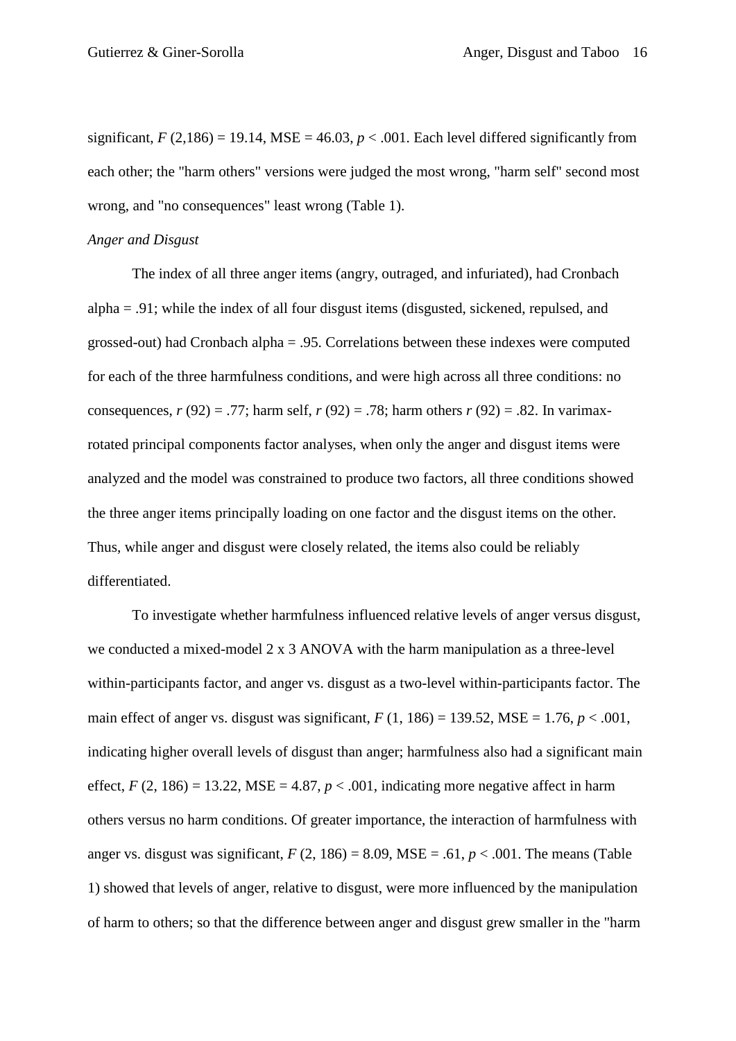significant, $F$ (2,186) = 19.14, MSE = 46.03, $p < .001$. Each level differed significantly from each other; the "harm others" versions were judged the most wrong, "harm self" second most wrong, and "no consequences" least wrong (Table 1).

*Anger and Disgust*

The index of all three anger items (angry, outraged, and infuriated), had Cronbach alpha = .91; while the index of all four disgust items (disgusted, sickened, repulsed, and grossed-out) had Cronbach alpha = .95. Correlations between these indexes were computed for each of the three harmfulness conditions, and were high across all three conditions: no consequences, $r$ (92) = .77; harm self, $r$ (92) = .78; harm others $r$ (92) = .82. In varimax-rotated principal components factor analyses, when only the anger and disgust items were analyzed and the model was constrained to produce two factors, all three conditions showed the three anger items principally loading on one factor and the disgust items on the other. Thus, while anger and disgust were closely related, the items also could be reliably differentiated.

To investigate whether harmfulness influenced relative levels of anger versus disgust, we conducted a mixed-model 2 x 3 ANOVA with the harm manipulation as a three-level within-participants factor, and anger vs. disgust as a two-level within-participants factor. The main effect of anger vs. disgust was significant, $F$ (1, 186) = 139.52, MSE = 1.76, $p < .001$, indicating higher overall levels of disgust than anger; harmfulness also had a significant main effect, $F$ (2, 186) = 13.22, MSE = 4.87, $p < .001$, indicating more negative affect in harm others versus no harm conditions. Of greater importance, the interaction of harmfulness with anger vs. disgust was significant, $F$ (2, 186) = 8.09, MSE = .61, $p < .001$. The means (Table 1) showed that levels of anger, relative to disgust, were more influenced by the manipulation of harm to others; so that the difference between anger and disgust grew smaller in the "harm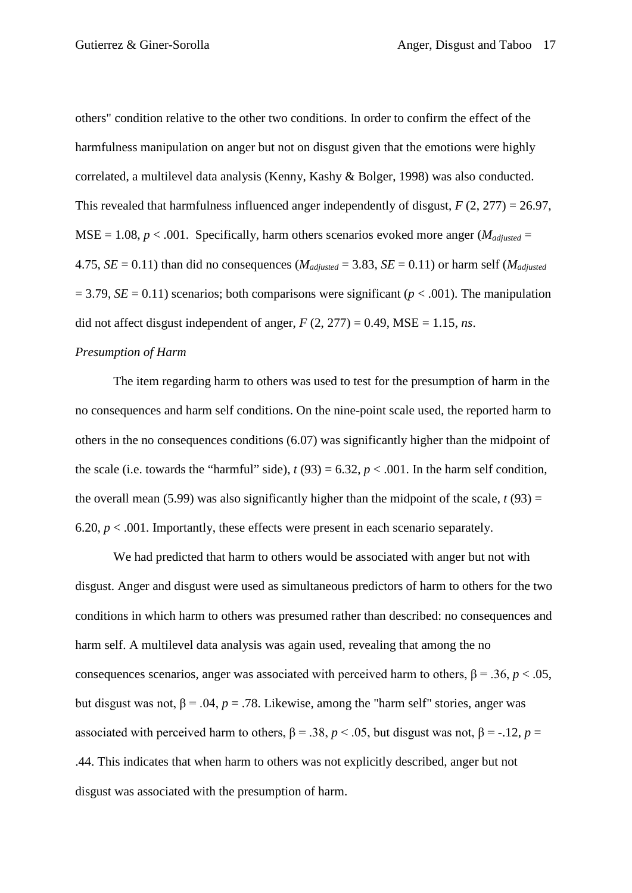others" condition relative to the other two conditions. In order to confirm the effect of the harmfulness manipulation on anger but not on disgust given that the emotions were highly correlated, a multilevel data analysis (Kenny, Kashy & Bolger, 1998) was also conducted. This revealed that harmfulness influenced anger independently of disgust, $F$ (2, 277) = 26.97, MSE = 1.08, $p < .001$. Specifically, harm others scenarios evoked more anger ($M_{adjusted}$ = 4.75, $SE$ = 0.11) than did no consequences ($M_{adjusted}$ = 3.83, $SE$ = 0.11) or harm self ($M_{adjusted}$ = 3.79, $SE$ = 0.11) scenarios; both comparisons were significant ($p < .001$). The manipulation did not affect disgust independent of anger, $F$ (2, 277) = 0.49, MSE = 1.15, *ns*.

*Presumption of Harm*

The item regarding harm to others was used to test for the presumption of harm in the no consequences and harm self conditions. On the nine-point scale used, the reported harm to others in the no consequences conditions (6.07) was significantly higher than the midpoint of the scale (i.e. towards the "harmful" side), $t$ (93) = 6.32, $p < .001$. In the harm self condition, the overall mean (5.99) was also significantly higher than the midpoint of the scale, $t$ (93) = 6.20, $p < .001$. Importantly, these effects were present in each scenario separately.

We had predicted that harm to others would be associated with anger but not with disgust. Anger and disgust were used as simultaneous predictors of harm to others for the two conditions in which harm to others was presumed rather than described: no consequences and harm self. A multilevel data analysis was again used, revealing that among the no consequences scenarios, anger was associated with perceived harm to others, $\beta = .36$, $p < .05$, but disgust was not, $\beta = .04$, $p = .78$. Likewise, among the "harm self" stories, anger was associated with perceived harm to others, $\beta = .38$, $p < .05$, but disgust was not, $\beta = -.12$, $p = .44$. This indicates that when harm to others was not explicitly described, anger but not disgust was associated with the presumption of harm.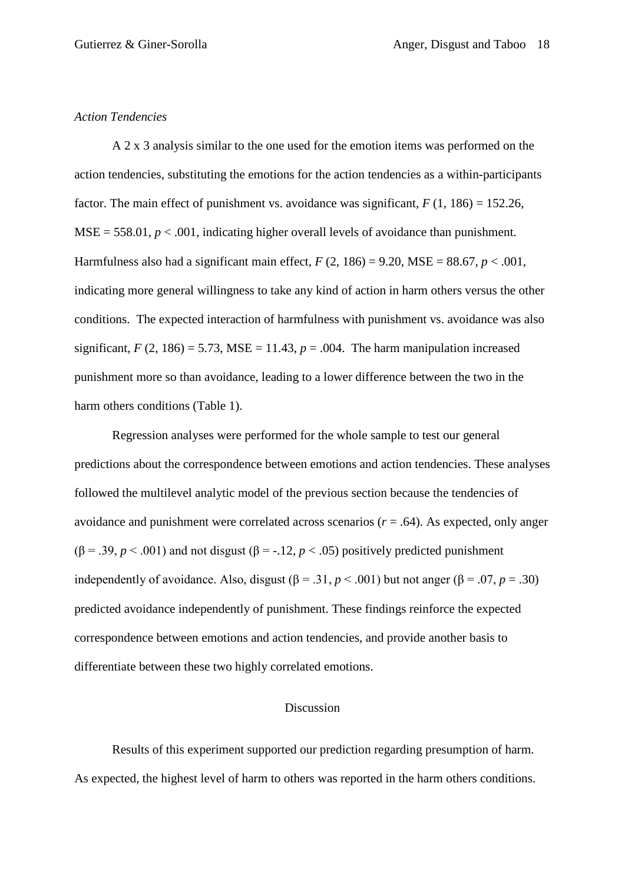*Action Tendencies*

A 2 x 3 analysis similar to the one used for the emotion items was performed on the action tendencies, substituting the emotions for the action tendencies as a within-participants factor. The main effect of punishment vs. avoidance was significant, $F$ (1, 186) = 152.26, MSE = 558.01, $p < .001$, indicating higher overall levels of avoidance than punishment. Harmfulness also had a significant main effect, $F$ (2, 186) = 9.20, MSE = 88.67, $p < .001$, indicating more general willingness to take any kind of action in harm others versus the other conditions. The expected interaction of harmfulness with punishment vs. avoidance was also significant, $F$ (2, 186) = 5.73, MSE = 11.43, $p = .004$. The harm manipulation increased punishment more so than avoidance, leading to a lower difference between the two in the harm others conditions (Table 1).

Regression analyses were performed for the whole sample to test our general predictions about the correspondence between emotions and action tendencies. These analyses followed the multilevel analytic model of the previous section because the tendencies of avoidance and punishment were correlated across scenarios ($r = .64$). As expected, only anger ($\beta = .39$, $p < .001$) and not disgust ($\beta = -.12$, $p < .05$) positively predicted punishment independently of avoidance. Also, disgust ($\beta = .31$, $p < .001$) but not anger ($\beta = .07$, $p = .30$) predicted avoidance independently of punishment. These findings reinforce the expected correspondence between emotions and action tendencies, and provide another basis to differentiate between these two highly correlated emotions.

## Discussion

Results of this experiment supported our prediction regarding presumption of harm. As expected, the highest level of harm to others was reported in the harm others conditions.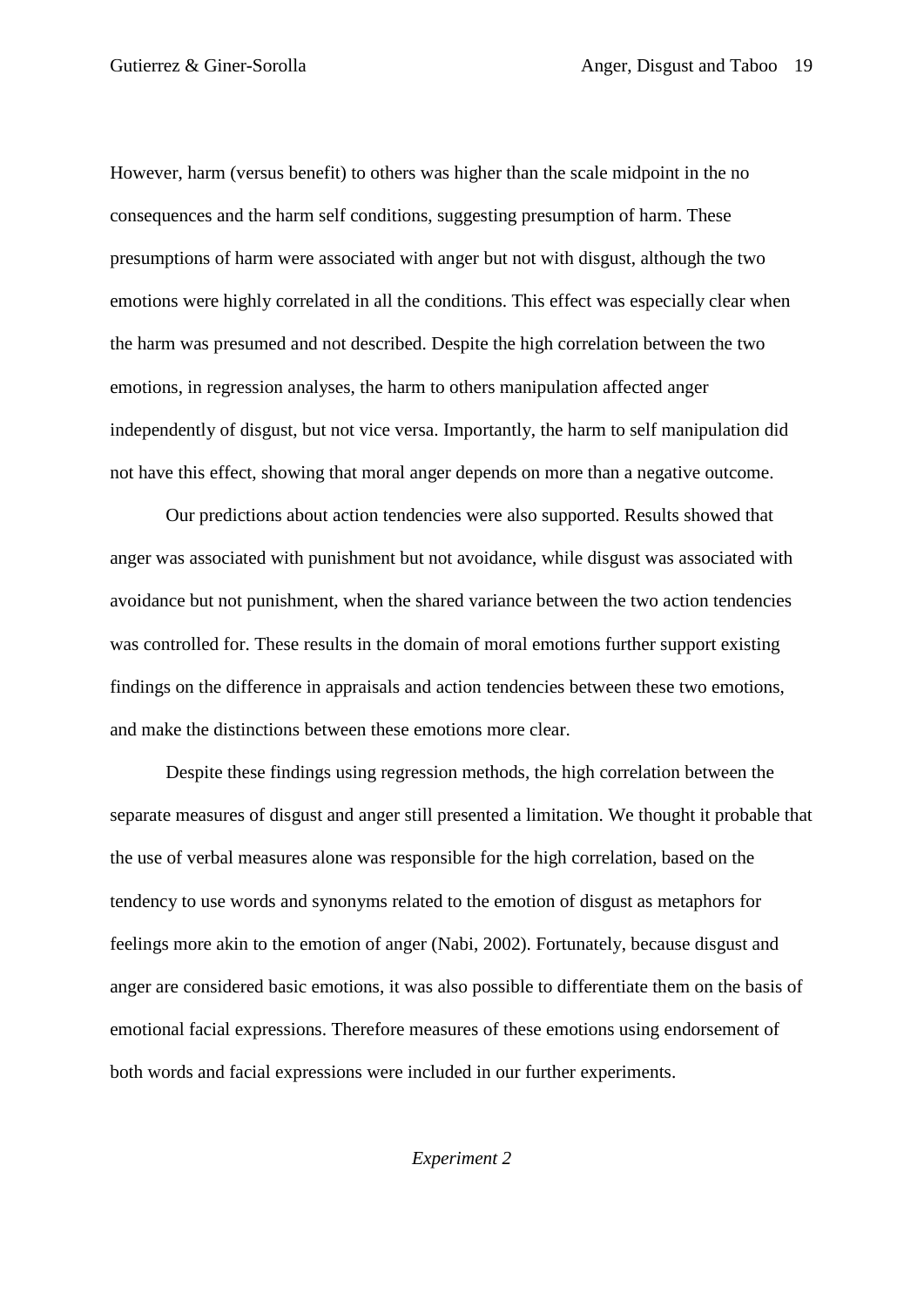However, harm (versus benefit) to others was higher than the scale midpoint in the no consequences and the harm self conditions, suggesting presumption of harm. These presumptions of harm were associated with anger but not with disgust, although the two emotions were highly correlated in all the conditions. This effect was especially clear when the harm was presumed and not described. Despite the high correlation between the two emotions, in regression analyses, the harm to others manipulation affected anger independently of disgust, but not vice versa. Importantly, the harm to self manipulation did not have this effect, showing that moral anger depends on more than a negative outcome.

Our predictions about action tendencies were also supported. Results showed that anger was associated with punishment but not avoidance, while disgust was associated with avoidance but not punishment, when the shared variance between the two action tendencies was controlled for. These results in the domain of moral emotions further support existing findings on the difference in appraisals and action tendencies between these two emotions, and make the distinctions between these emotions more clear.

Despite these findings using regression methods, the high correlation between the separate measures of disgust and anger still presented a limitation. We thought it probable that the use of verbal measures alone was responsible for the high correlation, based on the tendency to use words and synonyms related to the emotion of disgust as metaphors for feelings more akin to the emotion of anger (Nabi, 2002). Fortunately, because disgust and anger are considered basic emotions, it was also possible to differentiate them on the basis of emotional facial expressions. Therefore measures of these emotions using endorsement of both words and facial expressions were included in our further experiments.

## *Experiment 2*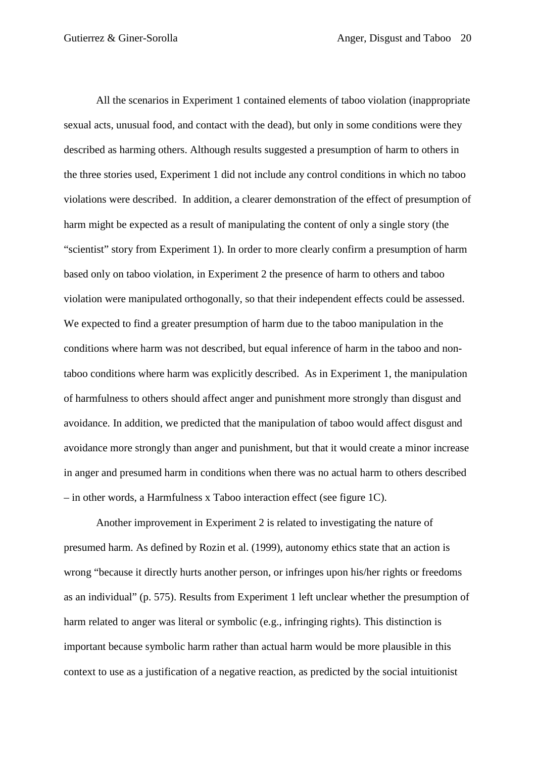All the scenarios in Experiment 1 contained elements of taboo violation (inappropriate sexual acts, unusual food, and contact with the dead), but only in some conditions were they described as harming others. Although results suggested a presumption of harm to others in the three stories used, Experiment 1 did not include any control conditions in which no taboo violations were described. In addition, a clearer demonstration of the effect of presumption of harm might be expected as a result of manipulating the content of only a single story (the "scientist" story from Experiment 1). In order to more clearly confirm a presumption of harm based only on taboo violation, in Experiment 2 the presence of harm to others and taboo violation were manipulated orthogonally, so that their independent effects could be assessed. We expected to find a greater presumption of harm due to the taboo manipulation in the conditions where harm was not described, but equal inference of harm in the taboo and non-taboo conditions where harm was explicitly described. As in Experiment 1, the manipulation of harmfulness to others should affect anger and punishment more strongly than disgust and avoidance. In addition, we predicted that the manipulation of taboo would affect disgust and avoidance more strongly than anger and punishment, but that it would create a minor increase in anger and presumed harm in conditions when there was no actual harm to others described – in other words, a Harmfulness x Taboo interaction effect (see figure 1C).

Another improvement in Experiment 2 is related to investigating the nature of presumed harm. As defined by Rozin et al. (1999), autonomy ethics state that an action is wrong "because it directly hurts another person, or infringes upon his/her rights or freedoms as an individual" (p. 575). Results from Experiment 1 left unclear whether the presumption of harm related to anger was literal or symbolic (e.g., infringing rights). This distinction is important because symbolic harm rather than actual harm would be more plausible in this context to use as a justification of a negative reaction, as predicted by the social intuitionist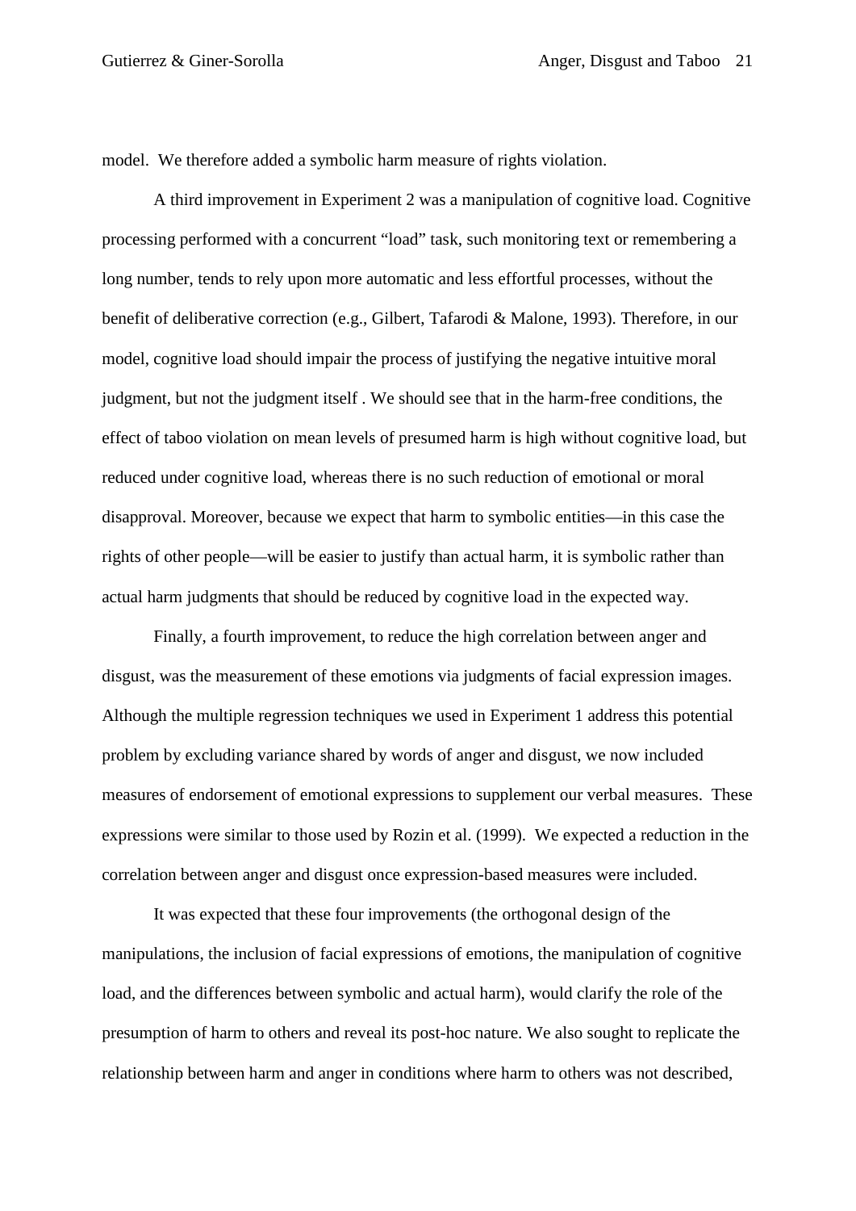model. We therefore added a symbolic harm measure of rights violation.

A third improvement in Experiment 2 was a manipulation of cognitive load. Cognitive processing performed with a concurrent "load" task, such monitoring text or remembering a long number, tends to rely upon more automatic and less effortful processes, without the benefit of deliberative correction (e.g., Gilbert, Tafarodi & Malone, 1993). Therefore, in our model, cognitive load should impair the process of justifying the negative intuitive moral judgment, but not the judgment itself . We should see that in the harm-free conditions, the effect of taboo violation on mean levels of presumed harm is high without cognitive load, but reduced under cognitive load, whereas there is no such reduction of emotional or moral disapproval. Moreover, because we expect that harm to symbolic entities—in this case the rights of other people—will be easier to justify than actual harm, it is symbolic rather than actual harm judgments that should be reduced by cognitive load in the expected way.

Finally, a fourth improvement, to reduce the high correlation between anger and disgust, was the measurement of these emotions via judgments of facial expression images. Although the multiple regression techniques we used in Experiment 1 address this potential problem by excluding variance shared by words of anger and disgust, we now included measures of endorsement of emotional expressions to supplement our verbal measures. These expressions were similar to those used by Rozin et al. (1999). We expected a reduction in the correlation between anger and disgust once expression-based measures were included.

It was expected that these four improvements (the orthogonal design of the manipulations, the inclusion of facial expressions of emotions, the manipulation of cognitive load, and the differences between symbolic and actual harm), would clarify the role of the presumption of harm to others and reveal its post-hoc nature. We also sought to replicate the relationship between harm and anger in conditions where harm to others was not described,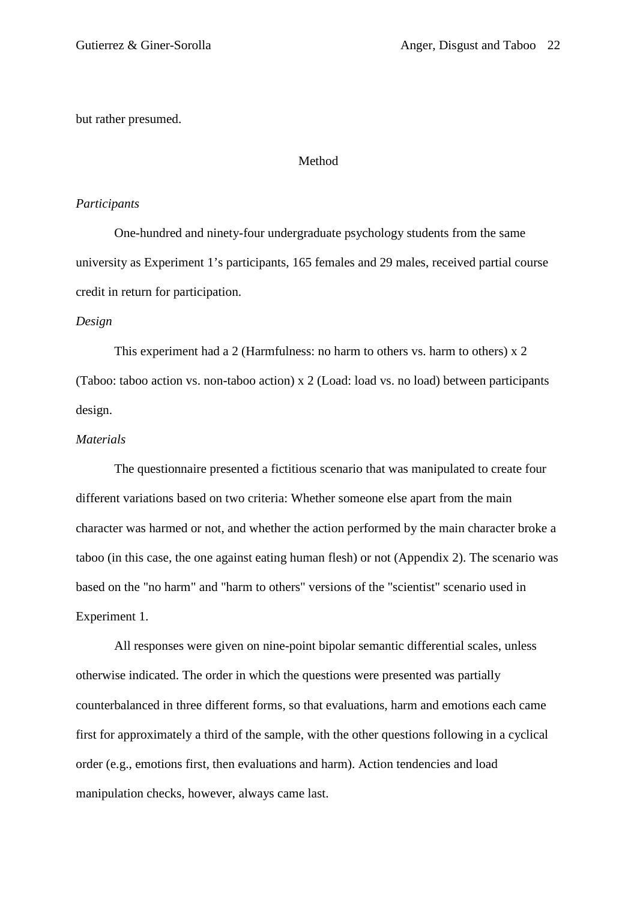but rather presumed.

## Method

### *Participants*

One-hundred and ninety-four undergraduate psychology students from the same university as Experiment 1's participants, 165 females and 29 males, received partial course credit in return for participation.

### *Design*

This experiment had a 2 (Harmfulness: no harm to others vs. harm to others) x 2 (Taboo: taboo action vs. non-taboo action) x 2 (Load: load vs. no load) between participants design.

### *Materials*

The questionnaire presented a fictitious scenario that was manipulated to create four different variations based on two criteria: Whether someone else apart from the main character was harmed or not, and whether the action performed by the main character broke a taboo (in this case, the one against eating human flesh) or not (Appendix 2). The scenario was based on the "no harm" and "harm to others" versions of the "scientist" scenario used in Experiment 1.

All responses were given on nine-point bipolar semantic differential scales, unless otherwise indicated. The order in which the questions were presented was partially counterbalanced in three different forms, so that evaluations, harm and emotions each came first for approximately a third of the sample, with the other questions following in a cyclical order (e.g., emotions first, then evaluations and harm). Action tendencies and load manipulation checks, however, always came last.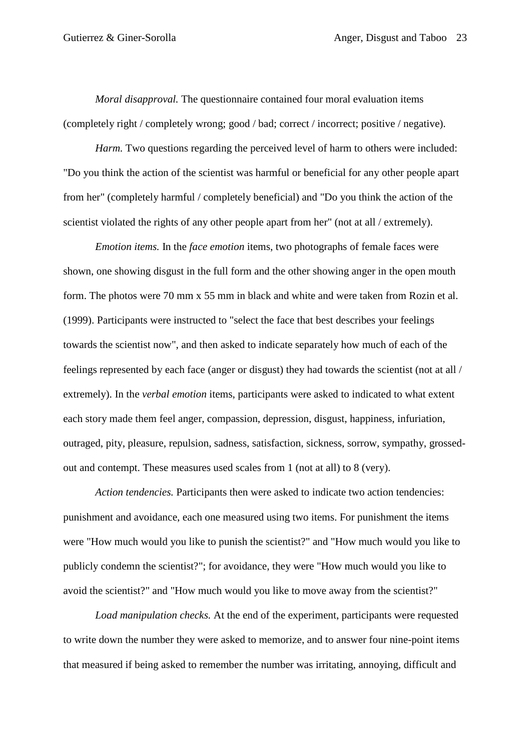*Moral disapproval.* The questionnaire contained four moral evaluation items (completely right / completely wrong; good / bad; correct / incorrect; positive / negative).

*Harm.* Two questions regarding the perceived level of harm to others were included: "Do you think the action of the scientist was harmful or beneficial for any other people apart from her" (completely harmful / completely beneficial) and "Do you think the action of the scientist violated the rights of any other people apart from her" (not at all / extremely).

*Emotion items.* In the *face emotion* items, two photographs of female faces were shown, one showing disgust in the full form and the other showing anger in the open mouth form. The photos were 70 mm x 55 mm in black and white and were taken from Rozin et al. (1999). Participants were instructed to "select the face that best describes your feelings towards the scientist now", and then asked to indicate separately how much of each of the feelings represented by each face (anger or disgust) they had towards the scientist (not at all / extremely). In the *verbal emotion* items, participants were asked to indicated to what extent each story made them feel anger, compassion, depression, disgust, happiness, infuriation, outraged, pity, pleasure, repulsion, sadness, satisfaction, sickness, sorrow, sympathy, grossed-out and contempt. These measures used scales from 1 (not at all) to 8 (very).

*Action tendencies.* Participants then were asked to indicate two action tendencies: punishment and avoidance, each one measured using two items. For punishment the items were "How much would you like to punish the scientist?" and "How much would you like to publicly condemn the scientist?"; for avoidance, they were "How much would you like to avoid the scientist?" and "How much would you like to move away from the scientist?"

*Load manipulation checks.* At the end of the experiment, participants were requested to write down the number they were asked to memorize, and to answer four nine-point items that measured if being asked to remember the number was irritating, annoying, difficult and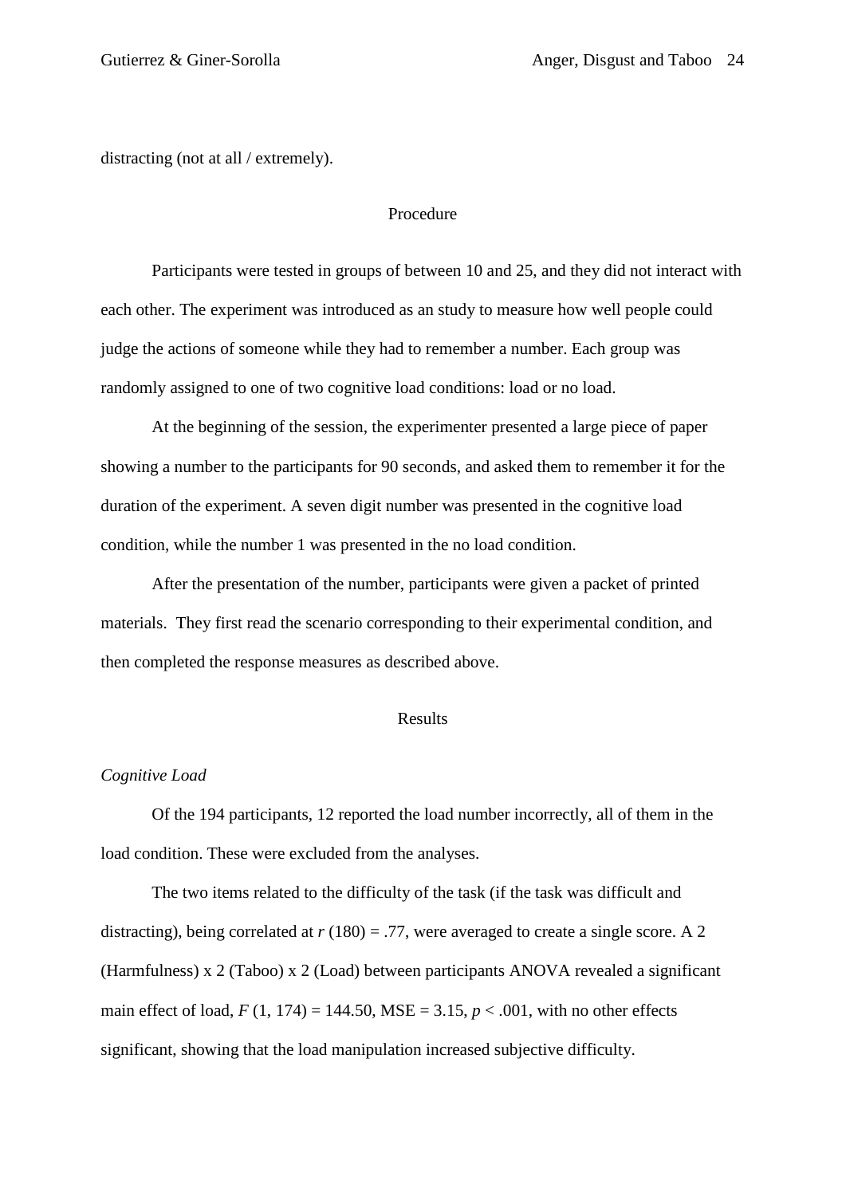distracting (not at all / extremely).

## Procedure

Participants were tested in groups of between 10 and 25, and they did not interact with each other. The experiment was introduced as an study to measure how well people could judge the actions of someone while they had to remember a number. Each group was randomly assigned to one of two cognitive load conditions: load or no load.

At the beginning of the session, the experimenter presented a large piece of paper showing a number to the participants for 90 seconds, and asked them to remember it for the duration of the experiment. A seven digit number was presented in the cognitive load condition, while the number 1 was presented in the no load condition.

After the presentation of the number, participants were given a packet of printed materials. They first read the scenario corresponding to their experimental condition, and then completed the response measures as described above.

## Results

### *Cognitive Load*

Of the 194 participants, 12 reported the load number incorrectly, all of them in the load condition. These were excluded from the analyses.

The two items related to the difficulty of the task (if the task was difficult and distracting), being correlated at $r\ (180) = .77$, were averaged to create a single score. A 2 (Harmfulness) x 2 (Taboo) x 2 (Load) between participants ANOVA revealed a significant main effect of load, $F\ (1, 174) = 144.50$, MSE = 3.15, $p < .001$, with no other effects significant, showing that the load manipulation increased subjective difficulty.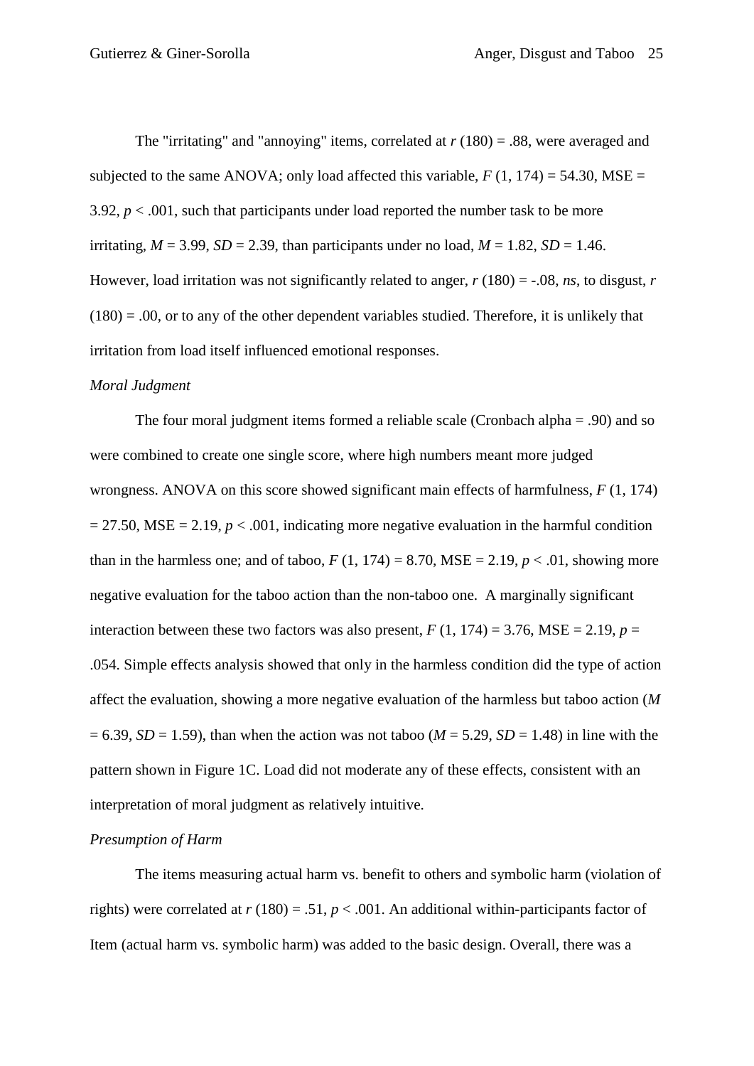The "irritating" and "annoying" items, correlated at $r$ (180) = .88, were averaged and subjected to the same ANOVA; only load affected this variable, $F$ (1, 174) = 54.30, MSE = 3.92, $p < .001$, such that participants under load reported the number task to be more irritating, $M$ = 3.99, $SD$ = 2.39, than participants under no load, $M$ = 1.82, $SD$ = 1.46. However, load irritation was not significantly related to anger, $r$ (180) = -.08, *ns*, to disgust, $r$ (180) = .00, or to any of the other dependent variables studied. Therefore, it is unlikely that irritation from load itself influenced emotional responses.

*Moral Judgment*

The four moral judgment items formed a reliable scale (Cronbach alpha = .90) and so were combined to create one single score, where high numbers meant more judged wrongness. ANOVA on this score showed significant main effects of harmfulness, $F$ (1, 174) = 27.50, MSE = 2.19, $p < .001$, indicating more negative evaluation in the harmful condition than in the harmless one; and of taboo, $F$ (1, 174) = 8.70, MSE = 2.19, $p < .01$, showing more negative evaluation for the taboo action than the non-taboo one. A marginally significant interaction between these two factors was also present, $F$ (1, 174) = 3.76, MSE = 2.19, $p$ = .054. Simple effects analysis showed that only in the harmless condition did the type of action affect the evaluation, showing a more negative evaluation of the harmless but taboo action ($M$ = 6.39, $SD$ = 1.59), than when the action was not taboo ($M$ = 5.29, $SD$ = 1.48) in line with the pattern shown in Figure 1C. Load did not moderate any of these effects, consistent with an interpretation of moral judgment as relatively intuitive.

*Presumption of Harm*

The items measuring actual harm vs. benefit to others and symbolic harm (violation of rights) were correlated at $r$ (180) = .51, $p < .001$. An additional within-participants factor of Item (actual harm vs. symbolic harm) was added to the basic design. Overall, there was a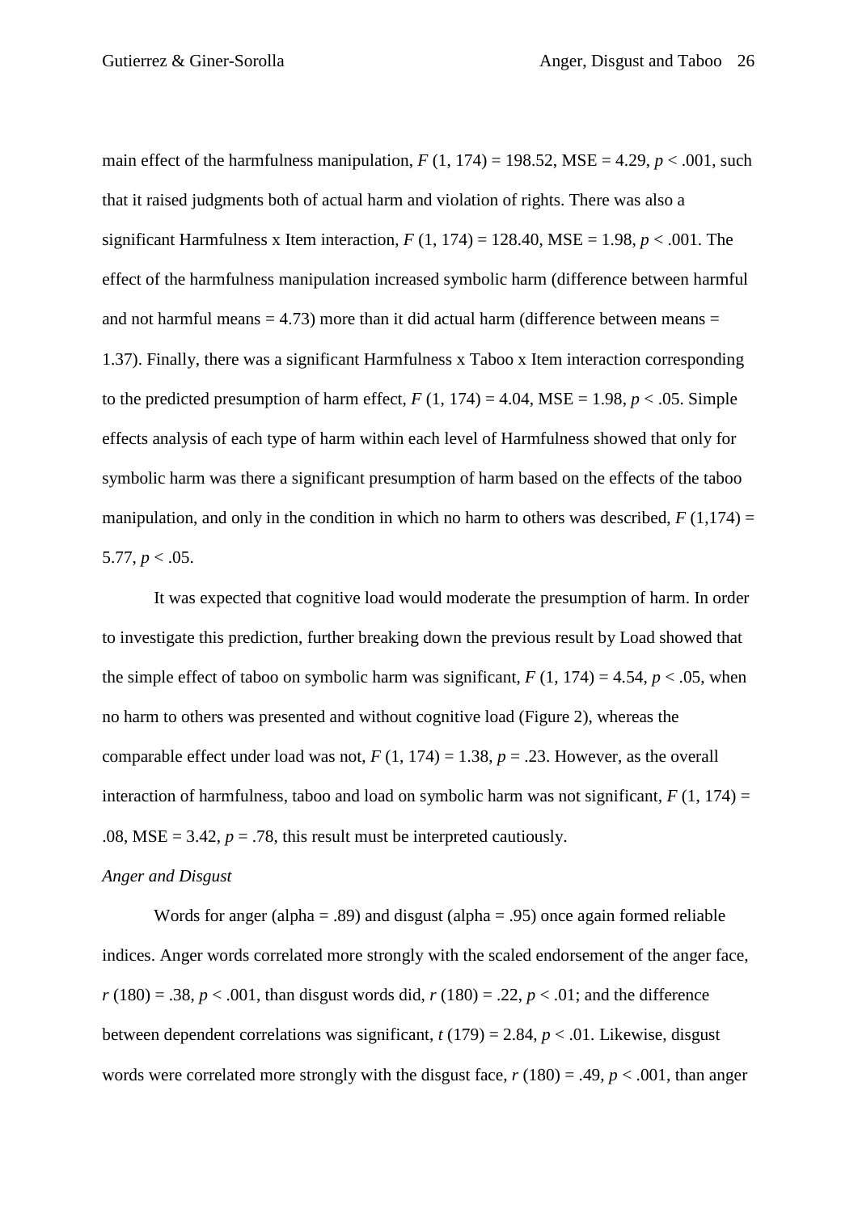main effect of the harmfulness manipulation, $F$ (1, 174) = 198.52, MSE = 4.29, $p < .001$, such that it raised judgments both of actual harm and violation of rights. There was also a significant Harmfulness x Item interaction, $F$ (1, 174) = 128.40, MSE = 1.98, $p < .001$. The effect of the harmfulness manipulation increased symbolic harm (difference between harmful and not harmful means = 4.73) more than it did actual harm (difference between means = 1.37). Finally, there was a significant Harmfulness x Taboo x Item interaction corresponding to the predicted presumption of harm effect, $F$ (1, 174) = 4.04, MSE = 1.98, $p < .05$. Simple effects analysis of each type of harm within each level of Harmfulness showed that only for symbolic harm was there a significant presumption of harm based on the effects of the taboo manipulation, and only in the condition in which no harm to others was described, $F$ (1,174) = 5.77, $p < .05$.

It was expected that cognitive load would moderate the presumption of harm. In order to investigate this prediction, further breaking down the previous result by Load showed that the simple effect of taboo on symbolic harm was significant, $F$ (1, 174) = 4.54, $p < .05$, when no harm to others was presented and without cognitive load (Figure 2), whereas the comparable effect under load was not, $F$ (1, 174) = 1.38, $p = .23$. However, as the overall interaction of harmfulness, taboo and load on symbolic harm was not significant, $F$ (1, 174) = .08, MSE = 3.42, $p = .78$, this result must be interpreted cautiously.

*Anger and Disgust*

Words for anger (alpha = .89) and disgust (alpha = .95) once again formed reliable indices. Anger words correlated more strongly with the scaled endorsement of the anger face, $r$ (180) = .38, $p < .001$, than disgust words did, $r$ (180) = .22, $p < .01$; and the difference between dependent correlations was significant, $t$ (179) = 2.84, $p < .01$. Likewise, disgust words were correlated more strongly with the disgust face, $r$ (180) = .49, $p < .001$, than anger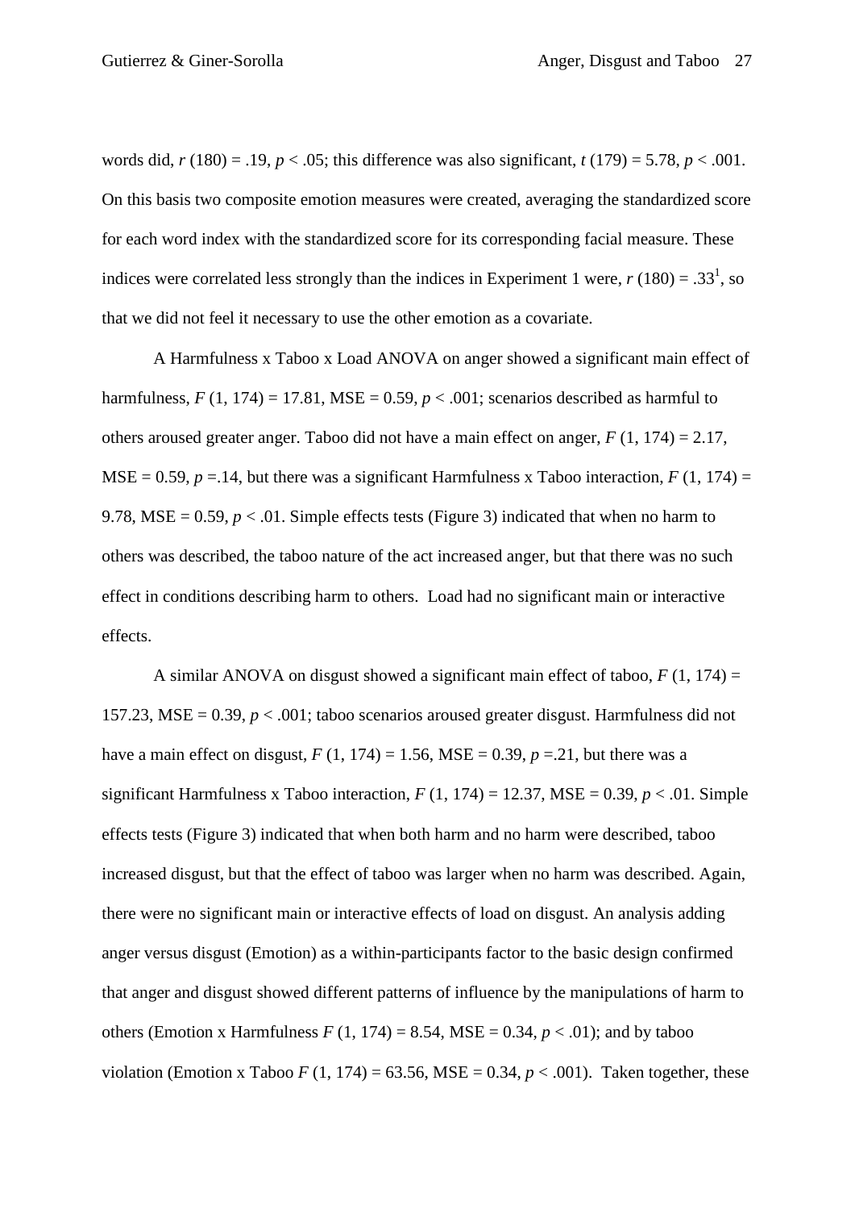words did, $r$ (180) = .19, $p < .05$; this difference was also significant, $t$ (179) = 5.78, $p < .001$. On this basis two composite emotion measures were created, averaging the standardized score for each word index with the standardized score for its corresponding facial measure. These indices were correlated less strongly than the indices in Experiment 1 were, $r$ (180) = .33[1], so that we did not feel it necessary to use the other emotion as a covariate.

A Harmfulness x Taboo x Load ANOVA on anger showed a significant main effect of harmfulness, $F$ (1, 174) = 17.81, MSE = 0.59, $p < .001$; scenarios described as harmful to others aroused greater anger. Taboo did not have a main effect on anger, $F$ (1, 174) = 2.17, MSE = 0.59, $p$ =.14, but there was a significant Harmfulness x Taboo interaction, $F$ (1, 174) = 9.78, MSE = 0.59, $p < .01$. Simple effects tests (Figure 3) indicated that when no harm to others was described, the taboo nature of the act increased anger, but that there was no such effect in conditions describing harm to others. Load had no significant main or interactive effects.

A similar ANOVA on disgust showed a significant main effect of taboo, $F$ (1, 174) = 157.23, MSE = 0.39, $p < .001$; taboo scenarios aroused greater disgust. Harmfulness did not have a main effect on disgust, $F$ (1, 174) = 1.56, MSE = 0.39, $p$ =.21, but there was a significant Harmfulness x Taboo interaction, $F$ (1, 174) = 12.37, MSE = 0.39, $p < .01$. Simple effects tests (Figure 3) indicated that when both harm and no harm were described, taboo increased disgust, but that the effect of taboo was larger when no harm was described. Again, there were no significant main or interactive effects of load on disgust. An analysis adding anger versus disgust (Emotion) as a within-participants factor to the basic design confirmed that anger and disgust showed different patterns of influence by the manipulations of harm to others (Emotion x Harmfulness $F$ (1, 174) = 8.54, MSE = 0.34, $p < .01$); and by taboo violation (Emotion x Taboo $F$ (1, 174) = 63.56, MSE = 0.34, $p < .001$). Taken together, these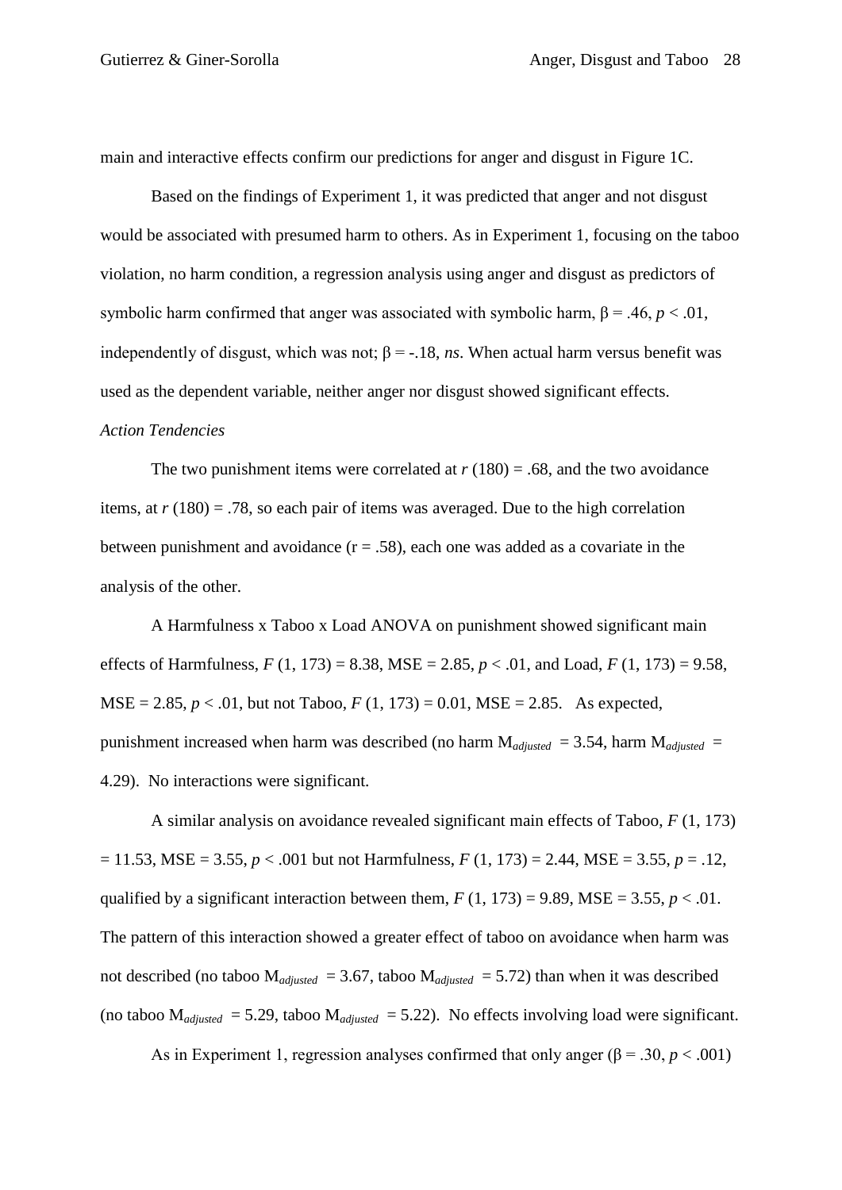main and interactive effects confirm our predictions for anger and disgust in Figure 1C.

Based on the findings of Experiment 1, it was predicted that anger and not disgust would be associated with presumed harm to others. As in Experiment 1, focusing on the taboo violation, no harm condition, a regression analysis using anger and disgust as predictors of symbolic harm confirmed that anger was associated with symbolic harm, $\beta = .46$, $p < .01$, independently of disgust, which was not; $\beta = -.18$, *ns*. When actual harm versus benefit was used as the dependent variable, neither anger nor disgust showed significant effects.

*Action Tendencies*

The two punishment items were correlated at $r\ (180) = .68$, and the two avoidance items, at $r\ (180) = .78$, so each pair of items was averaged. Due to the high correlation between punishment and avoidance ($r = .58$), each one was added as a covariate in the analysis of the other.

A Harmfulness x Taboo x Load ANOVA on punishment showed significant main effects of Harmfulness, $F\ (1, 173) = 8.38$, MSE = 2.85, $p < .01$, and Load, $F\ (1, 173) = 9.58$, MSE = 2.85, $p < .01$, but not Taboo, $F\ (1, 173) = 0.01$, MSE = 2.85. As expected, punishment increased when harm was described (no harm $M_{adjusted} = 3.54$, harm $M_{adjusted} = 4.29$). No interactions were significant.

A similar analysis on avoidance revealed significant main effects of Taboo, $F\ (1, 173) = 11.53$, MSE = 3.55, $p < .001$ but not Harmfulness, $F\ (1, 173) = 2.44$, MSE = 3.55, $p = .12$, qualified by a significant interaction between them, $F\ (1, 173) = 9.89$, MSE = 3.55, $p < .01$. The pattern of this interaction showed a greater effect of taboo on avoidance when harm was not described (no taboo $M_{adjusted} = 3.67$, taboo $M_{adjusted} = 5.72$) than when it was described (no taboo $M_{adjusted} = 5.29$, taboo $M_{adjusted} = 5.22$). No effects involving load were significant.

As in Experiment 1, regression analyses confirmed that only anger ($\beta = .30$, $p < .001$)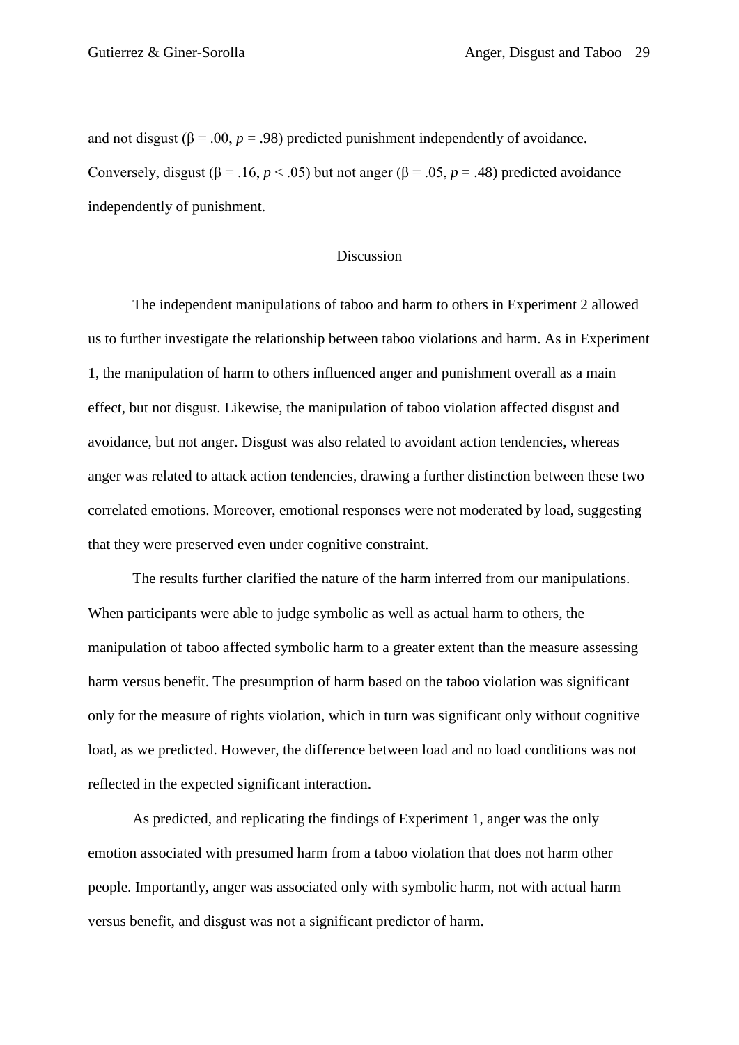and not disgust ($\beta = .00$, $p = .98$) predicted punishment independently of avoidance. Conversely, disgust ($\beta = .16$, $p < .05$) but not anger ($\beta = .05$, $p = .48$) predicted avoidance independently of punishment.

## Discussion

The independent manipulations of taboo and harm to others in Experiment 2 allowed us to further investigate the relationship between taboo violations and harm. As in Experiment 1, the manipulation of harm to others influenced anger and punishment overall as a main effect, but not disgust. Likewise, the manipulation of taboo violation affected disgust and avoidance, but not anger. Disgust was also related to avoidant action tendencies, whereas anger was related to attack action tendencies, drawing a further distinction between these two correlated emotions. Moreover, emotional responses were not moderated by load, suggesting that they were preserved even under cognitive constraint.

The results further clarified the nature of the harm inferred from our manipulations. When participants were able to judge symbolic as well as actual harm to others, the manipulation of taboo affected symbolic harm to a greater extent than the measure assessing harm versus benefit. The presumption of harm based on the taboo violation was significant only for the measure of rights violation, which in turn was significant only without cognitive load, as we predicted. However, the difference between load and no load conditions was not reflected in the expected significant interaction.

As predicted, and replicating the findings of Experiment 1, anger was the only emotion associated with presumed harm from a taboo violation that does not harm other people. Importantly, anger was associated only with symbolic harm, not with actual harm versus benefit, and disgust was not a significant predictor of harm.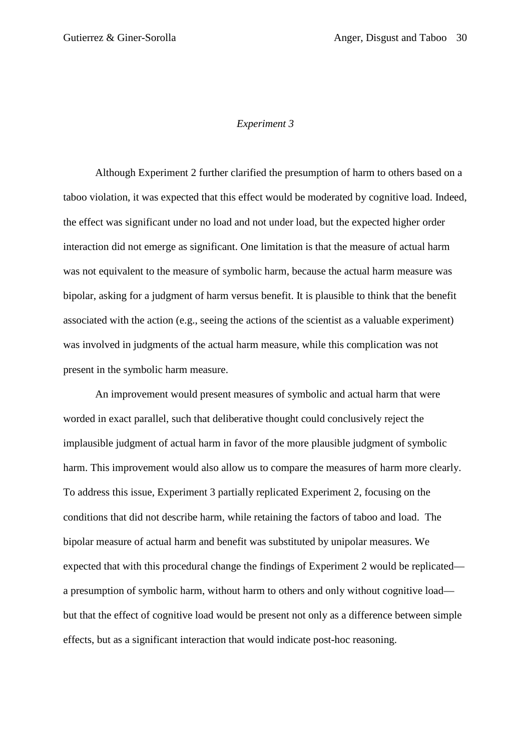## *Experiment 3*

Although Experiment 2 further clarified the presumption of harm to others based on a taboo violation, it was expected that this effect would be moderated by cognitive load. Indeed, the effect was significant under no load and not under load, but the expected higher order interaction did not emerge as significant. One limitation is that the measure of actual harm was not equivalent to the measure of symbolic harm, because the actual harm measure was bipolar, asking for a judgment of harm versus benefit. It is plausible to think that the benefit associated with the action (e.g., seeing the actions of the scientist as a valuable experiment) was involved in judgments of the actual harm measure, while this complication was not present in the symbolic harm measure.

An improvement would present measures of symbolic and actual harm that were worded in exact parallel, such that deliberative thought could conclusively reject the implausible judgment of actual harm in favor of the more plausible judgment of symbolic harm. This improvement would also allow us to compare the measures of harm more clearly. To address this issue, Experiment 3 partially replicated Experiment 2, focusing on the conditions that did not describe harm, while retaining the factors of taboo and load. The bipolar measure of actual harm and benefit was substituted by unipolar measures. We expected that with this procedural change the findings of Experiment 2 would be replicated—a presumption of symbolic harm, without harm to others and only without cognitive load—but that the effect of cognitive load would be present not only as a difference between simple effects, but as a significant interaction that would indicate post-hoc reasoning.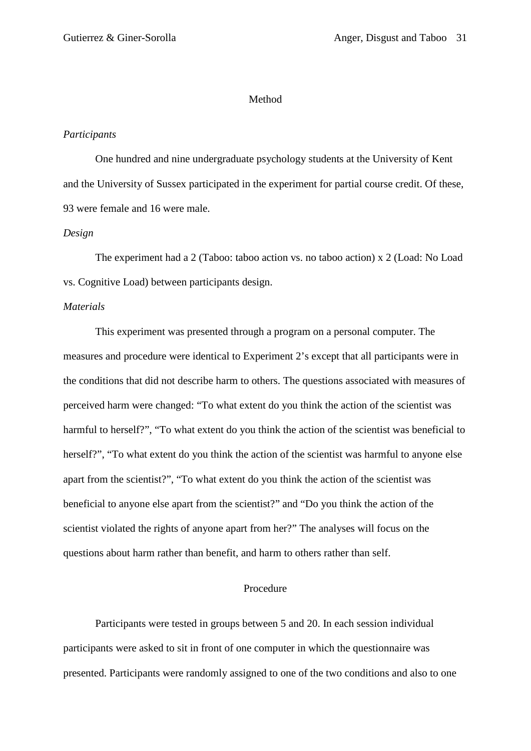## Method

*Participants*

One hundred and nine undergraduate psychology students at the University of Kent and the University of Sussex participated in the experiment for partial course credit. Of these, 93 were female and 16 were male.

*Design*

The experiment had a 2 (Taboo: taboo action vs. no taboo action) x 2 (Load: No Load vs. Cognitive Load) between participants design.

*Materials*

This experiment was presented through a program on a personal computer. The measures and procedure were identical to Experiment 2's except that all participants were in the conditions that did not describe harm to others. The questions associated with measures of perceived harm were changed: "To what extent do you think the action of the scientist was harmful to herself?", "To what extent do you think the action of the scientist was beneficial to herself?", "To what extent do you think the action of the scientist was harmful to anyone else apart from the scientist?", "To what extent do you think the action of the scientist was beneficial to anyone else apart from the scientist?" and "Do you think the action of the scientist violated the rights of anyone apart from her?" The analyses will focus on the questions about harm rather than benefit, and harm to others rather than self.

## Procedure

Participants were tested in groups between 5 and 20. In each session individual participants were asked to sit in front of one computer in which the questionnaire was presented. Participants were randomly assigned to one of the two conditions and also to one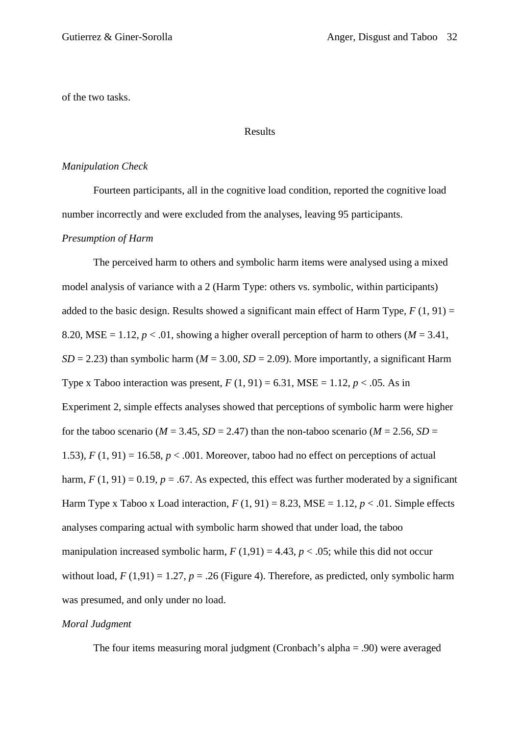of the two tasks.

## Results

### *Manipulation Check*

Fourteen participants, all in the cognitive load condition, reported the cognitive load number incorrectly and were excluded from the analyses, leaving 95 participants.

### *Presumption of Harm*

The perceived harm to others and symbolic harm items were analysed using a mixed model analysis of variance with a 2 (Harm Type: others vs. symbolic, within participants) added to the basic design. Results showed a significant main effect of Harm Type, $F$ (1, 91) = 8.20, MSE = 1.12, $p < .01$, showing a higher overall perception of harm to others ($M$ = 3.41, $SD$ = 2.23) than symbolic harm ($M$ = 3.00, $SD$ = 2.09). More importantly, a significant Harm Type x Taboo interaction was present, $F$ (1, 91) = 6.31, MSE = 1.12, $p < .05$. As in Experiment 2, simple effects analyses showed that perceptions of symbolic harm were higher for the taboo scenario ($M$ = 3.45, $SD$ = 2.47) than the non-taboo scenario ($M$ = 2.56, $SD$ = 1.53), $F$ (1, 91) = 16.58, $p < .001$. Moreover, taboo had no effect on perceptions of actual harm, $F$ (1, 91) = 0.19, $p$ = .67. As expected, this effect was further moderated by a significant Harm Type x Taboo x Load interaction, $F$ (1, 91) = 8.23, MSE = 1.12, $p < .01$. Simple effects analyses comparing actual with symbolic harm showed that under load, the taboo manipulation increased symbolic harm, $F$ (1,91) = 4.43, $p < .05$; while this did not occur without load, $F$ (1,91) = 1.27, $p$ = .26 (Figure 4). Therefore, as predicted, only symbolic harm was presumed, and only under no load.

### *Moral Judgment*

The four items measuring moral judgment (Cronbach's alpha = .90) were averaged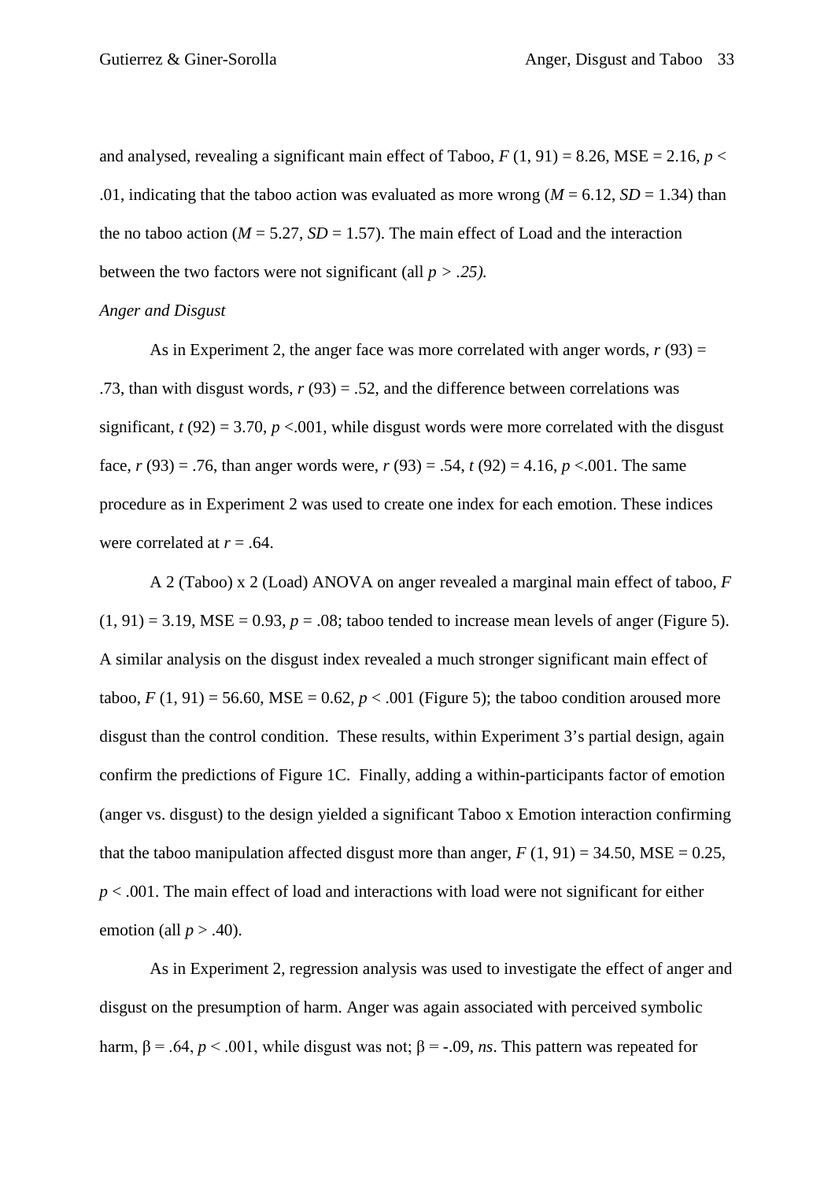and analysed, revealing a significant main effect of Taboo, $F$ (1, 91) = 8.26, MSE = 2.16, $p$ < .01, indicating that the taboo action was evaluated as more wrong ($M$ = 6.12, $SD$ = 1.34) than the no taboo action ($M$ = 5.27, $SD$ = 1.57). The main effect of Load and the interaction between the two factors were not significant (all $p > .25$).

*Anger and Disgust*

As in Experiment 2, the anger face was more correlated with anger words, $r$ (93) = .73, than with disgust words, $r$ (93) = .52, and the difference between correlations was significant, $t$ (92) = 3.70, $p$ <.001, while disgust words were more correlated with the disgust face, $r$ (93) = .76, than anger words were, $r$ (93) = .54, $t$ (92) = 4.16, $p$ <.001. The same procedure as in Experiment 2 was used to create one index for each emotion. These indices were correlated at $r$ = .64.

A 2 (Taboo) x 2 (Load) ANOVA on anger revealed a marginal main effect of taboo, $F$ (1, 91) = 3.19, MSE = 0.93, $p$ = .08; taboo tended to increase mean levels of anger (Figure 5). A similar analysis on the disgust index revealed a much stronger significant main effect of taboo, $F$ (1, 91) = 56.60, MSE = 0.62, $p$ < .001 (Figure 5); the taboo condition aroused more disgust than the control condition. These results, within Experiment 3's partial design, again confirm the predictions of Figure 1C. Finally, adding a within-participants factor of emotion (anger vs. disgust) to the design yielded a significant Taboo x Emotion interaction confirming that the taboo manipulation affected disgust more than anger, $F$ (1, 91) = 34.50, MSE = 0.25, $p$ < .001. The main effect of load and interactions with load were not significant for either emotion (all $p$ > .40).

As in Experiment 2, regression analysis was used to investigate the effect of anger and disgust on the presumption of harm. Anger was again associated with perceived symbolic harm, $\beta$ = .64, $p$ < .001, while disgust was not; $\beta$ = -.09, *ns*. This pattern was repeated for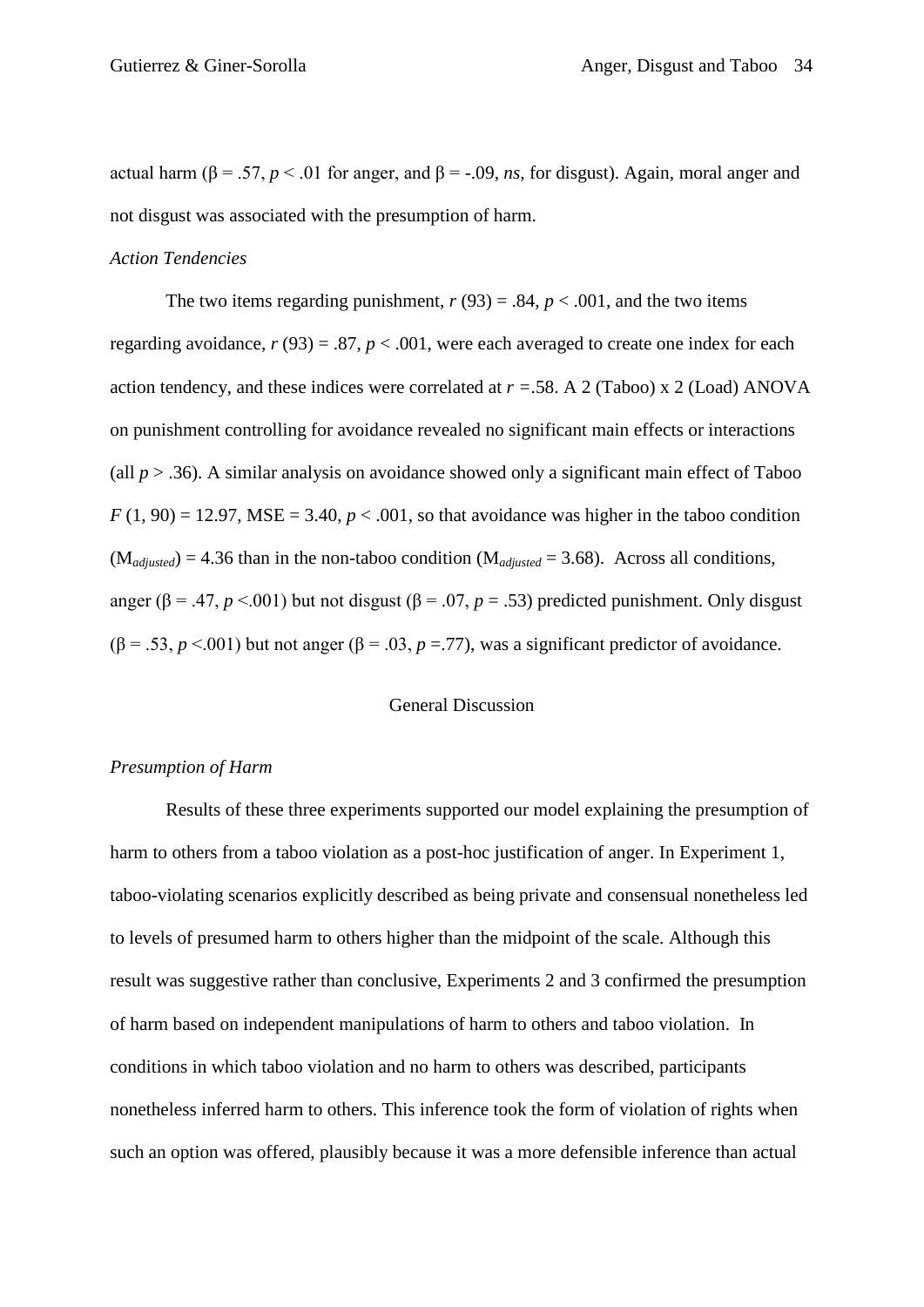actual harm ($\beta = .57$, $p < .01$ for anger, and $\beta = -.09$, *ns*, for disgust). Again, moral anger and not disgust was associated with the presumption of harm.

### *Action Tendencies*

The two items regarding punishment, $r\ (93) = .84$, $p < .001$, and the two items regarding avoidance, $r\ (93) = .87$, $p < .001$, were each averaged to create one index for each action tendency, and these indices were correlated at $r = .58$. A 2 (Taboo) x 2 (Load) ANOVA on punishment controlling for avoidance revealed no significant main effects or interactions (all $p > .36$). A similar analysis on avoidance showed only a significant main effect of Taboo $F\ (1, 90) = 12.97$, MSE = 3.40, $p < .001$, so that avoidance was higher in the taboo condition ($M_{adjusted}$) = 4.36 than in the non-taboo condition ($M_{adjusted} = 3.68$). Across all conditions, anger ($\beta = .47$, $p < .001$) but not disgust ($\beta = .07$, $p = .53$) predicted punishment. Only disgust ($\beta = .53$, $p < .001$) but not anger ($\beta = .03$, $p = .77$), was a significant predictor of avoidance.

## General Discussion

### *Presumption of Harm*

Results of these three experiments supported our model explaining the presumption of harm to others from a taboo violation as a post-hoc justification of anger. In Experiment 1, taboo-violating scenarios explicitly described as being private and consensual nonetheless led to levels of presumed harm to others higher than the midpoint of the scale. Although this result was suggestive rather than conclusive, Experiments 2 and 3 confirmed the presumption of harm based on independent manipulations of harm to others and taboo violation. In conditions in which taboo violation and no harm to others was described, participants nonetheless inferred harm to others. This inference took the form of violation of rights when such an option was offered, plausibly because it was a more defensible inference than actual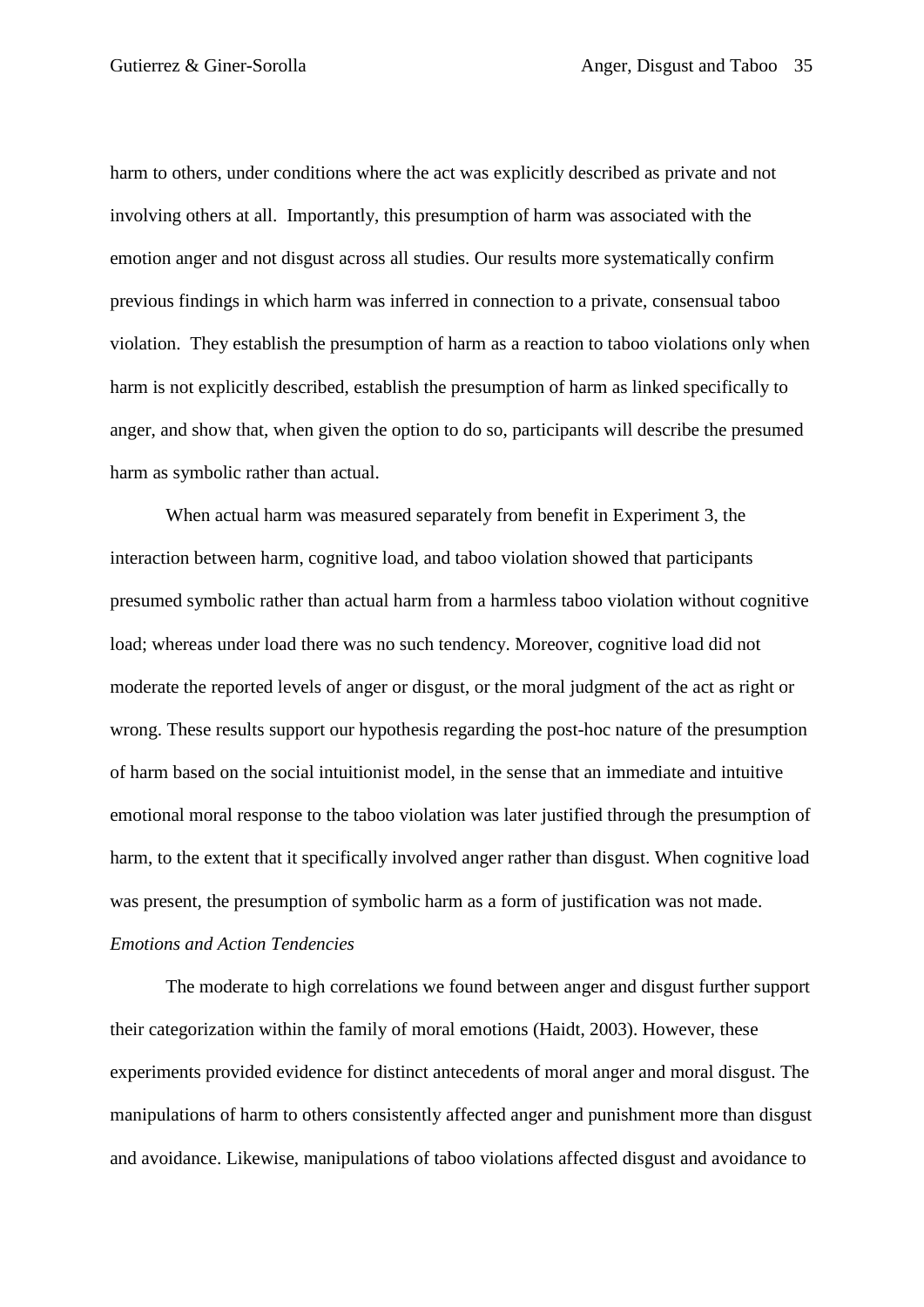harm to others, under conditions where the act was explicitly described as private and not involving others at all. Importantly, this presumption of harm was associated with the emotion anger and not disgust across all studies. Our results more systematically confirm previous findings in which harm was inferred in connection to a private, consensual taboo violation. They establish the presumption of harm as a reaction to taboo violations only when harm is not explicitly described, establish the presumption of harm as linked specifically to anger, and show that, when given the option to do so, participants will describe the presumed harm as symbolic rather than actual.

When actual harm was measured separately from benefit in Experiment 3, the interaction between harm, cognitive load, and taboo violation showed that participants presumed symbolic rather than actual harm from a harmless taboo violation without cognitive load; whereas under load there was no such tendency. Moreover, cognitive load did not moderate the reported levels of anger or disgust, or the moral judgment of the act as right or wrong. These results support our hypothesis regarding the post-hoc nature of the presumption of harm based on the social intuitionist model, in the sense that an immediate and intuitive emotional moral response to the taboo violation was later justified through the presumption of harm, to the extent that it specifically involved anger rather than disgust. When cognitive load was present, the presumption of symbolic harm as a form of justification was not made.

*Emotions and Action Tendencies*

The moderate to high correlations we found between anger and disgust further support their categorization within the family of moral emotions (Haidt, 2003). However, these experiments provided evidence for distinct antecedents of moral anger and moral disgust. The manipulations of harm to others consistently affected anger and punishment more than disgust and avoidance. Likewise, manipulations of taboo violations affected disgust and avoidance to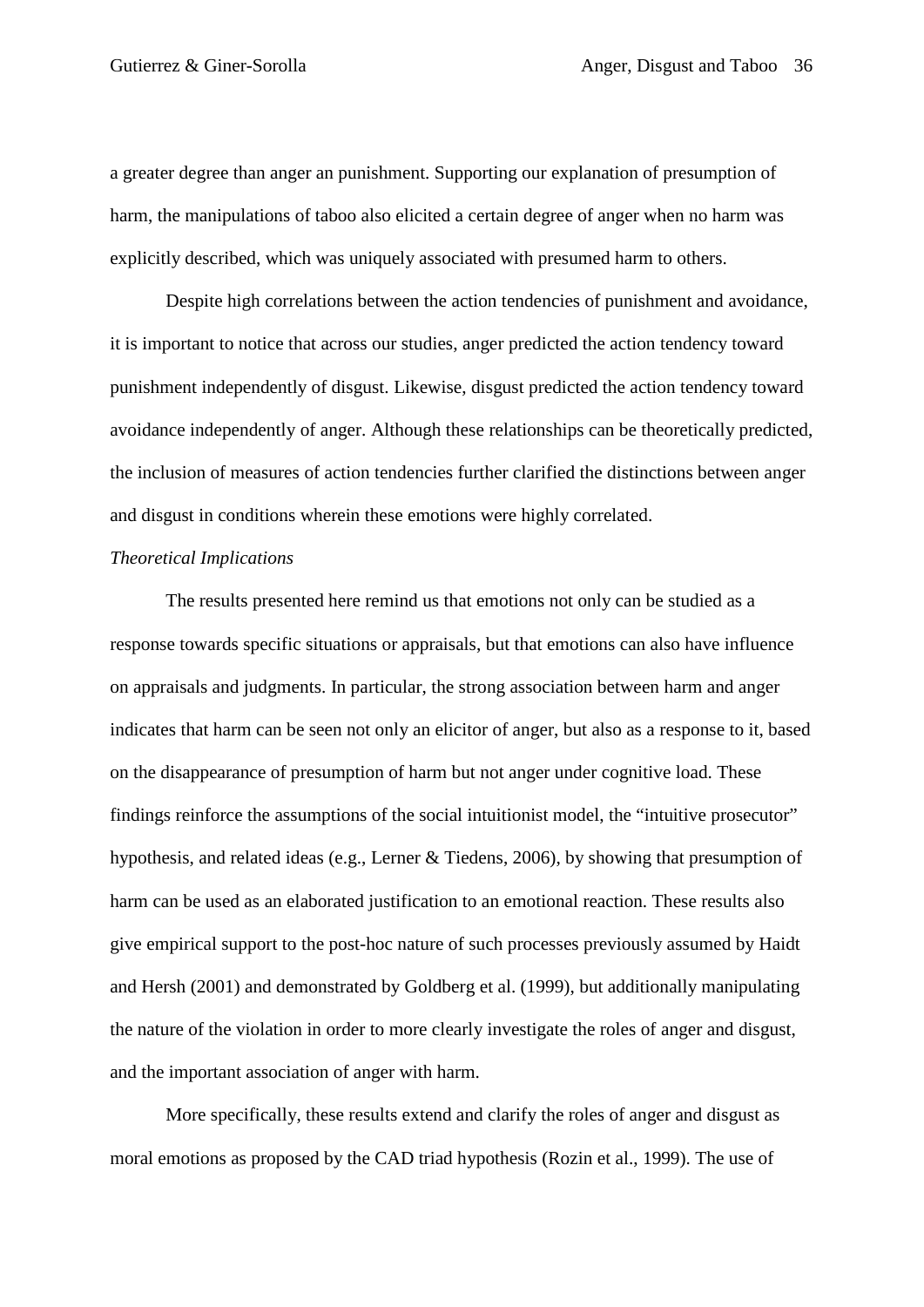a greater degree than anger an punishment. Supporting our explanation of presumption of harm, the manipulations of taboo also elicited a certain degree of anger when no harm was explicitly described, which was uniquely associated with presumed harm to others.

Despite high correlations between the action tendencies of punishment and avoidance, it is important to notice that across our studies, anger predicted the action tendency toward punishment independently of disgust. Likewise, disgust predicted the action tendency toward avoidance independently of anger. Although these relationships can be theoretically predicted, the inclusion of measures of action tendencies further clarified the distinctions between anger and disgust in conditions wherein these emotions were highly correlated.

*Theoretical Implications*

The results presented here remind us that emotions not only can be studied as a response towards specific situations or appraisals, but that emotions can also have influence on appraisals and judgments. In particular, the strong association between harm and anger indicates that harm can be seen not only an elicitor of anger, but also as a response to it, based on the disappearance of presumption of harm but not anger under cognitive load. These findings reinforce the assumptions of the social intuitionist model, the "intuitive prosecutor" hypothesis, and related ideas (e.g., Lerner & Tiedens, 2006), by showing that presumption of harm can be used as an elaborated justification to an emotional reaction. These results also give empirical support to the post-hoc nature of such processes previously assumed by Haidt and Hersh (2001) and demonstrated by Goldberg et al. (1999), but additionally manipulating the nature of the violation in order to more clearly investigate the roles of anger and disgust, and the important association of anger with harm.

More specifically, these results extend and clarify the roles of anger and disgust as moral emotions as proposed by the CAD triad hypothesis (Rozin et al., 1999). The use of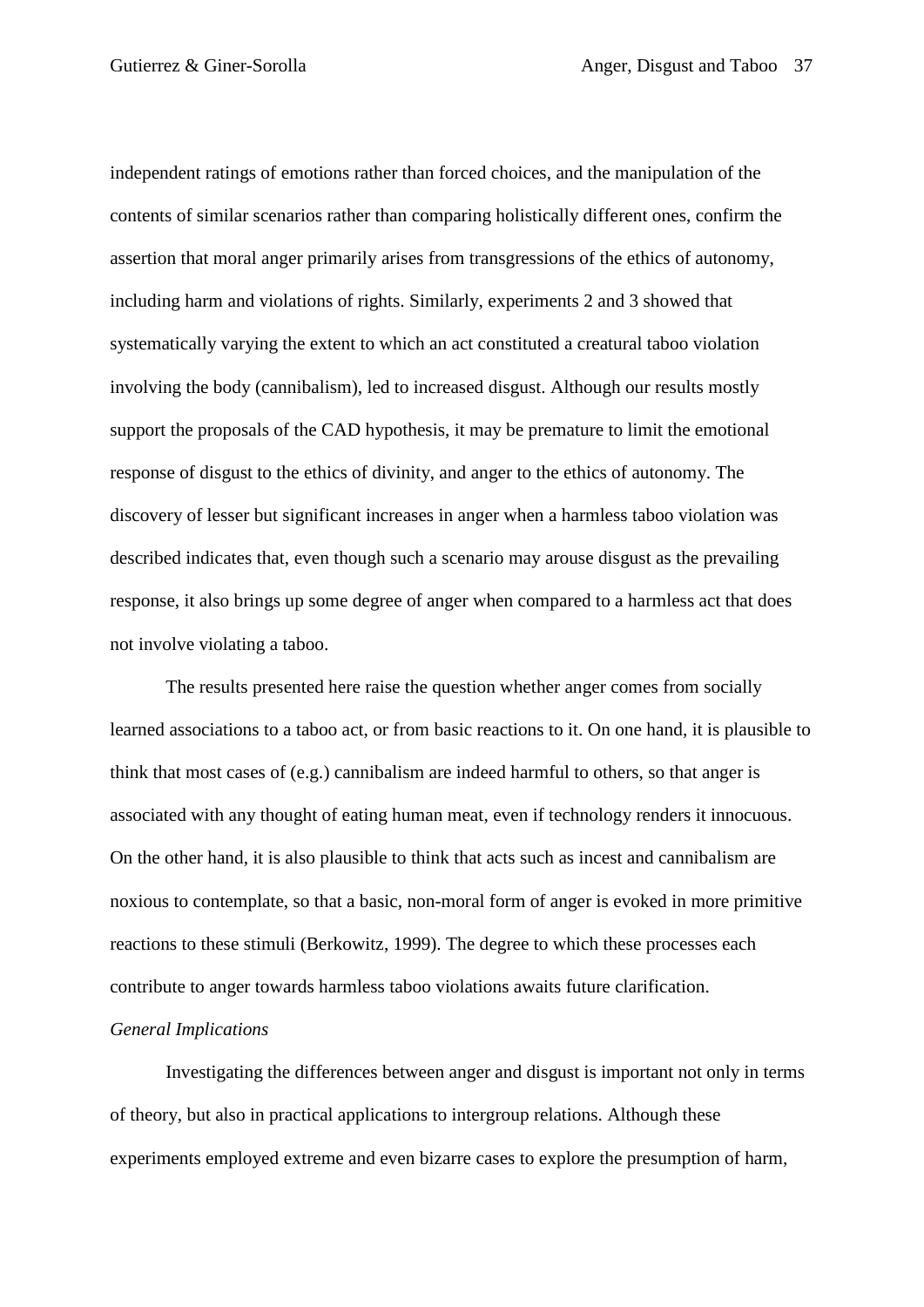independent ratings of emotions rather than forced choices, and the manipulation of the contents of similar scenarios rather than comparing holistically different ones, confirm the assertion that moral anger primarily arises from transgressions of the ethics of autonomy, including harm and violations of rights. Similarly, experiments 2 and 3 showed that systematically varying the extent to which an act constituted a creatural taboo violation involving the body (cannibalism), led to increased disgust. Although our results mostly support the proposals of the CAD hypothesis, it may be premature to limit the emotional response of disgust to the ethics of divinity, and anger to the ethics of autonomy. The discovery of lesser but significant increases in anger when a harmless taboo violation was described indicates that, even though such a scenario may arouse disgust as the prevailing response, it also brings up some degree of anger when compared to a harmless act that does not involve violating a taboo.

The results presented here raise the question whether anger comes from socially learned associations to a taboo act, or from basic reactions to it. On one hand, it is plausible to think that most cases of (e.g.) cannibalism are indeed harmful to others, so that anger is associated with any thought of eating human meat, even if technology renders it innocuous. On the other hand, it is also plausible to think that acts such as incest and cannibalism are noxious to contemplate, so that a basic, non-moral form of anger is evoked in more primitive reactions to these stimuli (Berkowitz, 1999). The degree to which these processes each contribute to anger towards harmless taboo violations awaits future clarification.

*General Implications*

Investigating the differences between anger and disgust is important not only in terms of theory, but also in practical applications to intergroup relations. Although these experiments employed extreme and even bizarre cases to explore the presumption of harm,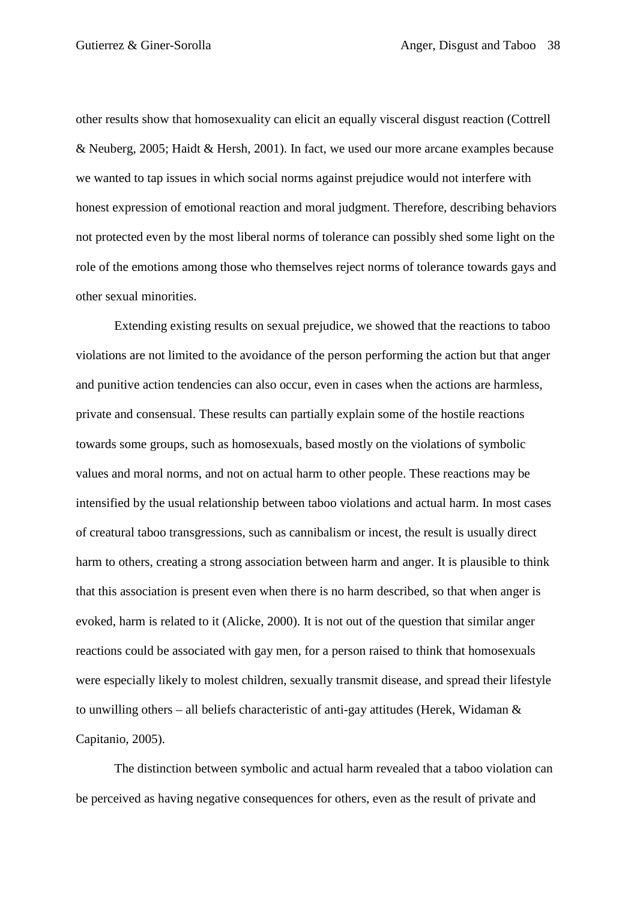other results show that homosexuality can elicit an equally visceral disgust reaction (Cottrell & Neuberg, 2005; Haidt & Hersh, 2001). In fact, we used our more arcane examples because we wanted to tap issues in which social norms against prejudice would not interfere with honest expression of emotional reaction and moral judgment. Therefore, describing behaviors not protected even by the most liberal norms of tolerance can possibly shed some light on the role of the emotions among those who themselves reject norms of tolerance towards gays and other sexual minorities.

Extending existing results on sexual prejudice, we showed that the reactions to taboo violations are not limited to the avoidance of the person performing the action but that anger and punitive action tendencies can also occur, even in cases when the actions are harmless, private and consensual. These results can partially explain some of the hostile reactions towards some groups, such as homosexuals, based mostly on the violations of symbolic values and moral norms, and not on actual harm to other people. These reactions may be intensified by the usual relationship between taboo violations and actual harm. In most cases of creatural taboo transgressions, such as cannibalism or incest, the result is usually direct harm to others, creating a strong association between harm and anger. It is plausible to think that this association is present even when there is no harm described, so that when anger is evoked, harm is related to it (Alicke, 2000). It is not out of the question that similar anger reactions could be associated with gay men, for a person raised to think that homosexuals were especially likely to molest children, sexually transmit disease, and spread their lifestyle to unwilling others – all beliefs characteristic of anti-gay attitudes (Herek, Widaman & Capitanio, 2005).

The distinction between symbolic and actual harm revealed that a taboo violation can be perceived as having negative consequences for others, even as the result of private and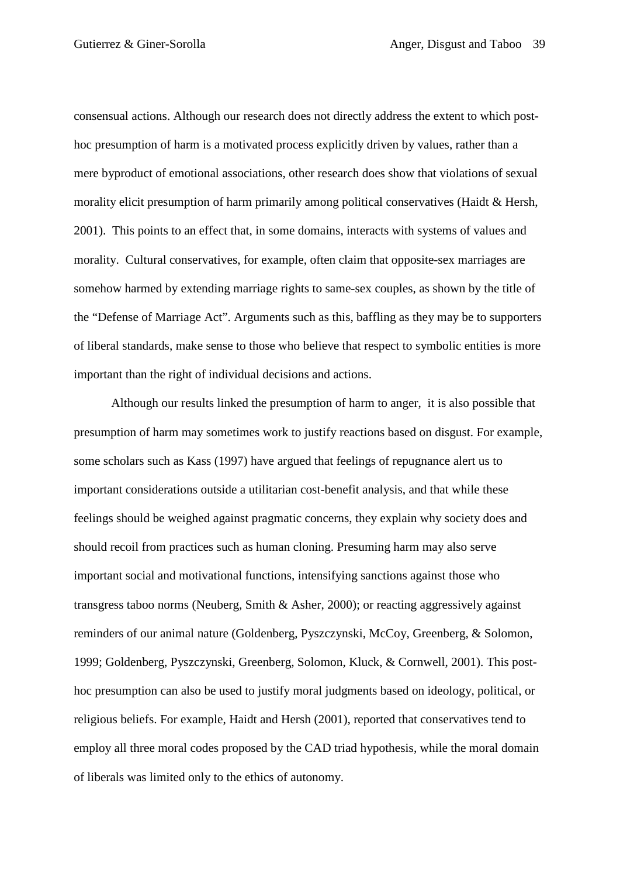consensual actions. Although our research does not directly address the extent to which post-hoc presumption of harm is a motivated process explicitly driven by values, rather than a mere byproduct of emotional associations, other research does show that violations of sexual morality elicit presumption of harm primarily among political conservatives (Haidt & Hersh, 2001). This points to an effect that, in some domains, interacts with systems of values and morality. Cultural conservatives, for example, often claim that opposite-sex marriages are somehow harmed by extending marriage rights to same-sex couples, as shown by the title of the "Defense of Marriage Act". Arguments such as this, baffling as they may be to supporters of liberal standards, make sense to those who believe that respect to symbolic entities is more important than the right of individual decisions and actions.

Although our results linked the presumption of harm to anger, it is also possible that presumption of harm may sometimes work to justify reactions based on disgust. For example, some scholars such as Kass (1997) have argued that feelings of repugnance alert us to important considerations outside a utilitarian cost-benefit analysis, and that while these feelings should be weighed against pragmatic concerns, they explain why society does and should recoil from practices such as human cloning. Presuming harm may also serve important social and motivational functions, intensifying sanctions against those who transgress taboo norms (Neuberg, Smith & Asher, 2000); or reacting aggressively against reminders of our animal nature (Goldenberg, Pyszczynski, McCoy, Greenberg, & Solomon, 1999; Goldenberg, Pyszczynski, Greenberg, Solomon, Kluck, & Cornwell, 2001). This post-hoc presumption can also be used to justify moral judgments based on ideology, political, or religious beliefs. For example, Haidt and Hersh (2001), reported that conservatives tend to employ all three moral codes proposed by the CAD triad hypothesis, while the moral domain of liberals was limited only to the ethics of autonomy.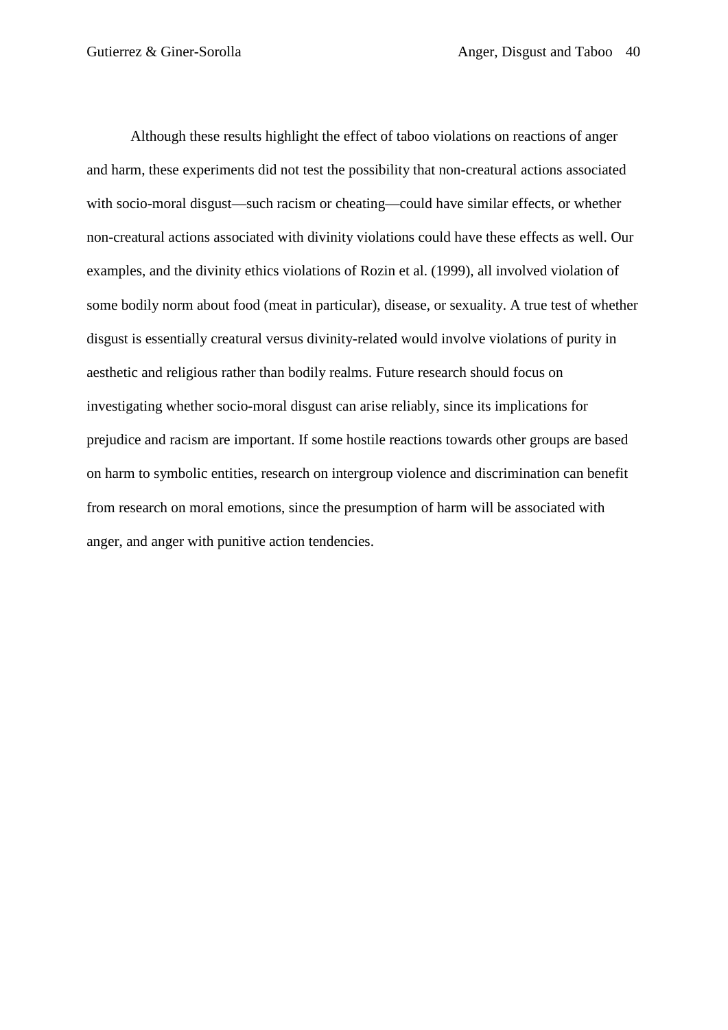Although these results highlight the effect of taboo violations on reactions of anger and harm, these experiments did not test the possibility that non-creatural actions associated with socio-moral disgust—such racism or cheating—could have similar effects, or whether non-creatural actions associated with divinity violations could have these effects as well. Our examples, and the divinity ethics violations of Rozin et al. (1999), all involved violation of some bodily norm about food (meat in particular), disease, or sexuality. A true test of whether disgust is essentially creatural versus divinity-related would involve violations of purity in aesthetic and religious rather than bodily realms. Future research should focus on investigating whether socio-moral disgust can arise reliably, since its implications for prejudice and racism are important. If some hostile reactions towards other groups are based on harm to symbolic entities, research on intergroup violence and discrimination can benefit from research on moral emotions, since the presumption of harm will be associated with anger, and anger with punitive action tendencies.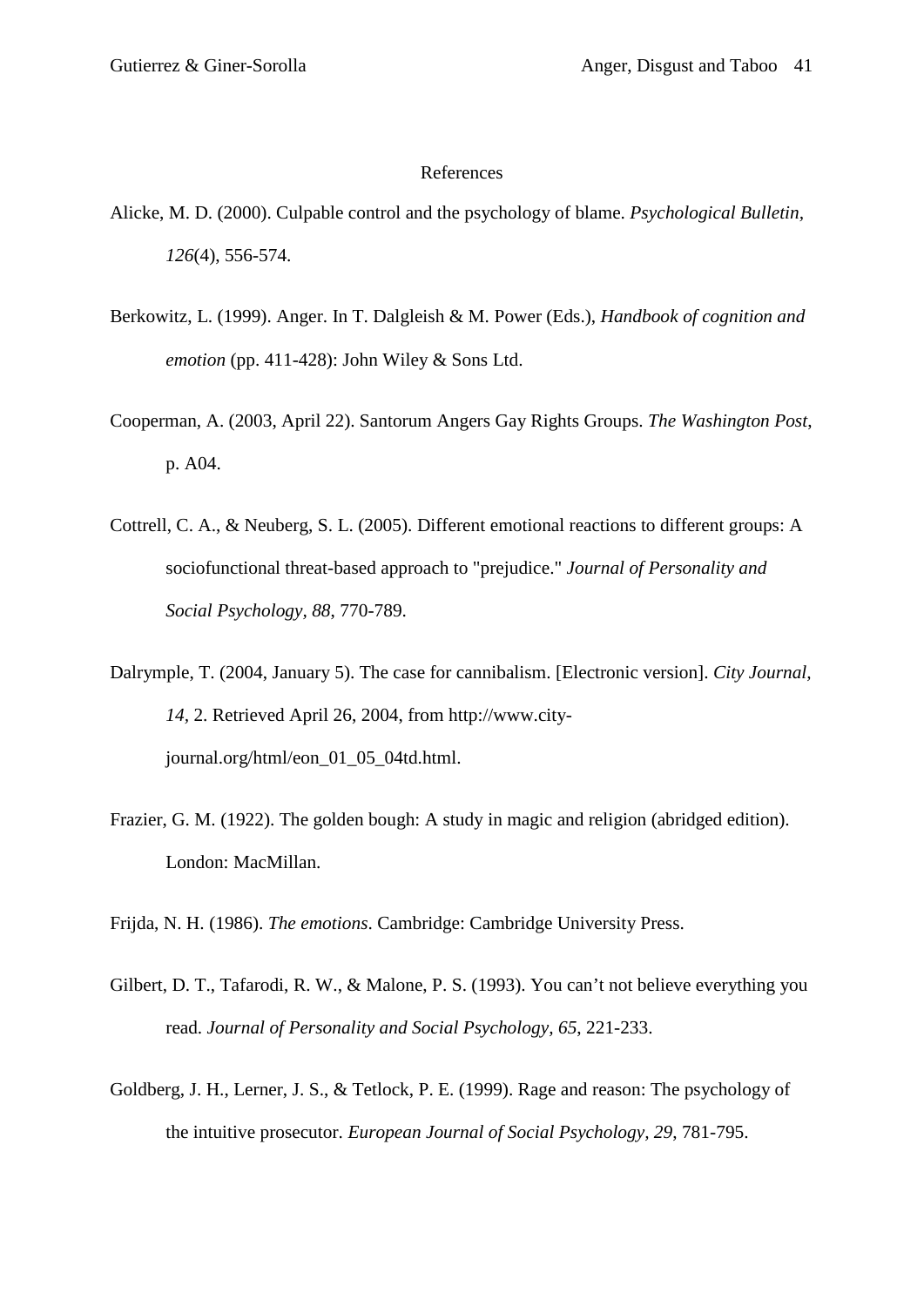## References

Alicke, M. D. (2000). Culpable control and the psychology of blame. *Psychological Bulletin, 126*(4), 556-574.

Berkowitz, L. (1999). Anger. In T. Dalgleish & M. Power (Eds.), *Handbook of cognition and emotion* (pp. 411-428): John Wiley & Sons Ltd.

Cooperman, A. (2003, April 22). Santorum Angers Gay Rights Groups. *The Washington Post*, p. A04.

Cottrell, C. A., & Neuberg, S. L. (2005). Different emotional reactions to different groups: A sociofunctional threat-based approach to "prejudice." *Journal of Personality and Social Psychology, 88*, 770-789.

Dalrymple, T. (2004, January 5). The case for cannibalism. [Electronic version]. *City Journal, 14*, 2. Retrieved April 26, 2004, from http://www.city-journal.org/html/eon_01_05_04td.html.

Frazier, G. M. (1922). The golden bough: A study in magic and religion (abridged edition). London: MacMillan.

Frijda, N. H. (1986). *The emotions*. Cambridge: Cambridge University Press.

Gilbert, D. T., Tafarodi, R. W., & Malone, P. S. (1993). You can't not believe everything you read. *Journal of Personality and Social Psychology, 65*, 221-233.

Goldberg, J. H., Lerner, J. S., & Tetlock, P. E. (1999). Rage and reason: The psychology of the intuitive prosecutor. *European Journal of Social Psychology, 29*, 781-795.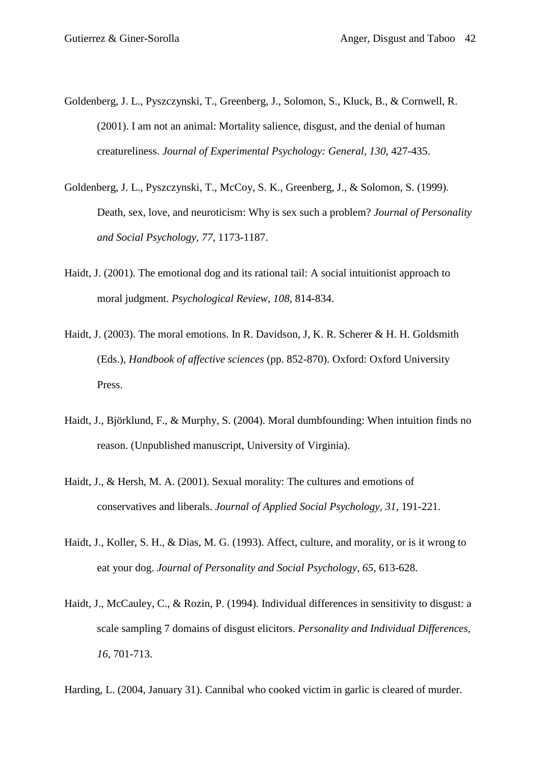Goldenberg, J. L., Pyszczynski, T., Greenberg, J., Solomon, S., Kluck, B., & Cornwell, R. (2001). I am not an animal: Mortality salience, disgust, and the denial of human creatureliness. *Journal of Experimental Psychology: General, 130*, 427-435.

Goldenberg, J. L., Pyszczynski, T., McCoy, S. K., Greenberg, J., & Solomon, S. (1999). Death, sex, love, and neuroticism: Why is sex such a problem? *Journal of Personality and Social Psychology, 77*, 1173-1187.

Haidt, J. (2001). The emotional dog and its rational tail: A social intuitionist approach to moral judgment. *Psychological Review, 108*, 814-834.

Haidt, J. (2003). The moral emotions. In R. Davidson, J, K. R. Scherer & H. H. Goldsmith (Eds.), *Handbook of affective sciences* (pp. 852-870). Oxford: Oxford University Press.

Haidt, J., Björklund, F., & Murphy, S. (2004). Moral dumbfounding: When intuition finds no reason. (Unpublished manuscript, University of Virginia).

Haidt, J., & Hersh, M. A. (2001). Sexual morality: The cultures and emotions of conservatives and liberals. *Journal of Applied Social Psychology, 31*, 191-221.

Haidt, J., Koller, S. H., & Dias, M. G. (1993). Affect, culture, and morality, or is it wrong to eat your dog. *Journal of Personality and Social Psychology, 65*, 613-628.

Haidt, J., McCauley, C., & Rozin, P. (1994). Individual differences in sensitivity to disgust: a scale sampling 7 domains of disgust elicitors. *Personality and Individual Differences, 16*, 701-713.

Harding, L. (2004, January 31). Cannibal who cooked victim in garlic is cleared of murder.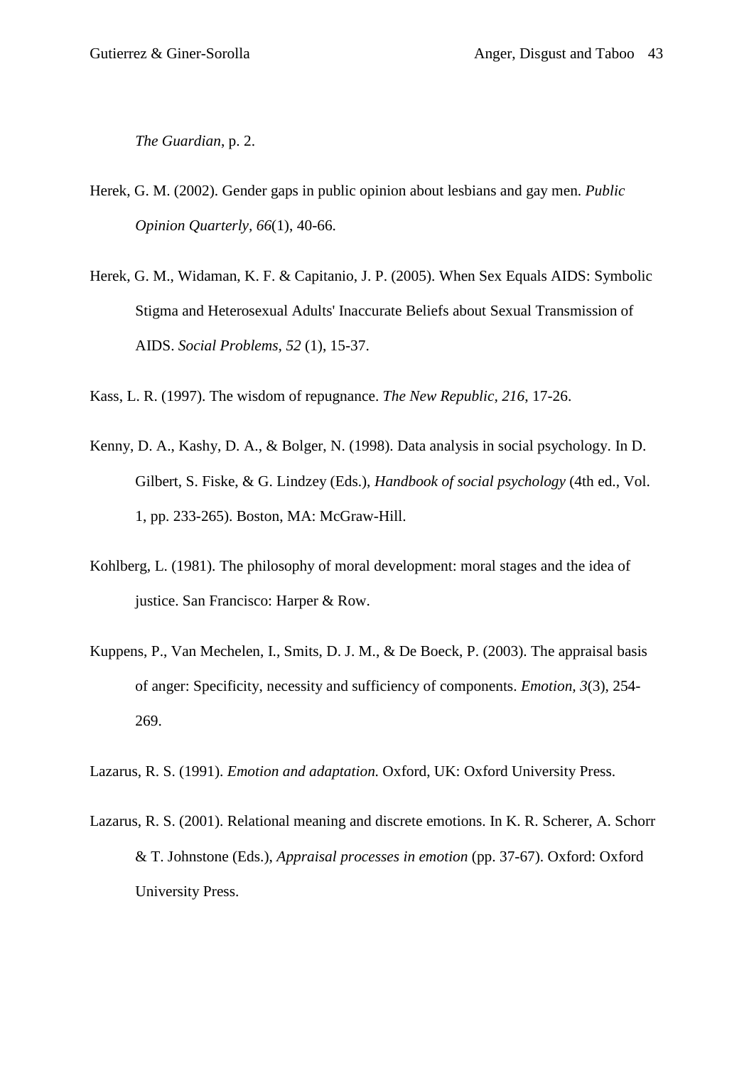*The Guardian*, p. 2.

Herek, G. M. (2002). Gender gaps in public opinion about lesbians and gay men. *Public Opinion Quarterly, 66*(1), 40-66.

Herek, G. M., Widaman, K. F. & Capitanio, J. P. (2005). When Sex Equals AIDS: Symbolic Stigma and Heterosexual Adults' Inaccurate Beliefs about Sexual Transmission of AIDS. *Social Problems, 52* (1), 15-37.

Kass, L. R. (1997). The wisdom of repugnance. *The New Republic, 216*, 17-26.

Kenny, D. A., Kashy, D. A., & Bolger, N. (1998). Data analysis in social psychology. In D. Gilbert, S. Fiske, & G. Lindzey (Eds.), *Handbook of social psychology* (4th ed., Vol. 1, pp. 233-265). Boston, MA: McGraw-Hill.

Kohlberg, L. (1981). The philosophy of moral development: moral stages and the idea of justice. San Francisco: Harper & Row.

Kuppens, P., Van Mechelen, I., Smits, D. J. M., & De Boeck, P. (2003). The appraisal basis of anger: Specificity, necessity and sufficiency of components. *Emotion, 3*(3), 254-269.

Lazarus, R. S. (1991). *Emotion and adaptation.* Oxford, UK: Oxford University Press.

Lazarus, R. S. (2001). Relational meaning and discrete emotions. In K. R. Scherer, A. Schorr & T. Johnstone (Eds.), *Appraisal processes in emotion* (pp. 37-67). Oxford: Oxford University Press.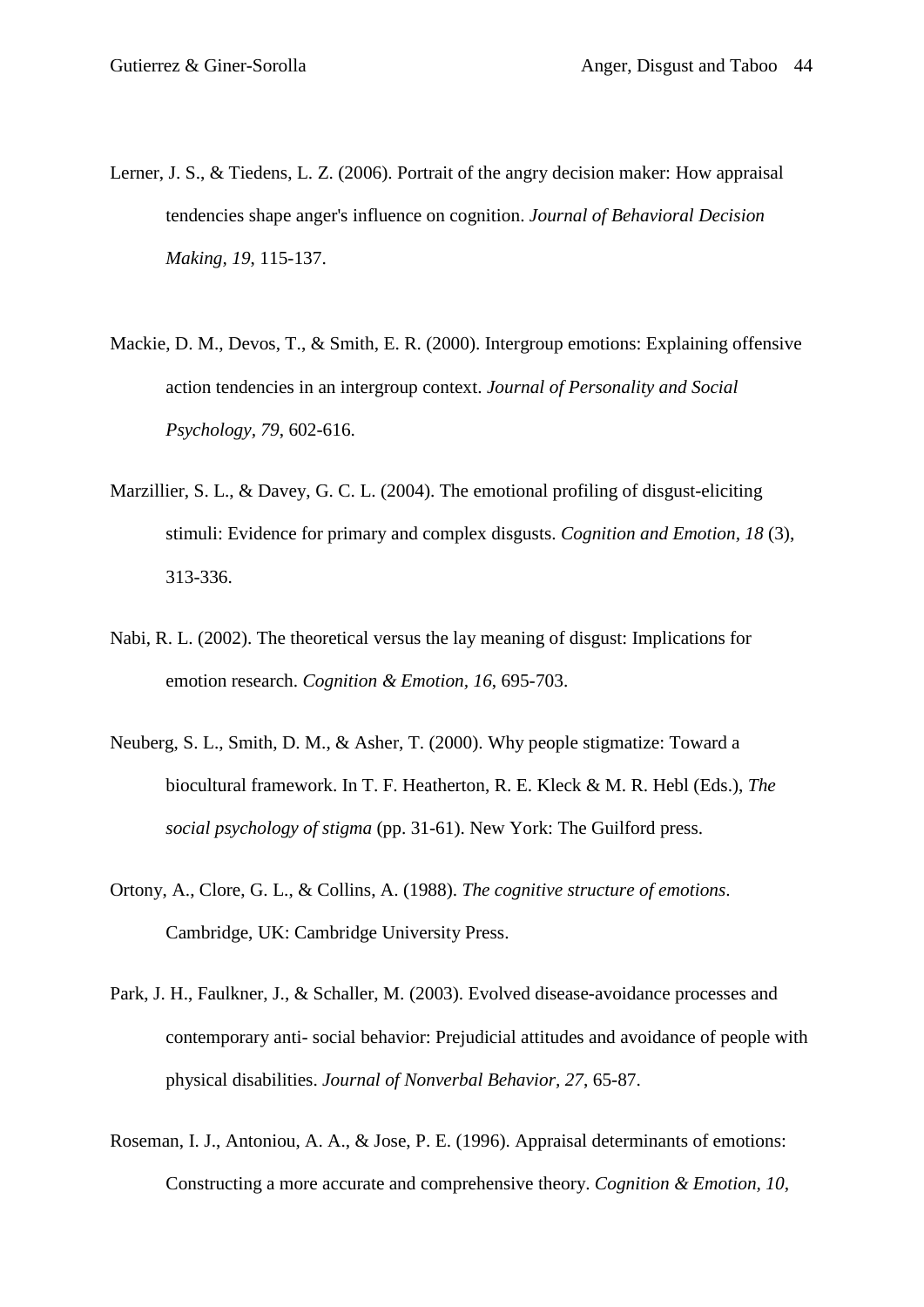Lerner, J. S., & Tiedens, L. Z. (2006). Portrait of the angry decision maker: How appraisal tendencies shape anger's influence on cognition. *Journal of Behavioral Decision Making*, *19*, 115-137.

Mackie, D. M., Devos, T., & Smith, E. R. (2000). Intergroup emotions: Explaining offensive action tendencies in an intergroup context. *Journal of Personality and Social Psychology, 79*, 602-616.

Marzillier, S. L., & Davey, G. C. L. (2004). The emotional profiling of disgust-eliciting stimuli: Evidence for primary and complex disgusts. *Cognition and Emotion, 18* (3), 313-336.

Nabi, R. L. (2002). The theoretical versus the lay meaning of disgust: Implications for emotion research. *Cognition & Emotion*, *16*, 695-703.

Neuberg, S. L., Smith, D. M., & Asher, T. (2000). Why people stigmatize: Toward a biocultural framework. In T. F. Heatherton, R. E. Kleck & M. R. Hebl (Eds.), *The social psychology of stigma* (pp. 31-61). New York: The Guilford press.

Ortony, A., Clore, G. L., & Collins, A. (1988). *The cognitive structure of emotions*. Cambridge, UK: Cambridge University Press.

Park, J. H., Faulkner, J., & Schaller, M. (2003). Evolved disease-avoidance processes and contemporary anti- social behavior: Prejudicial attitudes and avoidance of people with physical disabilities. *Journal of Nonverbal Behavior, 27*, 65-87.

Roseman, I. J., Antoniou, A. A., & Jose, P. E. (1996). Appraisal determinants of emotions: Constructing a more accurate and comprehensive theory. *Cognition & Emotion, 10*,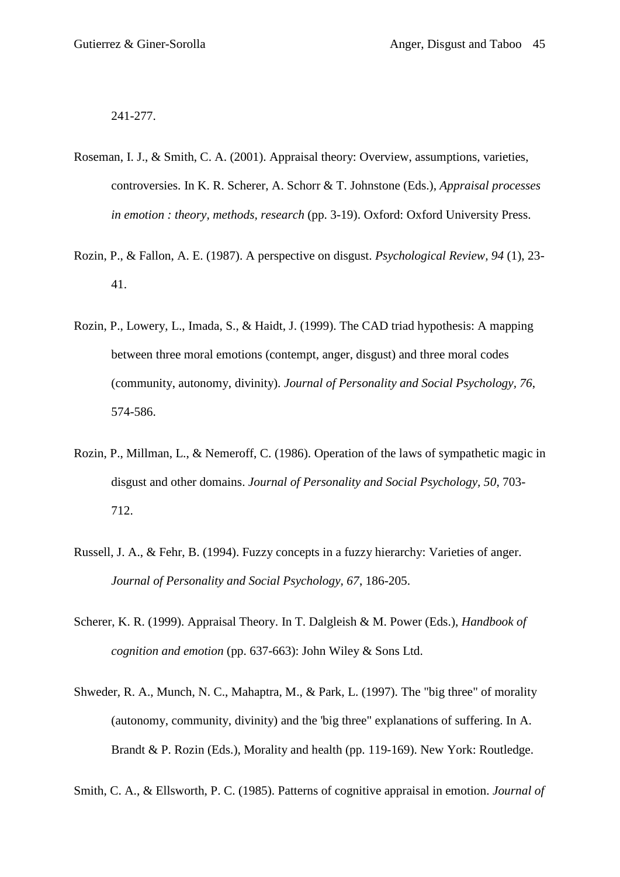241-277.

Roseman, I. J., & Smith, C. A. (2001). Appraisal theory: Overview, assumptions, varieties, controversies. In K. R. Scherer, A. Schorr & T. Johnstone (Eds.), *Appraisal processes in emotion : theory, methods, research* (pp. 3-19). Oxford: Oxford University Press.

Rozin, P., & Fallon, A. E. (1987). A perspective on disgust. *Psychological Review, 94* (1), 23-41.

Rozin, P., Lowery, L., Imada, S., & Haidt, J. (1999). The CAD triad hypothesis: A mapping between three moral emotions (contempt, anger, disgust) and three moral codes (community, autonomy, divinity). *Journal of Personality and Social Psychology, 76*, 574-586.

Rozin, P., Millman, L., & Nemeroff, C. (1986). Operation of the laws of sympathetic magic in disgust and other domains. *Journal of Personality and Social Psychology, 50*, 703-712.

Russell, J. A., & Fehr, B. (1994). Fuzzy concepts in a fuzzy hierarchy: Varieties of anger. *Journal of Personality and Social Psychology, 67*, 186-205.

Scherer, K. R. (1999). Appraisal Theory. In T. Dalgleish & M. Power (Eds.), *Handbook of cognition and emotion* (pp. 637-663): John Wiley & Sons Ltd.

Shweder, R. A., Munch, N. C., Mahaptra, M., & Park, L. (1997). The "big three" of morality (autonomy, community, divinity) and the 'big three" explanations of suffering. In A. Brandt & P. Rozin (Eds.), Morality and health (pp. 119-169). New York: Routledge.

Smith, C. A., & Ellsworth, P. C. (1985). Patterns of cognitive appraisal in emotion. *Journal of*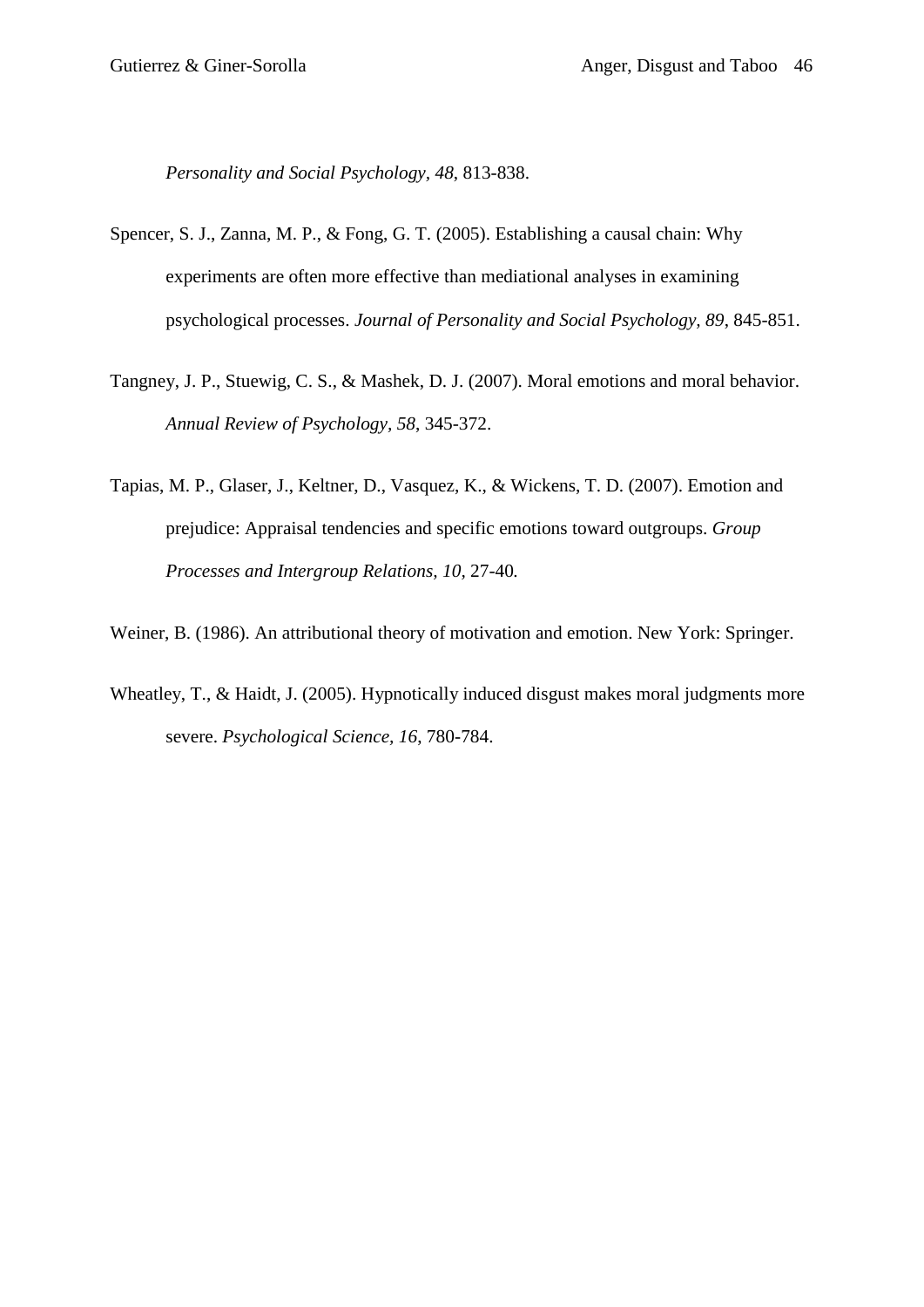*Personality and Social Psychology, 48*, 813-838.

Spencer, S. J., Zanna, M. P., & Fong, G. T. (2005). Establishing a causal chain: Why experiments are often more effective than mediational analyses in examining psychological processes. *Journal of Personality and Social Psychology, 89*, 845-851.

Tangney, J. P., Stuewig, C. S., & Mashek, D. J. (2007). Moral emotions and moral behavior. *Annual Review of Psychology, 58*, 345-372.

Tapias, M. P., Glaser, J., Keltner, D., Vasquez, K., & Wickens, T. D. (2007). Emotion and prejudice: Appraisal tendencies and specific emotions toward outgroups. *Group Processes and Intergroup Relations, 10,* 27-40*.*

Weiner, B. (1986). An attributional theory of motivation and emotion. New York: Springer.

Wheatley, T., & Haidt, J. (2005). Hypnotically induced disgust makes moral judgments more severe. *Psychological Science, 16*, 780-784.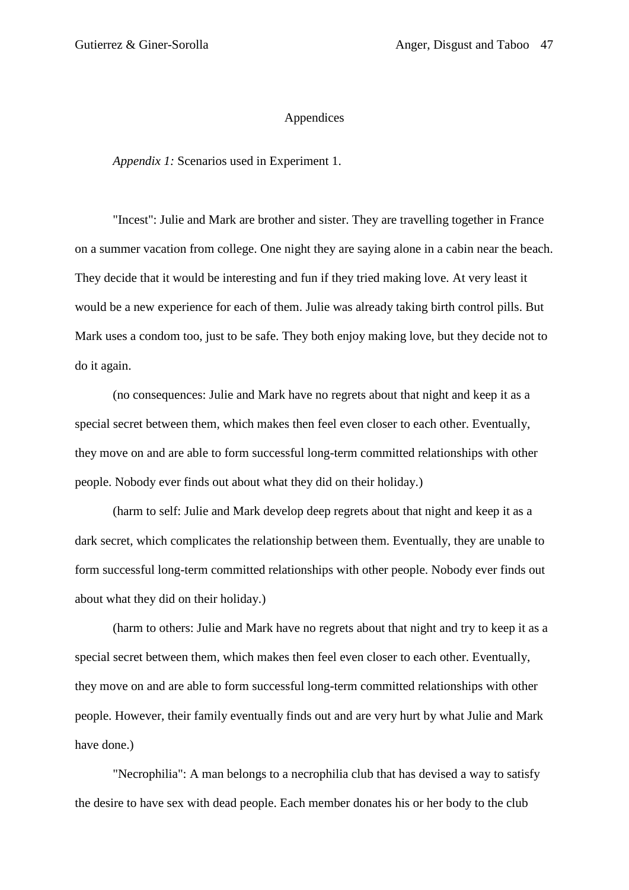Appendices

*Appendix 1:* Scenarios used in Experiment 1.

"Incest": Julie and Mark are brother and sister. They are travelling together in France on a summer vacation from college. One night they are saying alone in a cabin near the beach. They decide that it would be interesting and fun if they tried making love. At very least it would be a new experience for each of them. Julie was already taking birth control pills. But Mark uses a condom too, just to be safe. They both enjoy making love, but they decide not to do it again.

(no consequences: Julie and Mark have no regrets about that night and keep it as a special secret between them, which makes then feel even closer to each other. Eventually, they move on and are able to form successful long-term committed relationships with other people. Nobody ever finds out about what they did on their holiday.)

(harm to self: Julie and Mark develop deep regrets about that night and keep it as a dark secret, which complicates the relationship between them. Eventually, they are unable to form successful long-term committed relationships with other people. Nobody ever finds out about what they did on their holiday.)

(harm to others: Julie and Mark have no regrets about that night and try to keep it as a special secret between them, which makes then feel even closer to each other. Eventually, they move on and are able to form successful long-term committed relationships with other people. However, their family eventually finds out and are very hurt by what Julie and Mark have done.)

"Necrophilia": A man belongs to a necrophilia club that has devised a way to satisfy the desire to have sex with dead people. Each member donates his or her body to the club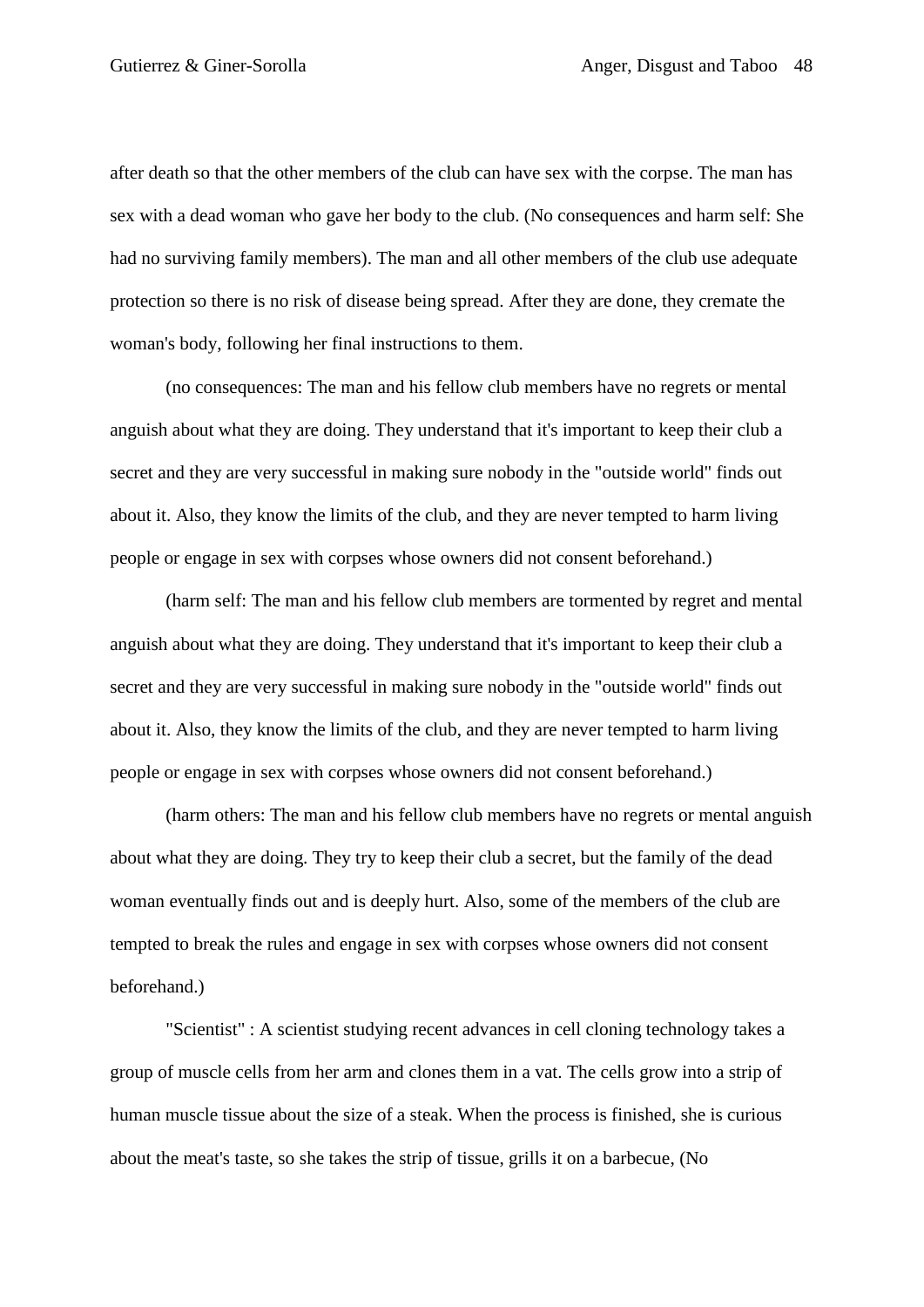after death so that the other members of the club can have sex with the corpse. The man has sex with a dead woman who gave her body to the club. (No consequences and harm self: She had no surviving family members). The man and all other members of the club use adequate protection so there is no risk of disease being spread. After they are done, they cremate the woman's body, following her final instructions to them.

(no consequences: The man and his fellow club members have no regrets or mental anguish about what they are doing. They understand that it's important to keep their club a secret and they are very successful in making sure nobody in the "outside world" finds out about it. Also, they know the limits of the club, and they are never tempted to harm living people or engage in sex with corpses whose owners did not consent beforehand.)

(harm self: The man and his fellow club members are tormented by regret and mental anguish about what they are doing. They understand that it's important to keep their club a secret and they are very successful in making sure nobody in the "outside world" finds out about it. Also, they know the limits of the club, and they are never tempted to harm living people or engage in sex with corpses whose owners did not consent beforehand.)

(harm others: The man and his fellow club members have no regrets or mental anguish about what they are doing. They try to keep their club a secret, but the family of the dead woman eventually finds out and is deeply hurt. Also, some of the members of the club are tempted to break the rules and engage in sex with corpses whose owners did not consent beforehand.)

"Scientist" : A scientist studying recent advances in cell cloning technology takes a group of muscle cells from her arm and clones them in a vat. The cells grow into a strip of human muscle tissue about the size of a steak. When the process is finished, she is curious about the meat's taste, so she takes the strip of tissue, grills it on a barbecue, (No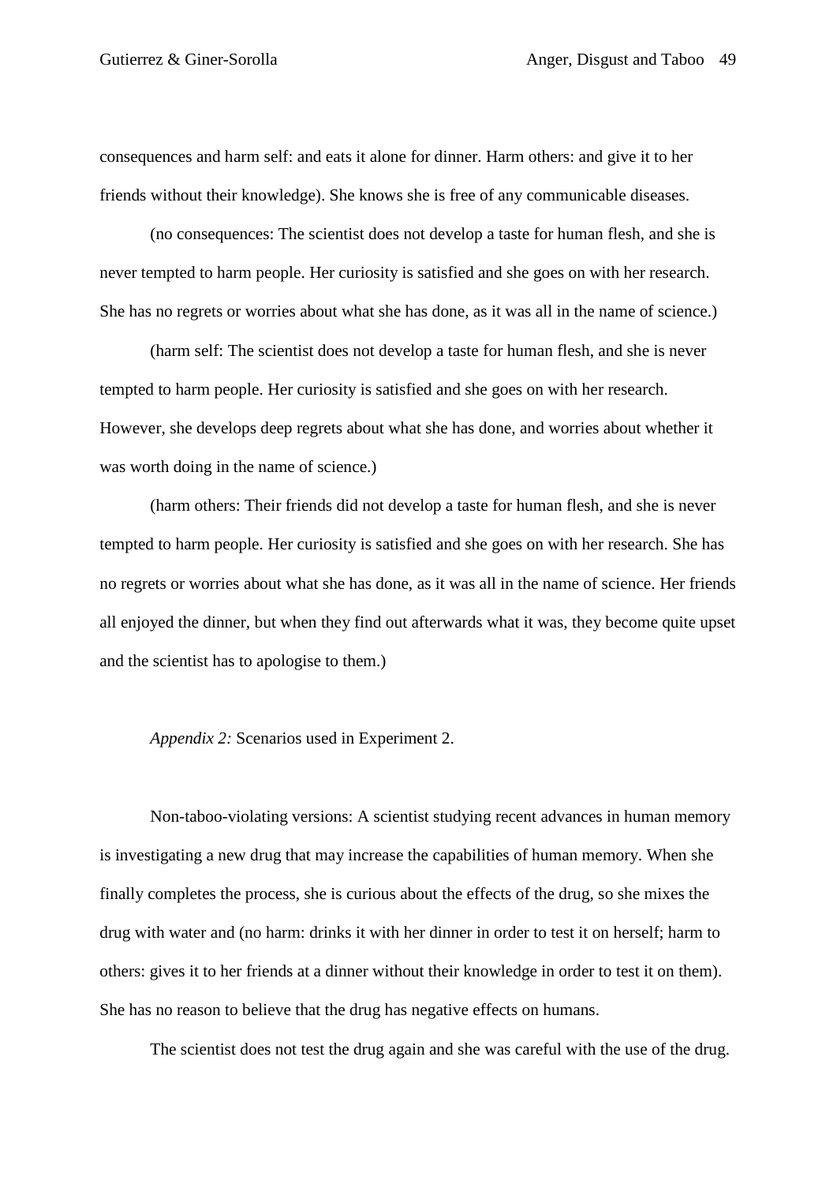consequences and harm self: and eats it alone for dinner. Harm others: and give it to her friends without their knowledge). She knows she is free of any communicable diseases.

(no consequences: The scientist does not develop a taste for human flesh, and she is never tempted to harm people. Her curiosity is satisfied and she goes on with her research. She has no regrets or worries about what she has done, as it was all in the name of science.)

(harm self: The scientist does not develop a taste for human flesh, and she is never tempted to harm people. Her curiosity is satisfied and she goes on with her research. However, she develops deep regrets about what she has done, and worries about whether it was worth doing in the name of science.)

(harm others: Their friends did not develop a taste for human flesh, and she is never tempted to harm people. Her curiosity is satisfied and she goes on with her research. She has no regrets or worries about what she has done, as it was all in the name of science. Her friends all enjoyed the dinner, but when they find out afterwards what it was, they become quite upset and the scientist has to apologise to them.)

*Appendix 2:* Scenarios used in Experiment 2.

Non-taboo-violating versions: A scientist studying recent advances in human memory is investigating a new drug that may increase the capabilities of human memory. When she finally completes the process, she is curious about the effects of the drug, so she mixes the drug with water and (no harm: drinks it with her dinner in order to test it on herself; harm to others: gives it to her friends at a dinner without their knowledge in order to test it on them). She has no reason to believe that the drug has negative effects on humans.

The scientist does not test the drug again and she was careful with the use of the drug.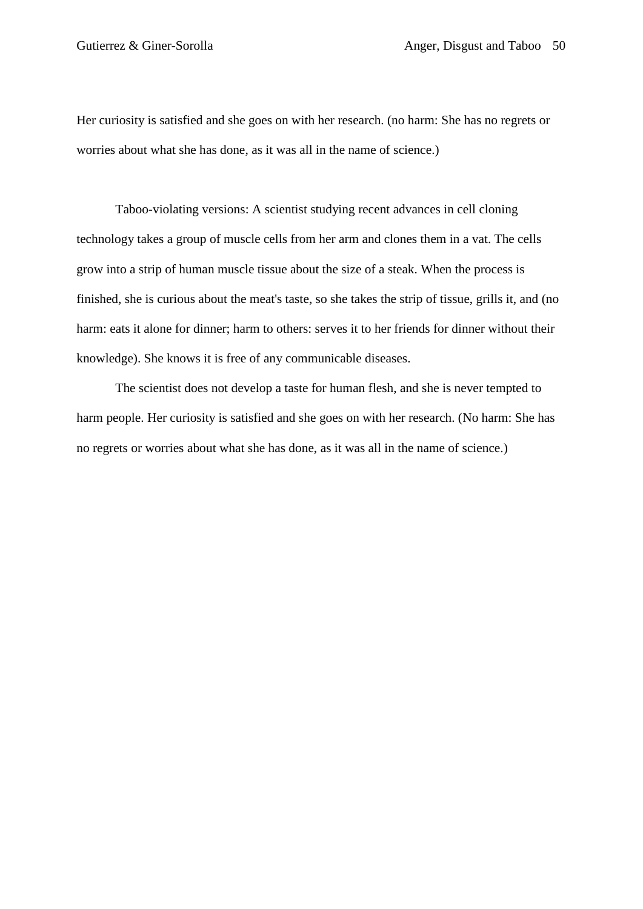Her curiosity is satisfied and she goes on with her research. (no harm: She has no regrets or worries about what she has done, as it was all in the name of science.)

Taboo-violating versions: A scientist studying recent advances in cell cloning technology takes a group of muscle cells from her arm and clones them in a vat. The cells grow into a strip of human muscle tissue about the size of a steak. When the process is finished, she is curious about the meat's taste, so she takes the strip of tissue, grills it, and (no harm: eats it alone for dinner; harm to others: serves it to her friends for dinner without their knowledge). She knows it is free of any communicable diseases.

The scientist does not develop a taste for human flesh, and she is never tempted to harm people. Her curiosity is satisfied and she goes on with her research. (No harm: She has no regrets or worries about what she has done, as it was all in the name of science.)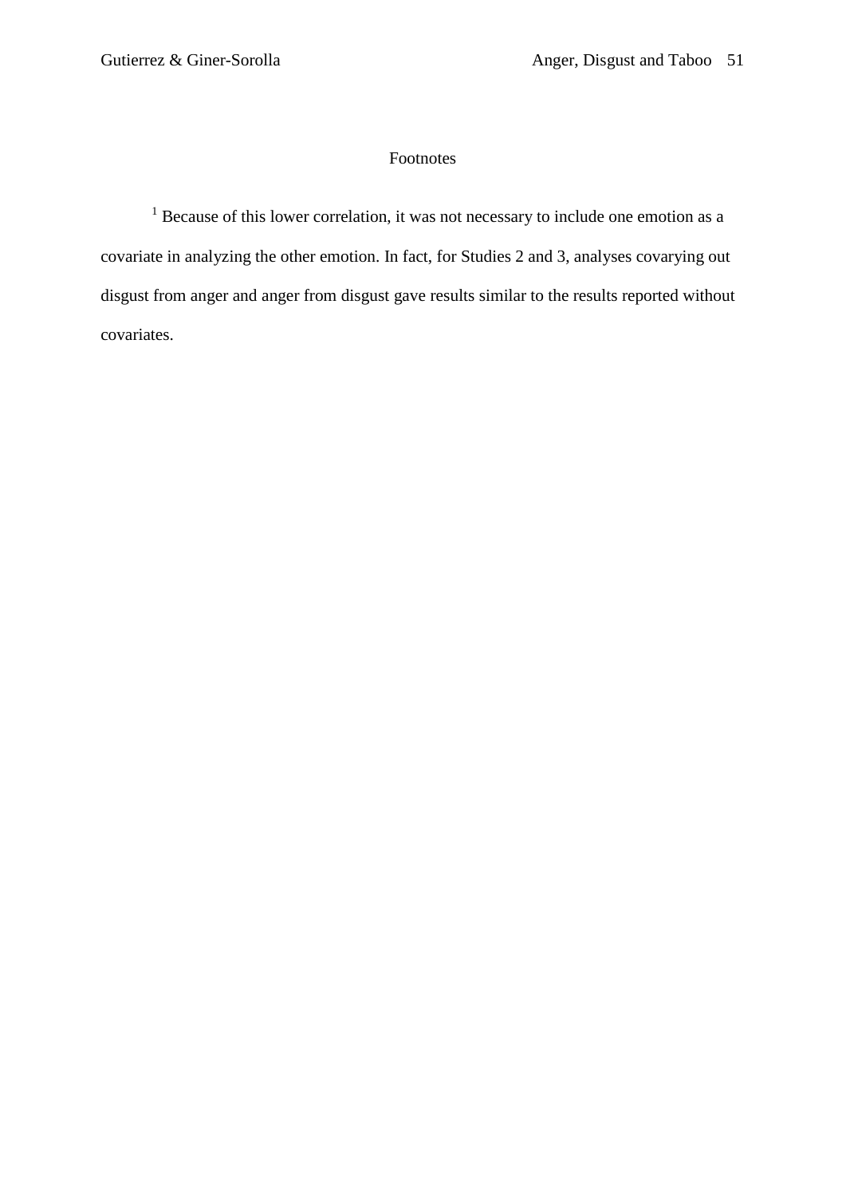# Footnotes

[1] Because of this lower correlation, it was not necessary to include one emotion as a covariate in analyzing the other emotion. In fact, for Studies 2 and 3, analyses covarying out disgust from anger and anger from disgust gave results similar to the results reported without covariates.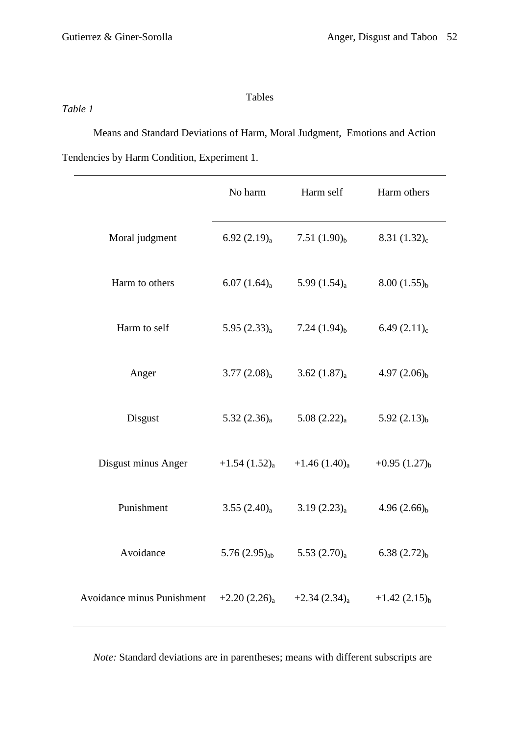Tables

*Table 1*

Means and Standard Deviations of Harm, Moral Judgment, Emotions and Action Tendencies by Harm Condition, Experiment 1.

| | No harm | Harm self | Harm others |
|---|---|---|---|
| Moral judgment | 6.92 (2.19)$_a$ | 7.51 (1.90)$_b$ | 8.31 (1.32)$_c$ |
| Harm to others | 6.07 (1.64)$_a$ | 5.99 (1.54)$_a$ | 8.00 (1.55)$_b$ |
| Harm to self | 5.95 (2.33)$_a$ | 7.24 (1.94)$_b$ | 6.49 (2.11)$_c$ |
| Anger | 3.77 (2.08)$_a$ | 3.62 (1.87)$_a$ | 4.97 (2.06)$_b$ |
| Disgust | 5.32 (2.36)$_a$ | 5.08 (2.22)$_a$ | 5.92 (2.13)$_b$ |
| Disgust minus Anger | +1.54 (1.52)$_a$ | +1.46 (1.40)$_a$ | +0.95 (1.27)$_b$ |
| Punishment | 3.55 (2.40)$_a$ | 3.19 (2.23)$_a$ | 4.96 (2.66)$_b$ |
| Avoidance | 5.76 (2.95)$_{ab}$ | 5.53 (2.70)$_a$ | 6.38 (2.72)$_b$ |
| Avoidance minus Punishment | +2.20 (2.26)$_a$ | +2.34 (2.34)$_a$ | +1.42 (2.15)$_b$ |

*Note:* Standard deviations are in parentheses; means with different subscripts are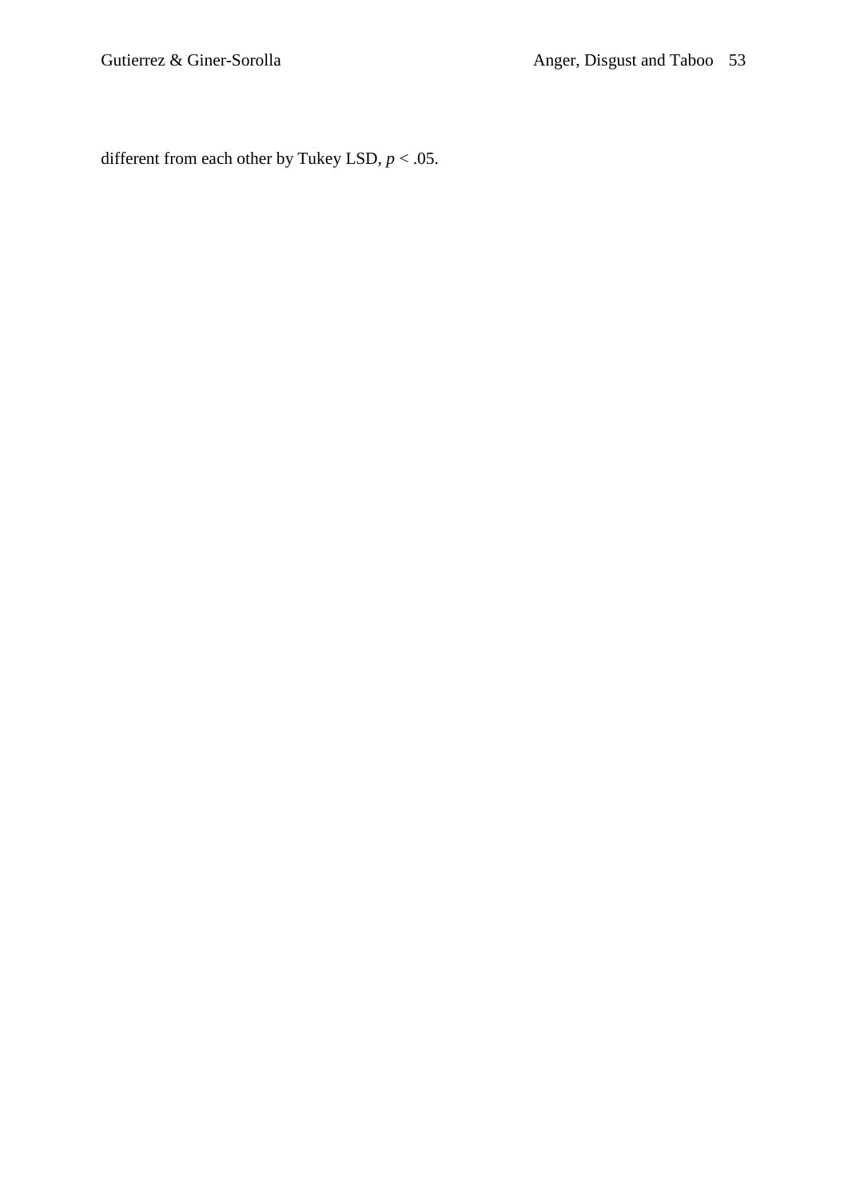different from each other by Tukey LSD, $p < .05$.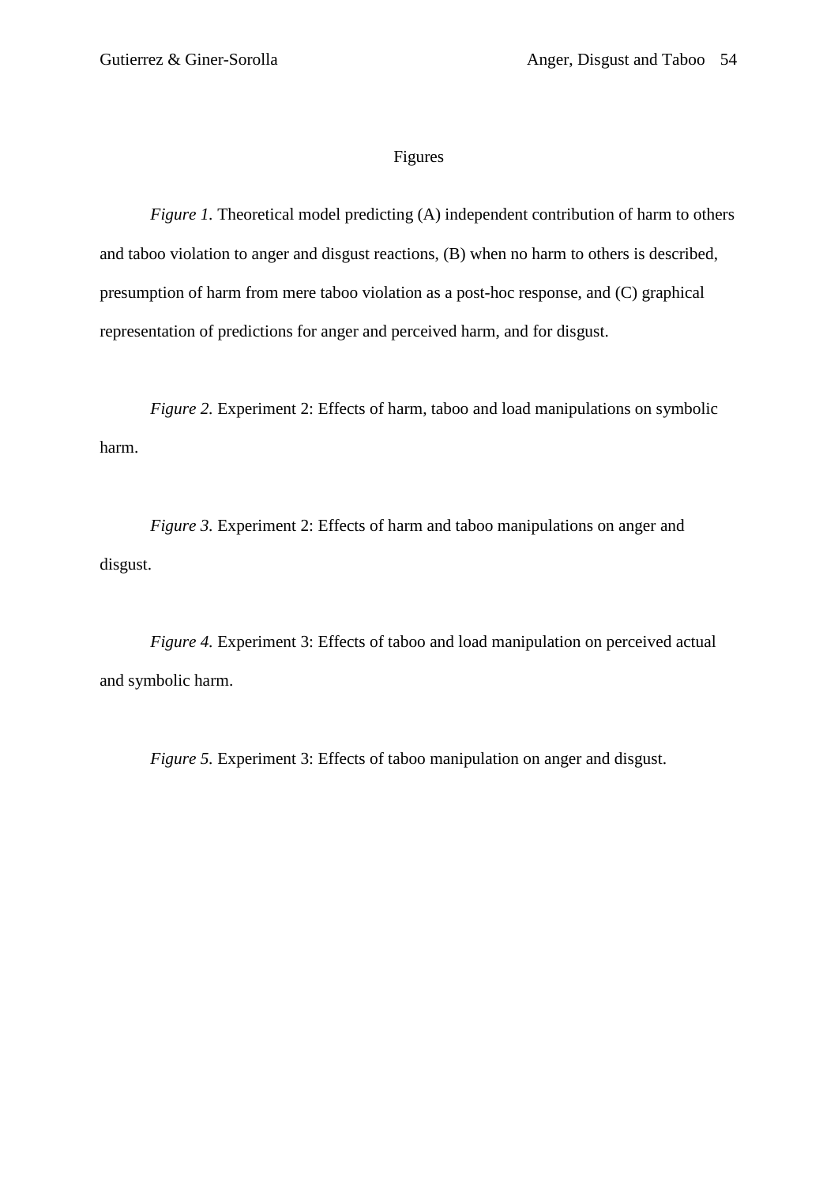# Figures

*Figure 1.* Theoretical model predicting (A) independent contribution of harm to others and taboo violation to anger and disgust reactions, (B) when no harm to others is described, presumption of harm from mere taboo violation as a post-hoc response, and (C) graphical representation of predictions for anger and perceived harm, and for disgust.

*Figure 2.* Experiment 2: Effects of harm, taboo and load manipulations on symbolic harm.

*Figure 3.* Experiment 2: Effects of harm and taboo manipulations on anger and disgust.

*Figure 4.* Experiment 3: Effects of taboo and load manipulation on perceived actual and symbolic harm.

*Figure 5.* Experiment 3: Effects of taboo manipulation on anger and disgust.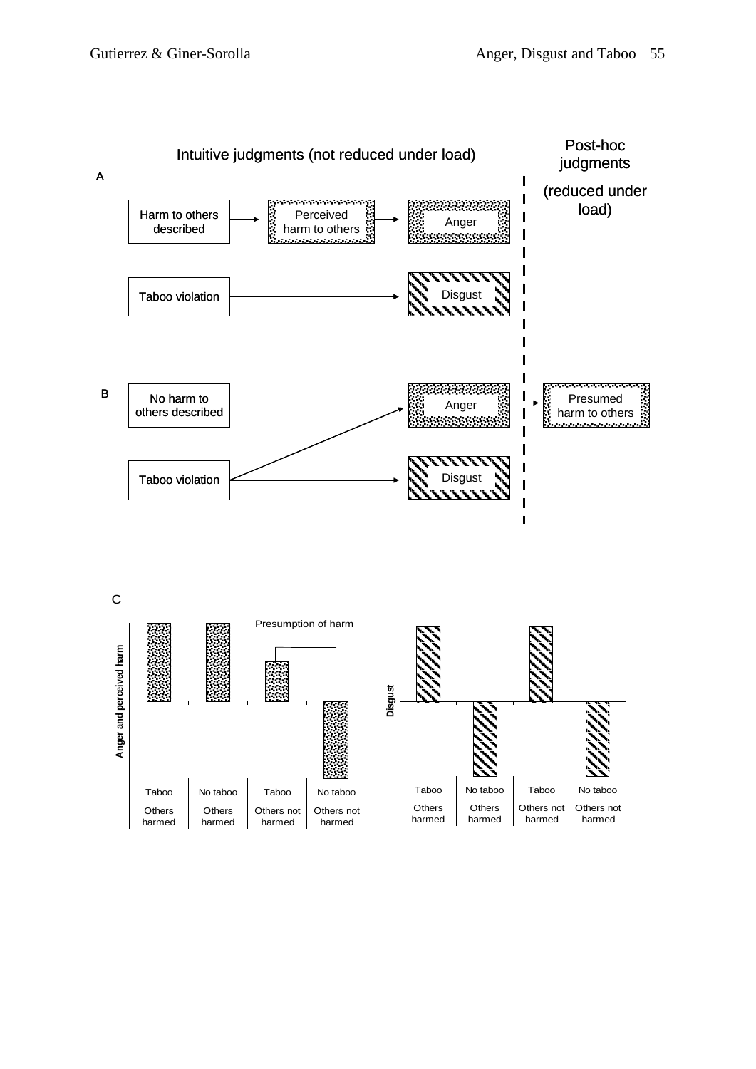Intuitive judgments (not reduced under load)

Post-hoc judgments

(reduced under load)

A

Harm to others described → Perceived harm to others → Anger

Taboo violation → Disgust

B

No harm to others described

Taboo violation → Anger → Presumed harm to others

Taboo violation → Disgust

C

Anger and perceived harm

Presumption of harm

| Taboo | No taboo | Taboo | No taboo |
|---|---|---|---|
| Others harmed | Others harmed | Others not harmed | Others not harmed |

Disgust

| Taboo | No taboo | Taboo | No taboo |
|---|---|---|---|
| Others harmed | Others harmed | Others not harmed | Others not harmed |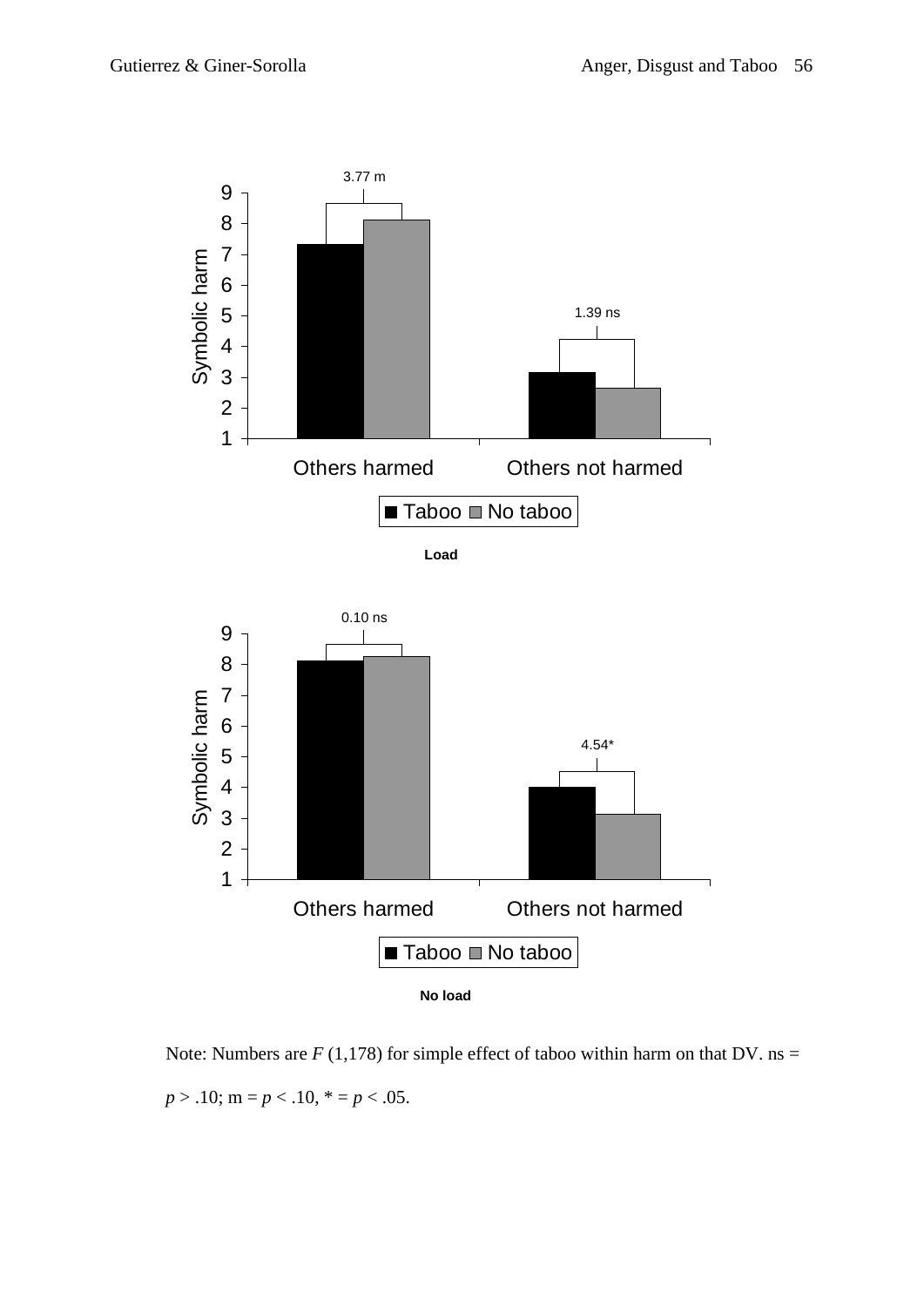Load

No load

Note: Numbers are $F$ (1,178) for simple effect of taboo within harm on that DV. ns = $p > .10$; m = $p < .10$, * = $p < .05$.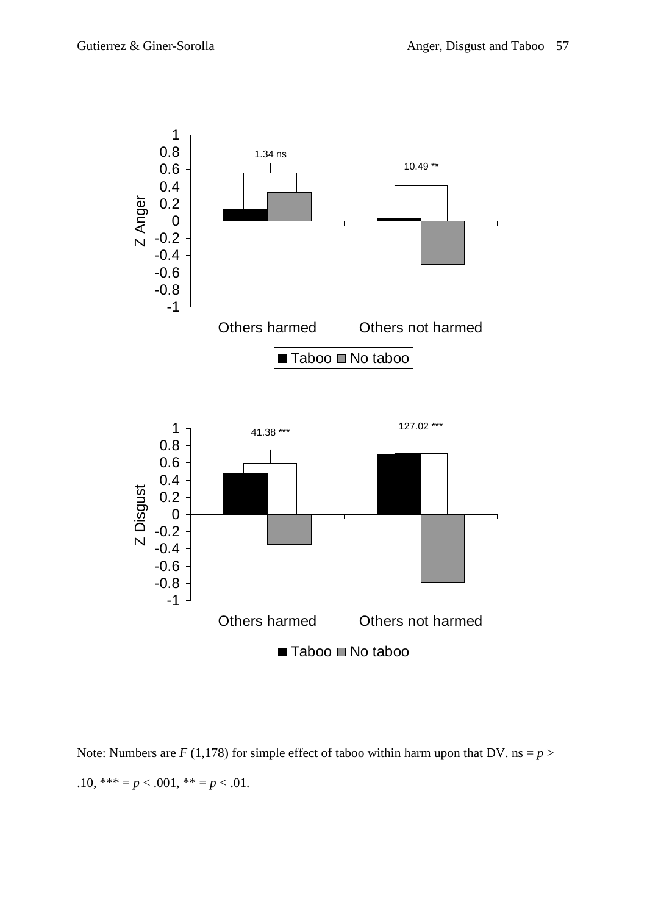Note: Numbers are $F$ (1,178) for simple effect of taboo within harm upon that DV. ns = $p >$ .10, *** = $p < .001$, ** = $p < .01$.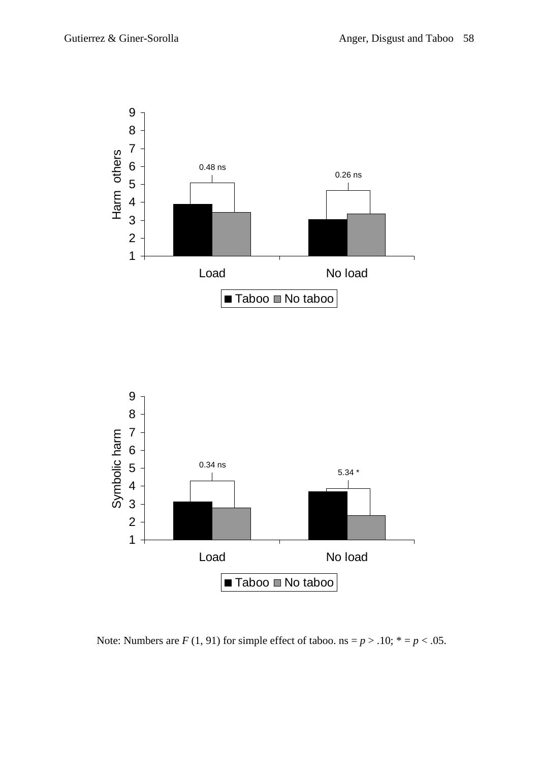Note: Numbers are $F$ (1, 91) for simple effect of taboo. ns = $p$ > .10; * = $p$ < .05.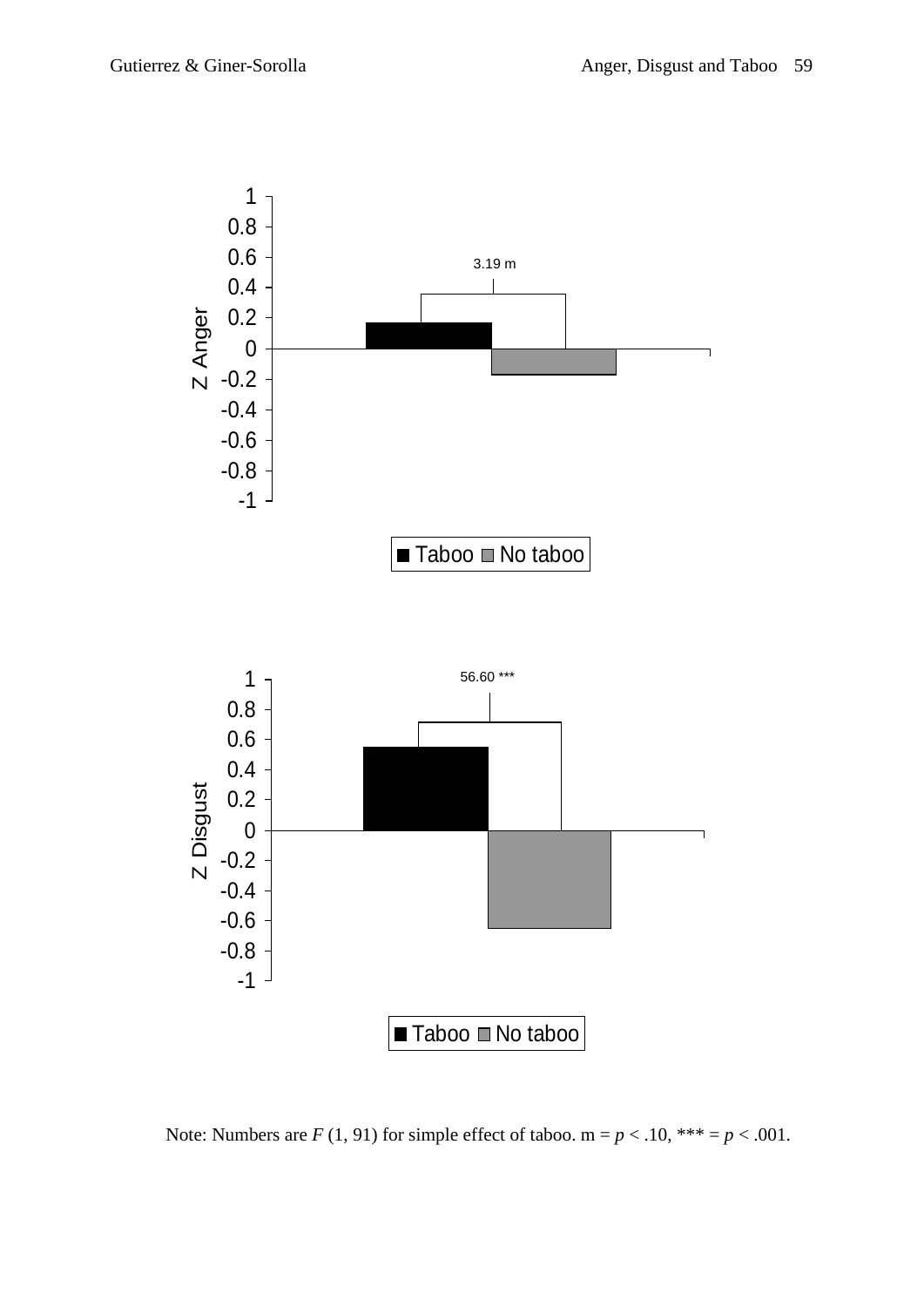1
0.8
0.6
0.4
0.2
0
-0.2
-0.4
-0.6
-0.8
-1

Z Anger

3.19 m

Taboo No taboo

1
0.8
0.6
0.4
0.2
0
-0.2
-0.4
-0.6
-0.8
-1

Z Disgust

56.60 ***

Taboo No taboo

Note: Numbers are $F$ (1, 91) for simple effect of taboo. m = $p < .10$, *** = $p < .001$.